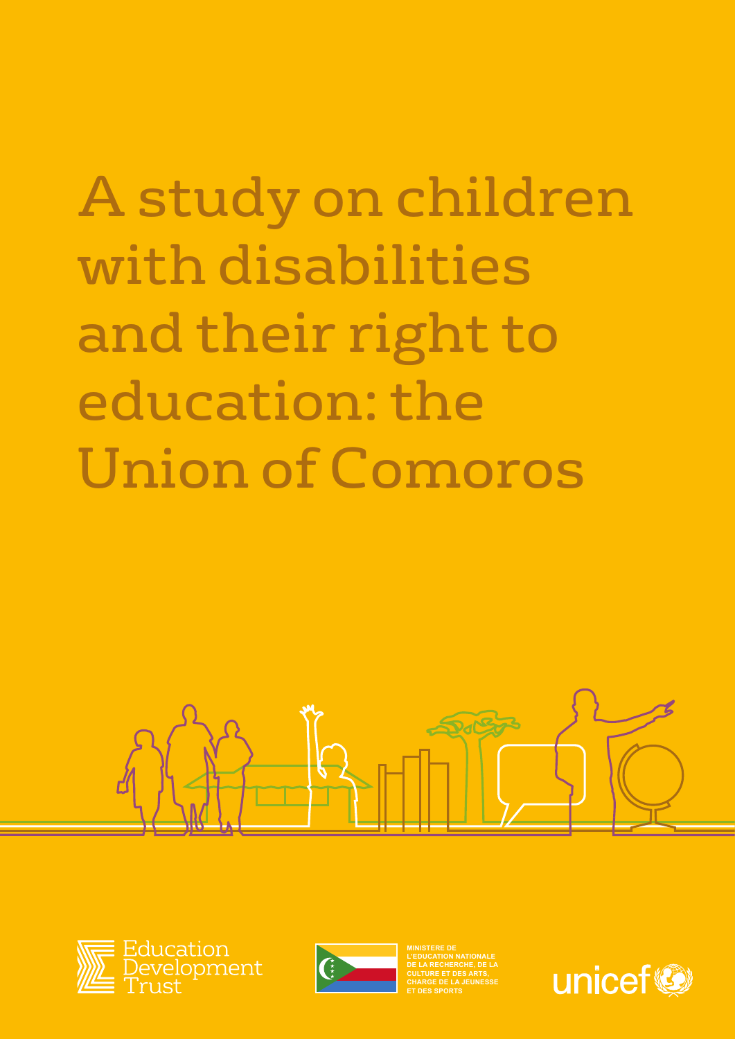# A study on children with disabilities and their right to education: the Union of Comoros

Education Development Trust

MINISTERE DE L'EDUCATION NATIONALE DE LA RECHERCHE, DE LA CULTURE ET DES ARTS, CHARGE DE LA JEUNESSE ET DES SPORTS

unicef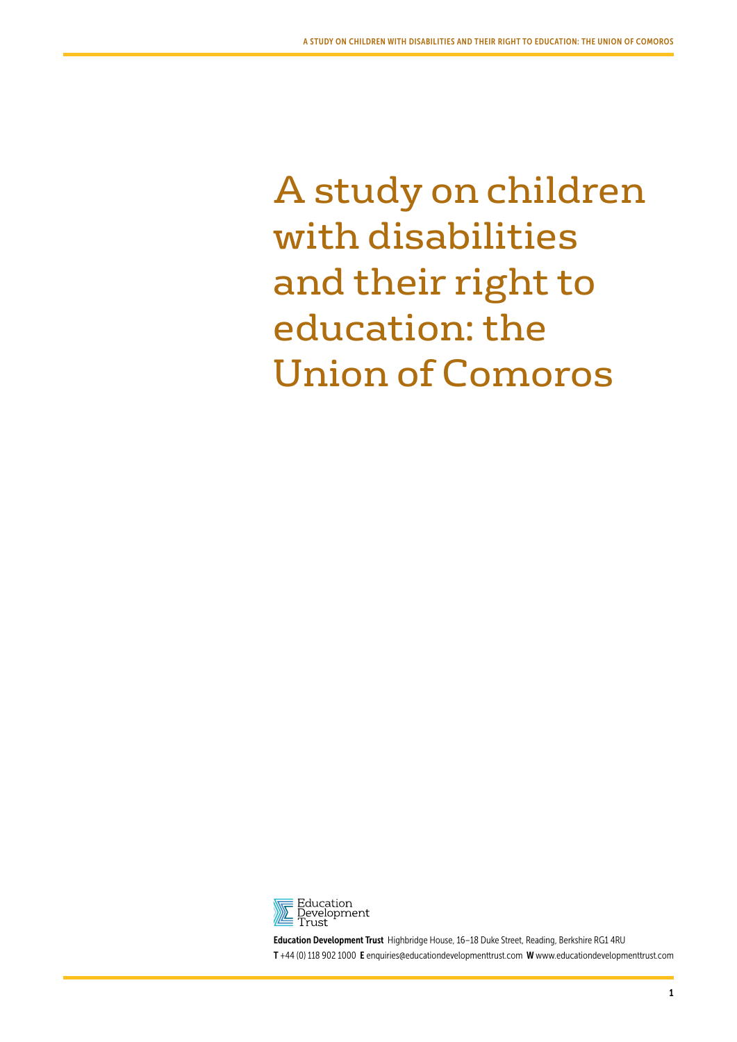# A study on children with disabilities and their right to education: the Union of Comoros

**Education Development Trust** Highbridge House, 16–18 Duke Street, Reading, Berkshire RG1 4RU

**T** +44 (0) 118 902 1000 **E** enquiries@educationdevelopmenttrust.com **W** www.educationdevelopmenttrust.com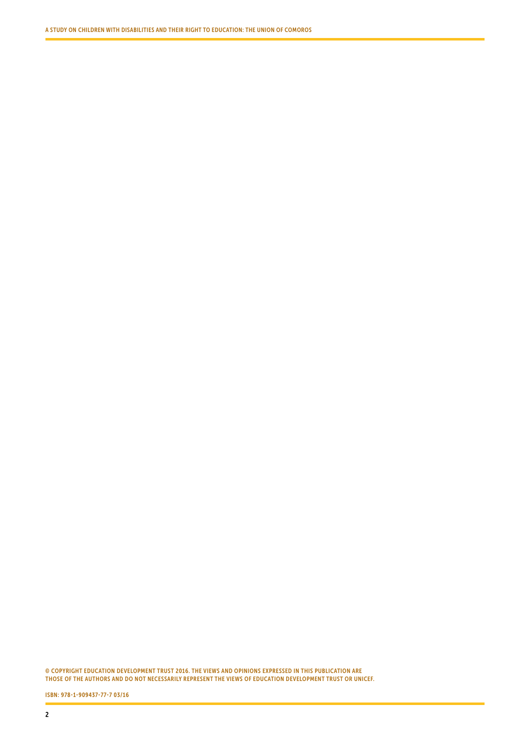© COPYRIGHT EDUCATION DEVELOPMENT TRUST 2016. THE VIEWS AND OPINIONS EXPRESSED IN THIS PUBLICATION ARE THOSE OF THE AUTHORS AND DO NOT NECESSARILY REPRESENT THE VIEWS OF EDUCATION DEVELOPMENT TRUST OR UNICEF.

ISBN: 978-1-909437-77-7 03/16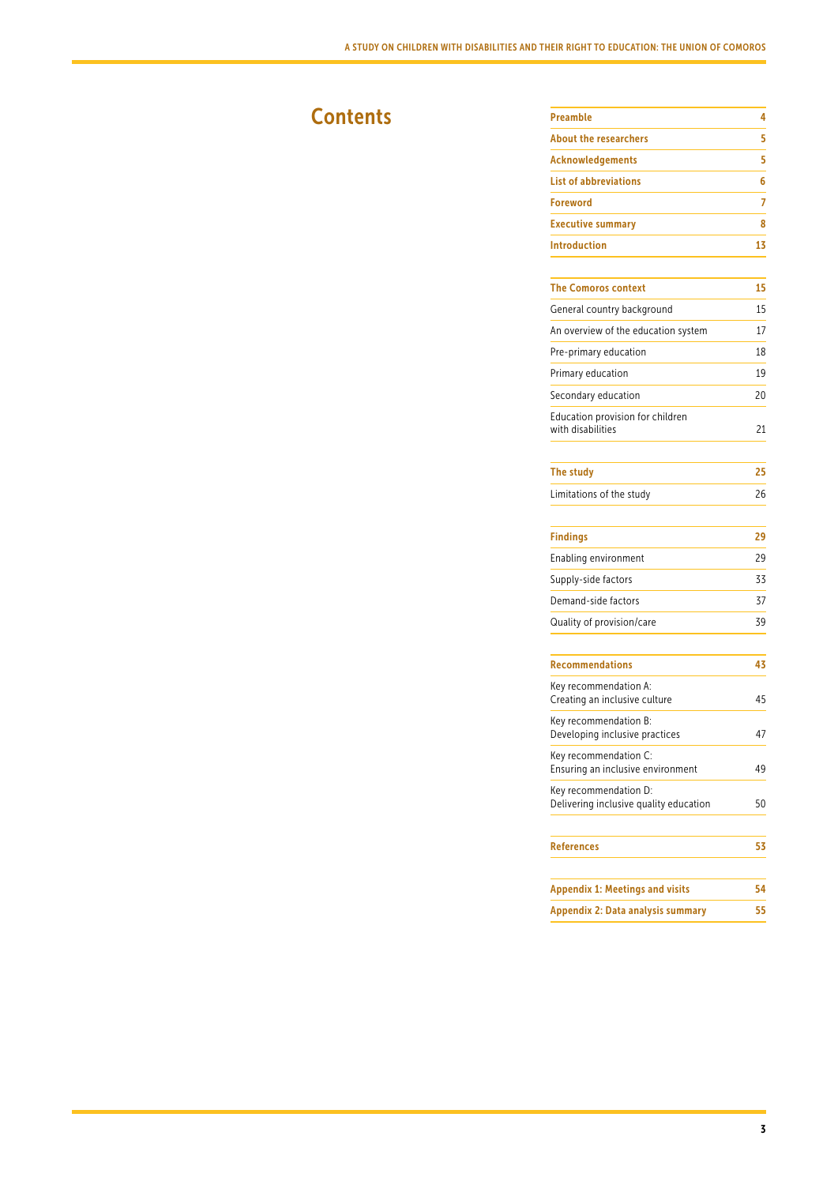# Contents

| | |
|---|---|
| **Preamble** | **4** |
| **About the researchers** | **5** |
| **Acknowledgements** | **5** |
| **List of abbreviations** | **6** |
| **Foreword** | **7** |
| **Executive summary** | **8** |
| **Introduction** | **13** |
| **The Comoros context** | **15** |
| General country background | 15 |
| An overview of the education system | 17 |
| Pre-primary education | 18 |
| Primary education | 19 |
| Secondary education | 20 |
| Education provision for children with disabilities | 21 |
| **The study** | **25** |
| Limitations of the study | 26 |
| **Findings** | **29** |
| Enabling environment | 29 |
| Supply-side factors | 33 |
| Demand-side factors | 37 |
| Quality of provision/care | 39 |
| **Recommendations** | **43** |
| Key recommendation A: Creating an inclusive culture | 45 |
| Key recommendation B: Developing inclusive practices | 47 |
| Key recommendation C: Ensuring an inclusive environment | 49 |
| Key recommendation D: Delivering inclusive quality education | 50 |
| **References** | **53** |
| **Appendix 1: Meetings and visits** | **54** |
| **Appendix 2: Data analysis summary** | **55** |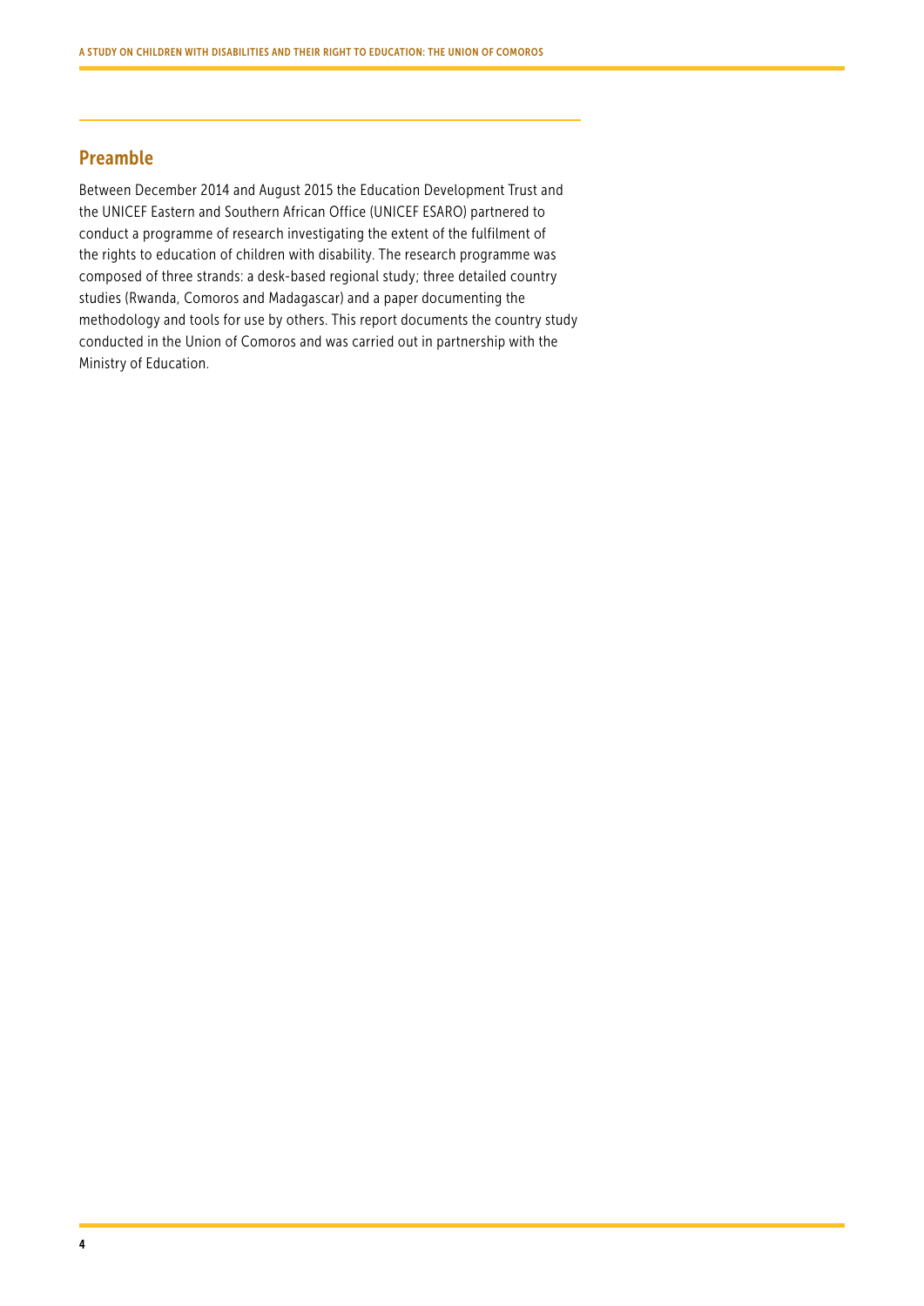## Preamble

Between December 2014 and August 2015 the Education Development Trust and the UNICEF Eastern and Southern African Office (UNICEF ESARO) partnered to conduct a programme of research investigating the extent of the fulfilment of the rights to education of children with disability. The research programme was composed of three strands: a desk-based regional study; three detailed country studies (Rwanda, Comoros and Madagascar) and a paper documenting the methodology and tools for use by others. This report documents the country study conducted in the Union of Comoros and was carried out in partnership with the Ministry of Education.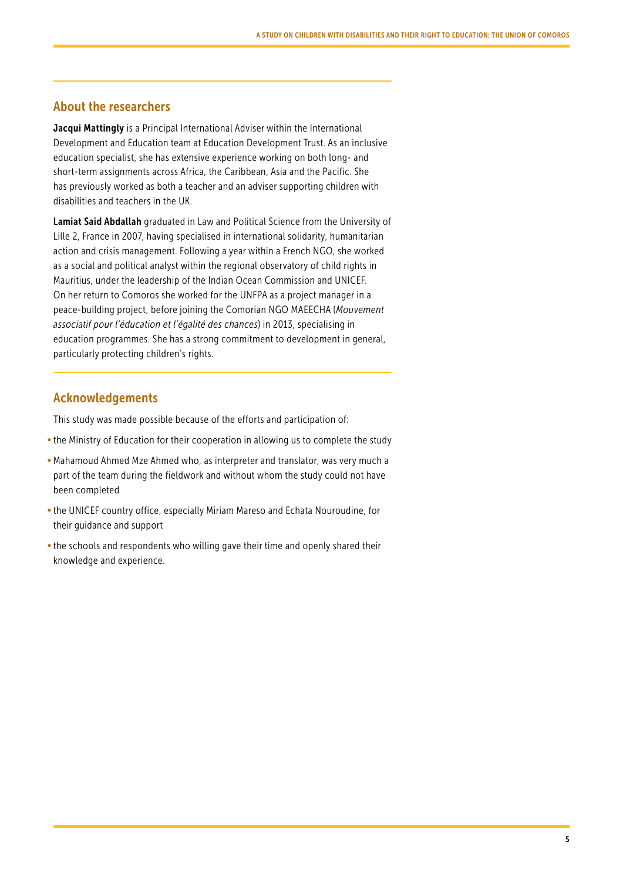## About the researchers

**Jacqui Mattingly** is a Principal International Adviser within the International Development and Education team at Education Development Trust. As an inclusive education specialist, she has extensive experience working on both long- and short-term assignments across Africa, the Caribbean, Asia and the Pacific. She has previously worked as both a teacher and an adviser supporting children with disabilities and teachers in the UK.

**Lamiat Said Abdallah** graduated in Law and Political Science from the University of Lille 2, France in 2007, having specialised in international solidarity, humanitarian action and crisis management. Following a year within a French NGO, she worked as a social and political analyst within the regional observatory of child rights in Mauritius, under the leadership of the Indian Ocean Commission and UNICEF. On her return to Comoros she worked for the UNFPA as a project manager in a peace-building project, before joining the Comorian NGO MAEECHA (*Mouvement associatif pour l'éducation et l'égalité des chances*) in 2013, specialising in education programmes. She has a strong commitment to development in general, particularly protecting children's rights.

## Acknowledgements

This study was made possible because of the efforts and participation of:

- the Ministry of Education for their cooperation in allowing us to complete the study
- Mahamoud Ahmed Mze Ahmed who, as interpreter and translator, was very much a part of the team during the fieldwork and without whom the study could not have been completed
- the UNICEF country office, especially Miriam Mareso and Echata Nouroudine, for their guidance and support
- the schools and respondents who willing gave their time and openly shared their knowledge and experience.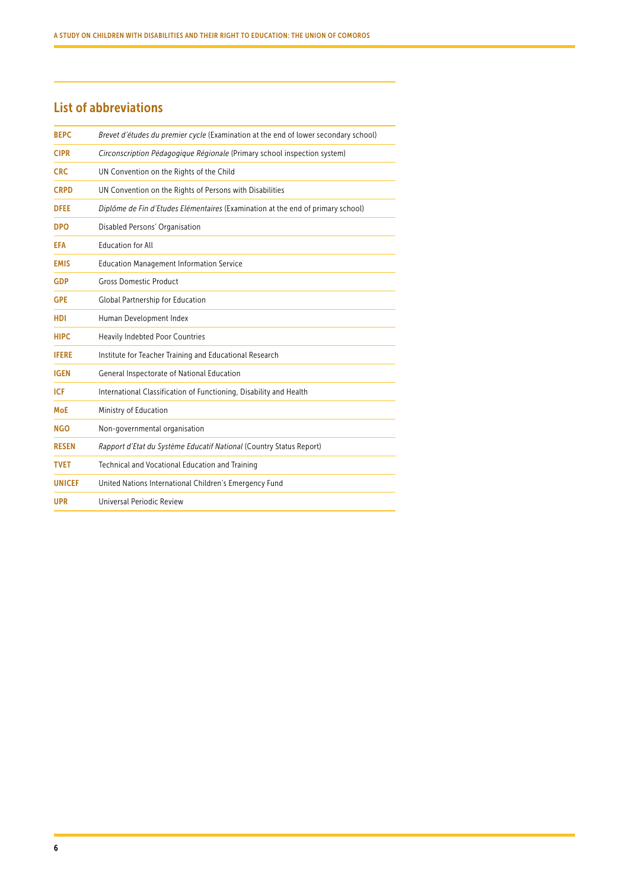## List of abbreviations

| | |
|---|---|
| **BEPC** | *Brevet d'études du premier cycle* (Examination at the end of lower secondary school) |
| **CIPR** | *Circonscription Pédagogique Régionale* (Primary school inspection system) |
| **CRC** | UN Convention on the Rights of the Child |
| **CRPD** | UN Convention on the Rights of Persons with Disabilities |
| **DFEE** | *Diplôme de Fin d'Etudes Elémentaires* (Examination at the end of primary school) |
| **DPO** | Disabled Persons' Organisation |
| **EFA** | Education for All |
| **EMIS** | Education Management Information Service |
| **GDP** | Gross Domestic Product |
| **GPE** | Global Partnership for Education |
| **HDI** | Human Development Index |
| **HIPC** | Heavily Indebted Poor Countries |
| **IFERE** | Institute for Teacher Training and Educational Research |
| **IGEN** | General Inspectorate of National Education |
| **ICF** | International Classification of Functioning, Disability and Health |
| **MoE** | Ministry of Education |
| **NGO** | Non-governmental organisation |
| **RESEN** | *Rapport d'Etat du Système Educatif National* (Country Status Report) |
| **TVET** | Technical and Vocational Education and Training |
| **UNICEF** | United Nations International Children's Emergency Fund |
| **UPR** | Universal Periodic Review |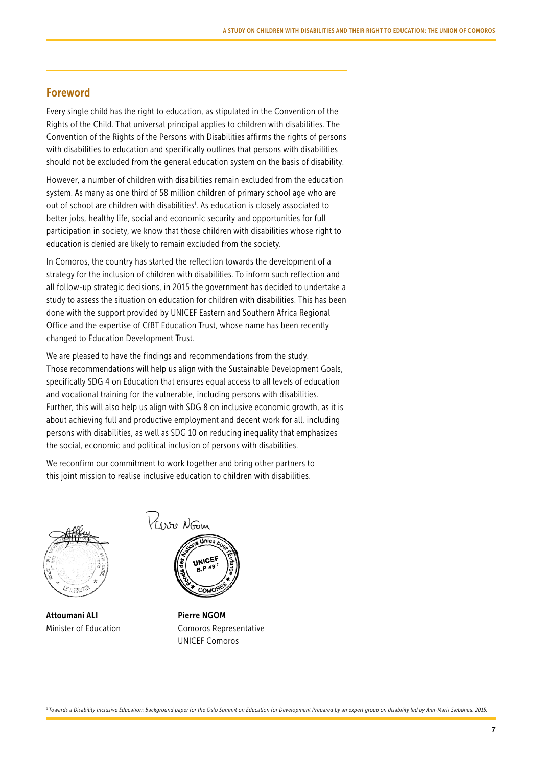## Foreword

Every single child has the right to education, as stipulated in the Convention of the Rights of the Child. That universal principal applies to children with disabilities. The Convention of the Rights of the Persons with Disabilities affirms the rights of persons with disabilities to education and specifically outlines that persons with disabilities should not be excluded from the general education system on the basis of disability.

However, a number of children with disabilities remain excluded from the education system. As many as one third of 58 million children of primary school age who are out of school are children with disabilities[1]. As education is closely associated to better jobs, healthy life, social and economic security and opportunities for full participation in society, we know that those children with disabilities whose right to education is denied are likely to remain excluded from the society.

In Comoros, the country has started the reflection towards the development of a strategy for the inclusion of children with disabilities. To inform such reflection and all follow-up strategic decisions, in 2015 the government has decided to undertake a study to assess the situation on education for children with disabilities. This has been done with the support provided by UNICEF Eastern and Southern Africa Regional Office and the expertise of CfBT Education Trust, whose name has been recently changed to Education Development Trust.

We are pleased to have the findings and recommendations from the study. Those recommendations will help us align with the Sustainable Development Goals, specifically SDG 4 on Education that ensures equal access to all levels of education and vocational training for the vulnerable, including persons with disabilities. Further, this will also help us align with SDG 8 on inclusive economic growth, as it is about achieving full and productive employment and decent work for all, including persons with disabilities, as well as SDG 10 on reducing inequality that emphasizes the social, economic and political inclusion of persons with disabilities.

We reconfirm our commitment to work together and bring other partners to this joint mission to realise inclusive education to children with disabilities.

**Attoumani ALI**
Minister of Education

**Pierre NGOM**
Comoros Representative
UNICEF Comoros

[1] *Towards a Disability Inclusive Education: Background paper for the Oslo Summit on Education for Development Prepared by an expert group on disability led by Ann-Marit Sæbønes. 2015.*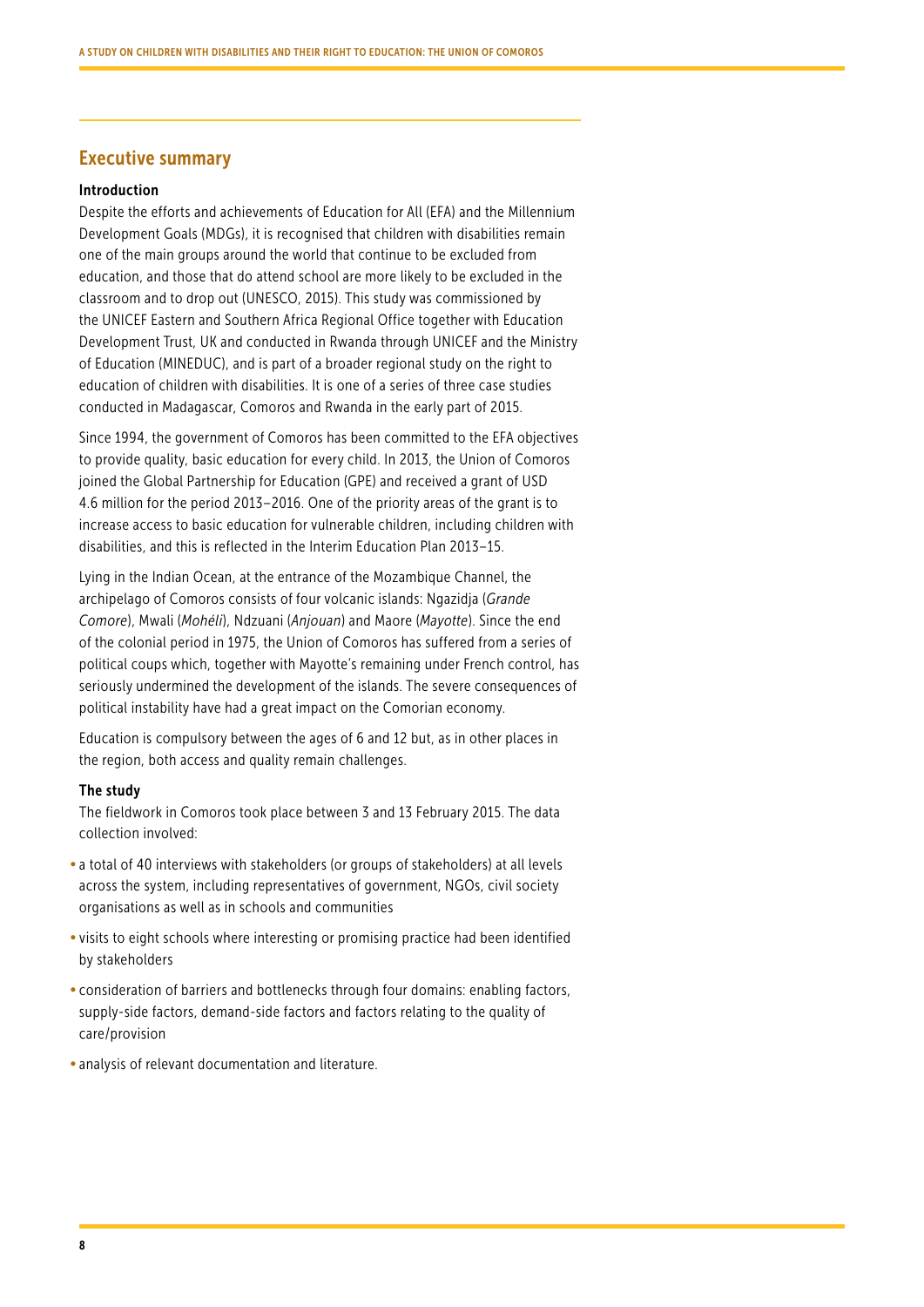## Executive summary

### Introduction

Despite the efforts and achievements of Education for All (EFA) and the Millennium Development Goals (MDGs), it is recognised that children with disabilities remain one of the main groups around the world that continue to be excluded from education, and those that do attend school are more likely to be excluded in the classroom and to drop out (UNESCO, 2015). This study was commissioned by the UNICEF Eastern and Southern Africa Regional Office together with Education Development Trust, UK and conducted in Rwanda through UNICEF and the Ministry of Education (MINEDUC), and is part of a broader regional study on the right to education of children with disabilities. It is one of a series of three case studies conducted in Madagascar, Comoros and Rwanda in the early part of 2015.

Since 1994, the government of Comoros has been committed to the EFA objectives to provide quality, basic education for every child. In 2013, the Union of Comoros joined the Global Partnership for Education (GPE) and received a grant of USD 4.6 million for the period 2013–2016. One of the priority areas of the grant is to increase access to basic education for vulnerable children, including children with disabilities, and this is reflected in the Interim Education Plan 2013–15.

Lying in the Indian Ocean, at the entrance of the Mozambique Channel, the archipelago of Comoros consists of four volcanic islands: Ngazidja (*Grande Comore*), Mwali (*Mohéli*), Ndzuani (*Anjouan*) and Maore (*Mayotte*). Since the end of the colonial period in 1975, the Union of Comoros has suffered from a series of political coups which, together with Mayotte's remaining under French control, has seriously undermined the development of the islands. The severe consequences of political instability have had a great impact on the Comorian economy.

Education is compulsory between the ages of 6 and 12 but, as in other places in the region, both access and quality remain challenges.

### The study

The fieldwork in Comoros took place between 3 and 13 February 2015. The data collection involved:

- a total of 40 interviews with stakeholders (or groups of stakeholders) at all levels across the system, including representatives of government, NGOs, civil society organisations as well as in schools and communities
- visits to eight schools where interesting or promising practice had been identified by stakeholders
- consideration of barriers and bottlenecks through four domains: enabling factors, supply-side factors, demand-side factors and factors relating to the quality of care/provision
- analysis of relevant documentation and literature.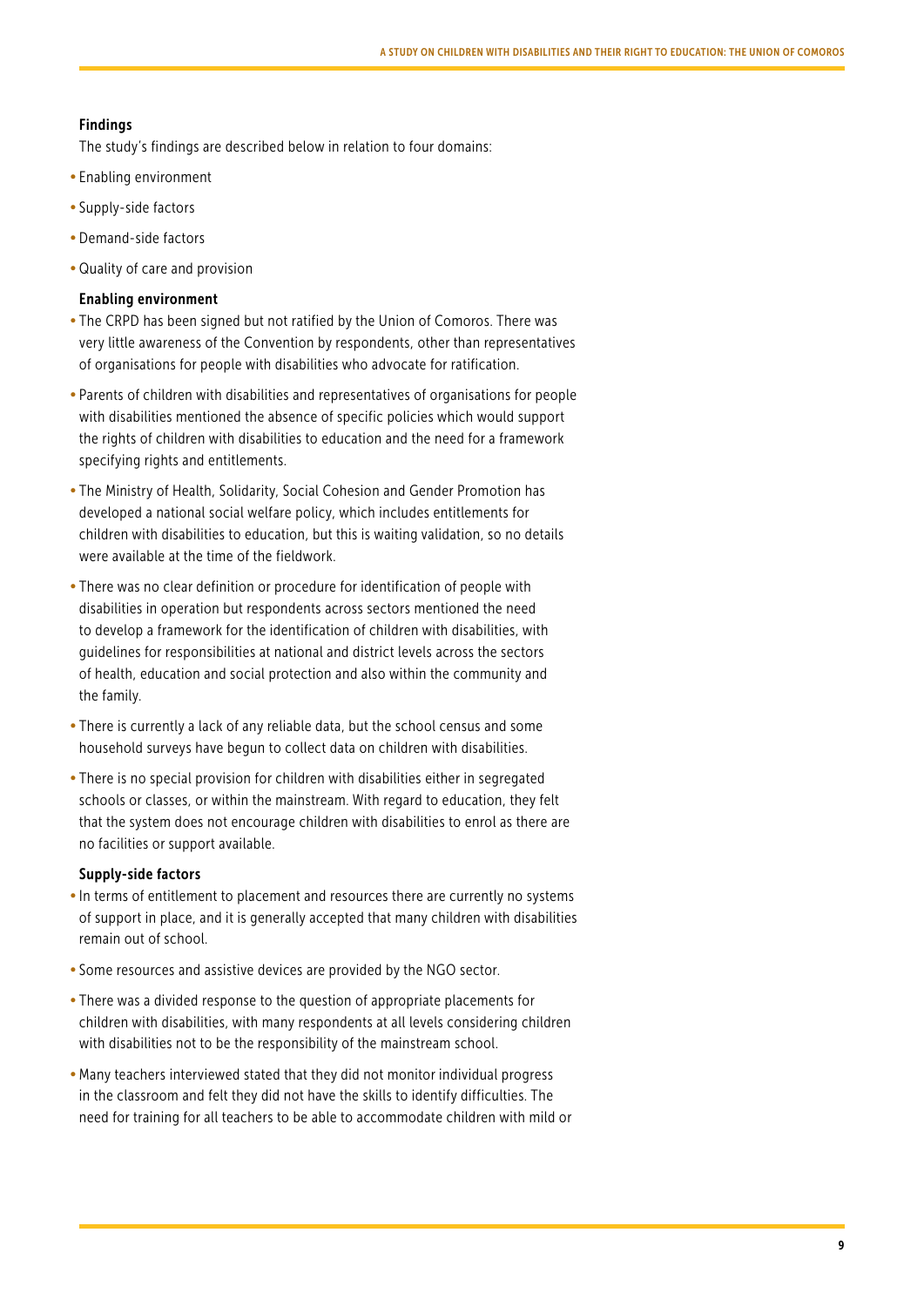### Findings

The study's findings are described below in relation to four domains:

- Enabling environment
- Supply-side factors
- Demand-side factors
- Quality of care and provision

### Enabling environment

- The CRPD has been signed but not ratified by the Union of Comoros. There was very little awareness of the Convention by respondents, other than representatives of organisations for people with disabilities who advocate for ratification.
- Parents of children with disabilities and representatives of organisations for people with disabilities mentioned the absence of specific policies which would support the rights of children with disabilities to education and the need for a framework specifying rights and entitlements.
- The Ministry of Health, Solidarity, Social Cohesion and Gender Promotion has developed a national social welfare policy, which includes entitlements for children with disabilities to education, but this is waiting validation, so no details were available at the time of the fieldwork.
- There was no clear definition or procedure for identification of people with disabilities in operation but respondents across sectors mentioned the need to develop a framework for the identification of children with disabilities, with guidelines for responsibilities at national and district levels across the sectors of health, education and social protection and also within the community and the family.
- There is currently a lack of any reliable data, but the school census and some household surveys have begun to collect data on children with disabilities.
- There is no special provision for children with disabilities either in segregated schools or classes, or within the mainstream. With regard to education, they felt that the system does not encourage children with disabilities to enrol as there are no facilities or support available.

### Supply-side factors

- In terms of entitlement to placement and resources there are currently no systems of support in place, and it is generally accepted that many children with disabilities remain out of school.
- Some resources and assistive devices are provided by the NGO sector.
- There was a divided response to the question of appropriate placements for children with disabilities, with many respondents at all levels considering children with disabilities not to be the responsibility of the mainstream school.
- Many teachers interviewed stated that they did not monitor individual progress in the classroom and felt they did not have the skills to identify difficulties. The need for training for all teachers to be able to accommodate children with mild or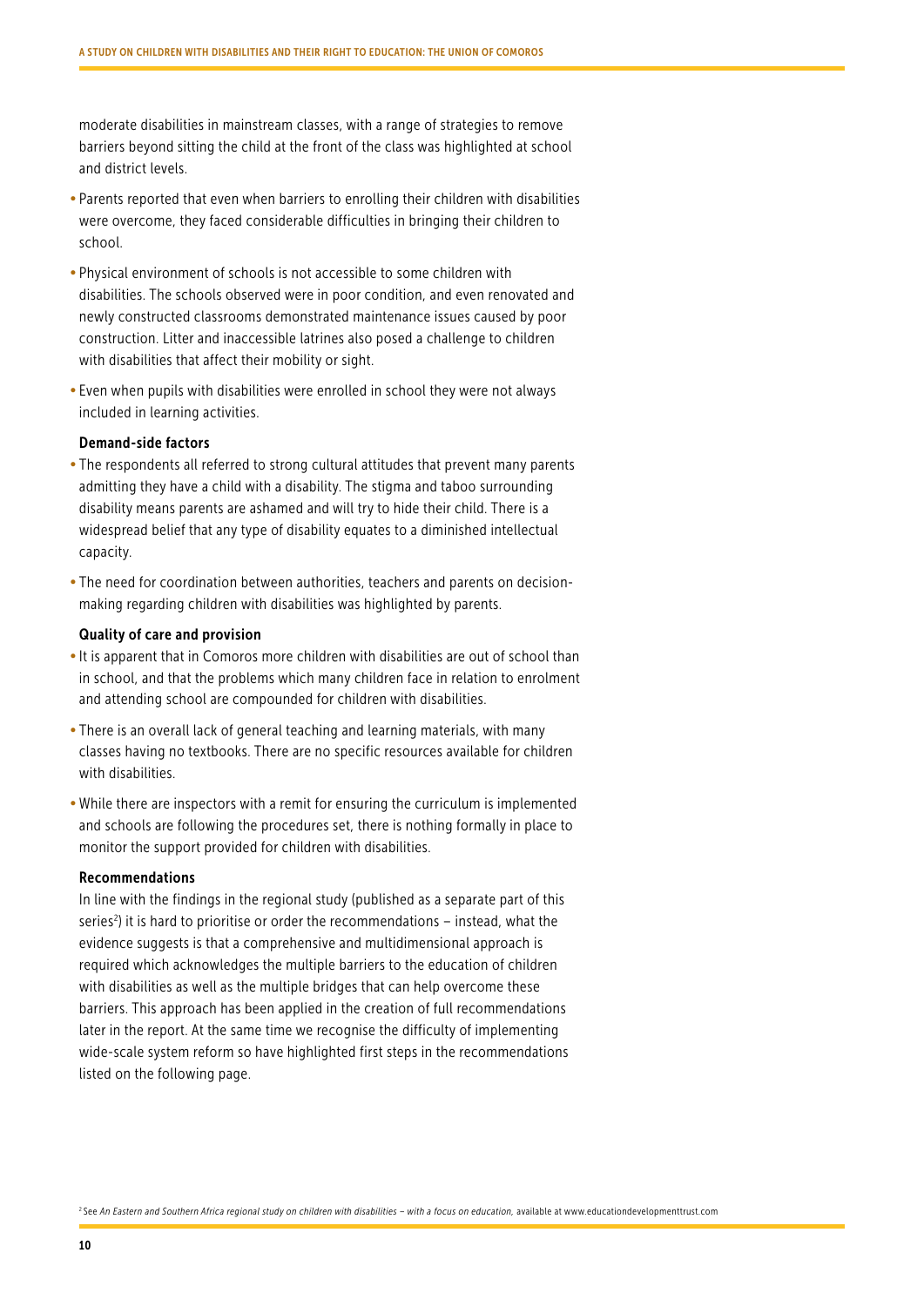moderate disabilities in mainstream classes, with a range of strategies to remove barriers beyond sitting the child at the front of the class was highlighted at school and district levels.

- Parents reported that even when barriers to enrolling their children with disabilities were overcome, they faced considerable difficulties in bringing their children to school.
- Physical environment of schools is not accessible to some children with disabilities. The schools observed were in poor condition, and even renovated and newly constructed classrooms demonstrated maintenance issues caused by poor construction. Litter and inaccessible latrines also posed a challenge to children with disabilities that affect their mobility or sight.
- Even when pupils with disabilities were enrolled in school they were not always included in learning activities.

**Demand-side factors**

- The respondents all referred to strong cultural attitudes that prevent many parents admitting they have a child with a disability. The stigma and taboo surrounding disability means parents are ashamed and will try to hide their child. There is a widespread belief that any type of disability equates to a diminished intellectual capacity.
- The need for coordination between authorities, teachers and parents on decision-making regarding children with disabilities was highlighted by parents.

**Quality of care and provision**

- It is apparent that in Comoros more children with disabilities are out of school than in school, and that the problems which many children face in relation to enrolment and attending school are compounded for children with disabilities.
- There is an overall lack of general teaching and learning materials, with many classes having no textbooks. There are no specific resources available for children with disabilities.
- While there are inspectors with a remit for ensuring the curriculum is implemented and schools are following the procedures set, there is nothing formally in place to monitor the support provided for children with disabilities.

**Recommendations**

In line with the findings in the regional study (published as a separate part of this series[2]) it is hard to prioritise or order the recommendations – instead, what the evidence suggests is that a comprehensive and multidimensional approach is required which acknowledges the multiple barriers to the education of children with disabilities as well as the multiple bridges that can help overcome these barriers. This approach has been applied in the creation of full recommendations later in the report. At the same time we recognise the difficulty of implementing wide-scale system reform so have highlighted first steps in the recommendations listed on the following page.

[2] See *An Eastern and Southern Africa regional study on children with disabilities – with a focus on education*, available at www.educationdevelopmenttrust.com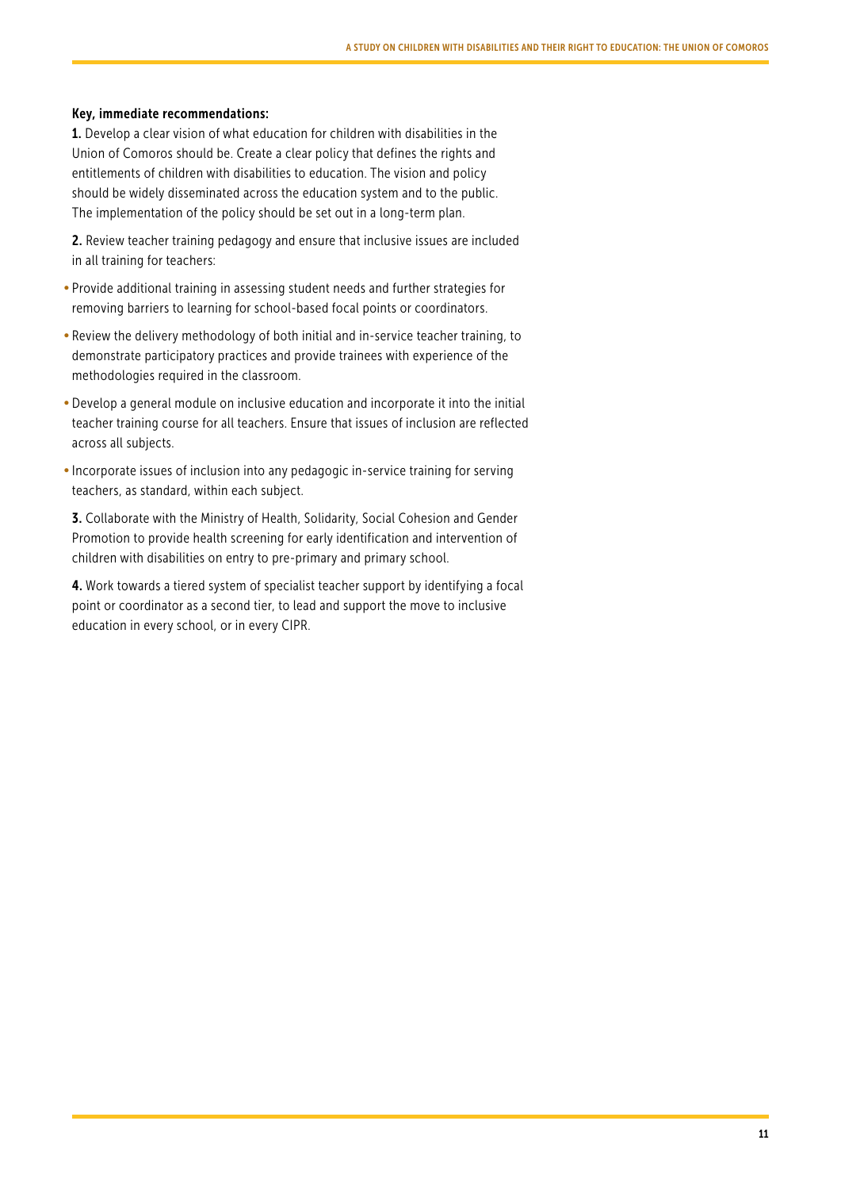**Key, immediate recommendations:**

**1.** Develop a clear vision of what education for children with disabilities in the Union of Comoros should be. Create a clear policy that defines the rights and entitlements of children with disabilities to education. The vision and policy should be widely disseminated across the education system and to the public. The implementation of the policy should be set out in a long-term plan.

**2.** Review teacher training pedagogy and ensure that inclusive issues are included in all training for teachers:

- Provide additional training in assessing student needs and further strategies for removing barriers to learning for school-based focal points or coordinators.
- Review the delivery methodology of both initial and in-service teacher training, to demonstrate participatory practices and provide trainees with experience of the methodologies required in the classroom.
- Develop a general module on inclusive education and incorporate it into the initial teacher training course for all teachers. Ensure that issues of inclusion are reflected across all subjects.
- Incorporate issues of inclusion into any pedagogic in-service training for serving teachers, as standard, within each subject.

**3.** Collaborate with the Ministry of Health, Solidarity, Social Cohesion and Gender Promotion to provide health screening for early identification and intervention of children with disabilities on entry to pre-primary and primary school.

**4.** Work towards a tiered system of specialist teacher support by identifying a focal point or coordinator as a second tier, to lead and support the move to inclusive education in every school, or in every CIPR.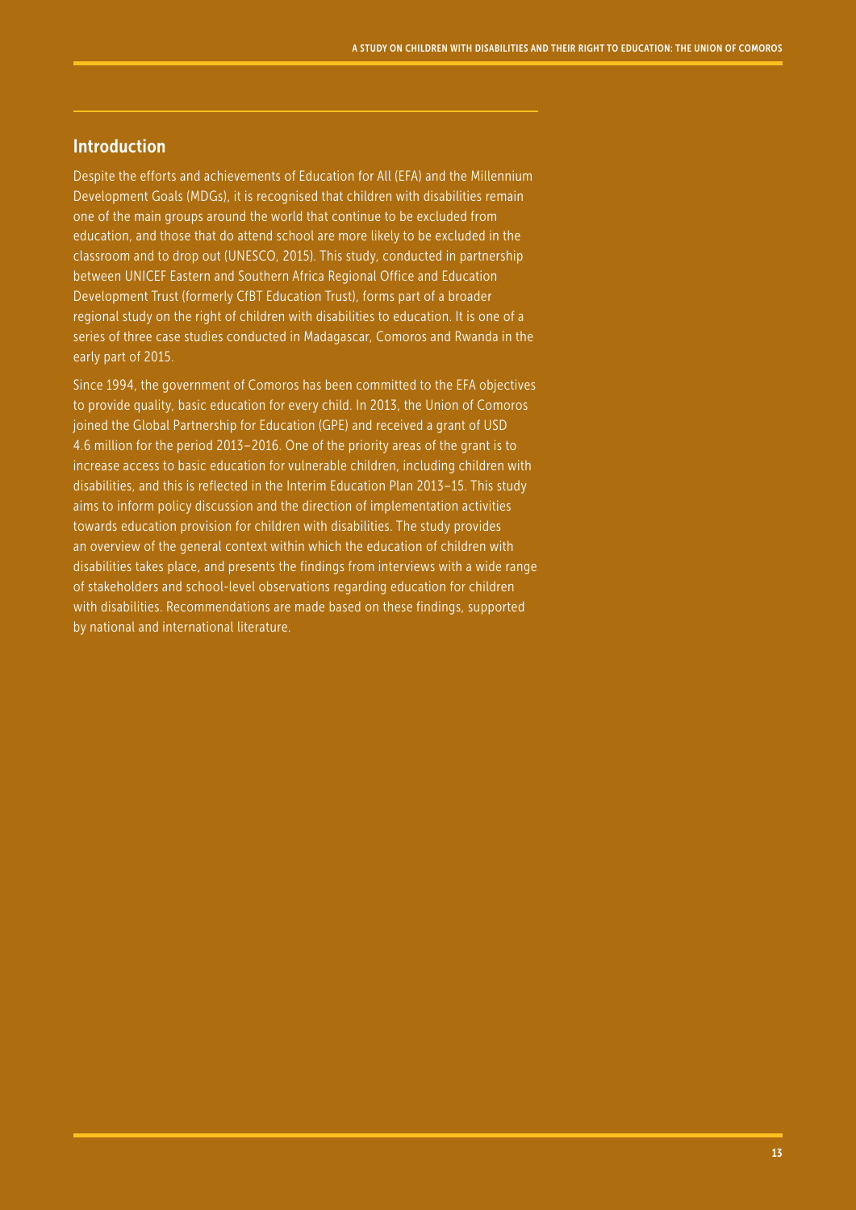## Introduction

Despite the efforts and achievements of Education for All (EFA) and the Millennium Development Goals (MDGs), it is recognised that children with disabilities remain one of the main groups around the world that continue to be excluded from education, and those that do attend school are more likely to be excluded in the classroom and to drop out (UNESCO, 2015). This study, conducted in partnership between UNICEF Eastern and Southern Africa Regional Office and Education Development Trust (formerly CfBT Education Trust), forms part of a broader regional study on the right of children with disabilities to education. It is one of a series of three case studies conducted in Madagascar, Comoros and Rwanda in the early part of 2015.

Since 1994, the government of Comoros has been committed to the EFA objectives to provide quality, basic education for every child. In 2013, the Union of Comoros joined the Global Partnership for Education (GPE) and received a grant of USD 4.6 million for the period 2013–2016. One of the priority areas of the grant is to increase access to basic education for vulnerable children, including children with disabilities, and this is reflected in the Interim Education Plan 2013–15. This study aims to inform policy discussion and the direction of implementation activities towards education provision for children with disabilities. The study provides an overview of the general context within which the education of children with disabilities takes place, and presents the findings from interviews with a wide range of stakeholders and school-level observations regarding education for children with disabilities. Recommendations are made based on these findings, supported by national and international literature.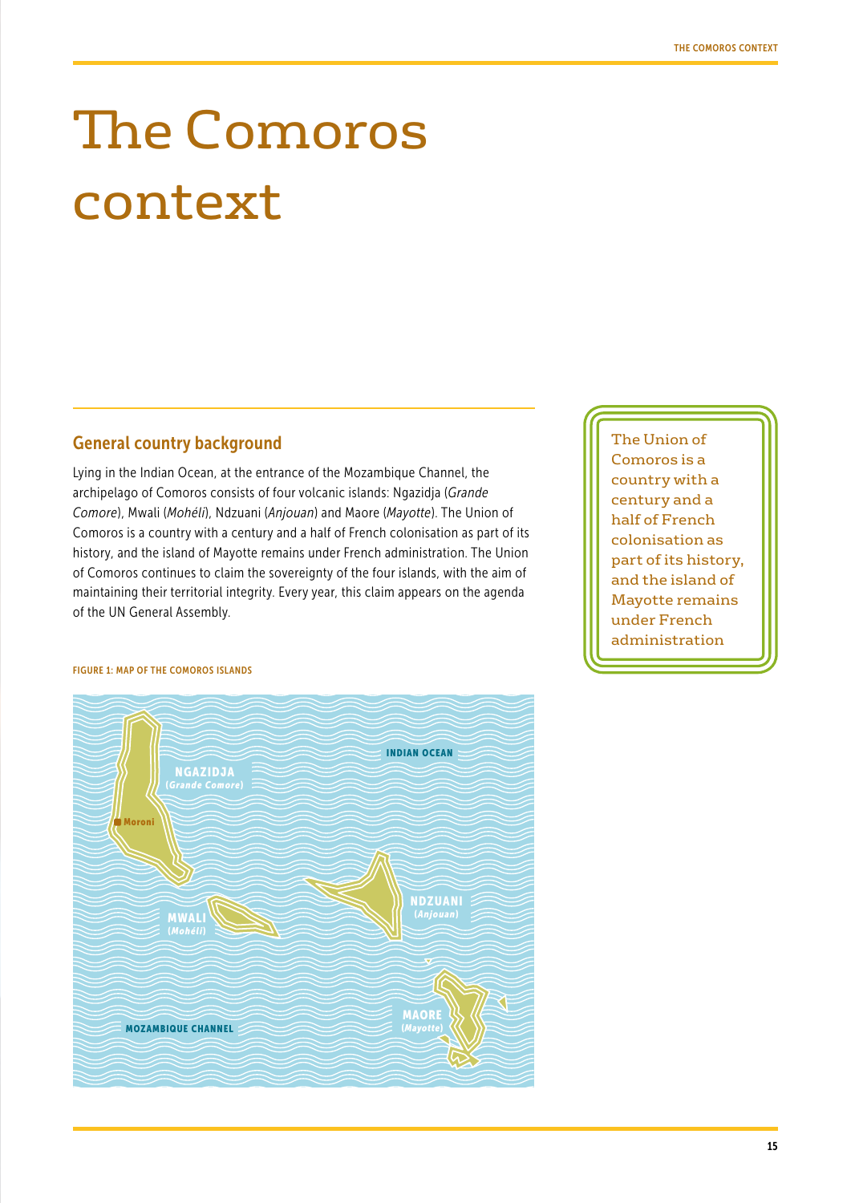# The Comoros context

## General country background

Lying in the Indian Ocean, at the entrance of the Mozambique Channel, the archipelago of Comoros consists of four volcanic islands: Ngazidja (*Grande Comore*), Mwali (*Mohéli*), Ndzuani (*Anjouan*) and Maore (*Mayotte*). The Union of Comoros is a country with a century and a half of French colonisation as part of its history, and the island of Mayotte remains under French administration. The Union of Comoros continues to claim the sovereignty of the four islands, with the aim of maintaining their territorial integrity. Every year, this claim appears on the agenda of the UN General Assembly.

> The Union of Comoros is a country with a century and a half of French colonisation as part of its history, and the island of Mayotte remains under French administration

FIGURE 1: MAP OF THE COMOROS ISLANDS

INDIAN OCEAN

NGAZIDJA (*Grande Comore*)

Moroni

MWALI (*Mohéli*)

NDZUANI (*Anjouan*)

MAORE (*Mayotte*)

MOZAMBIQUE CHANNEL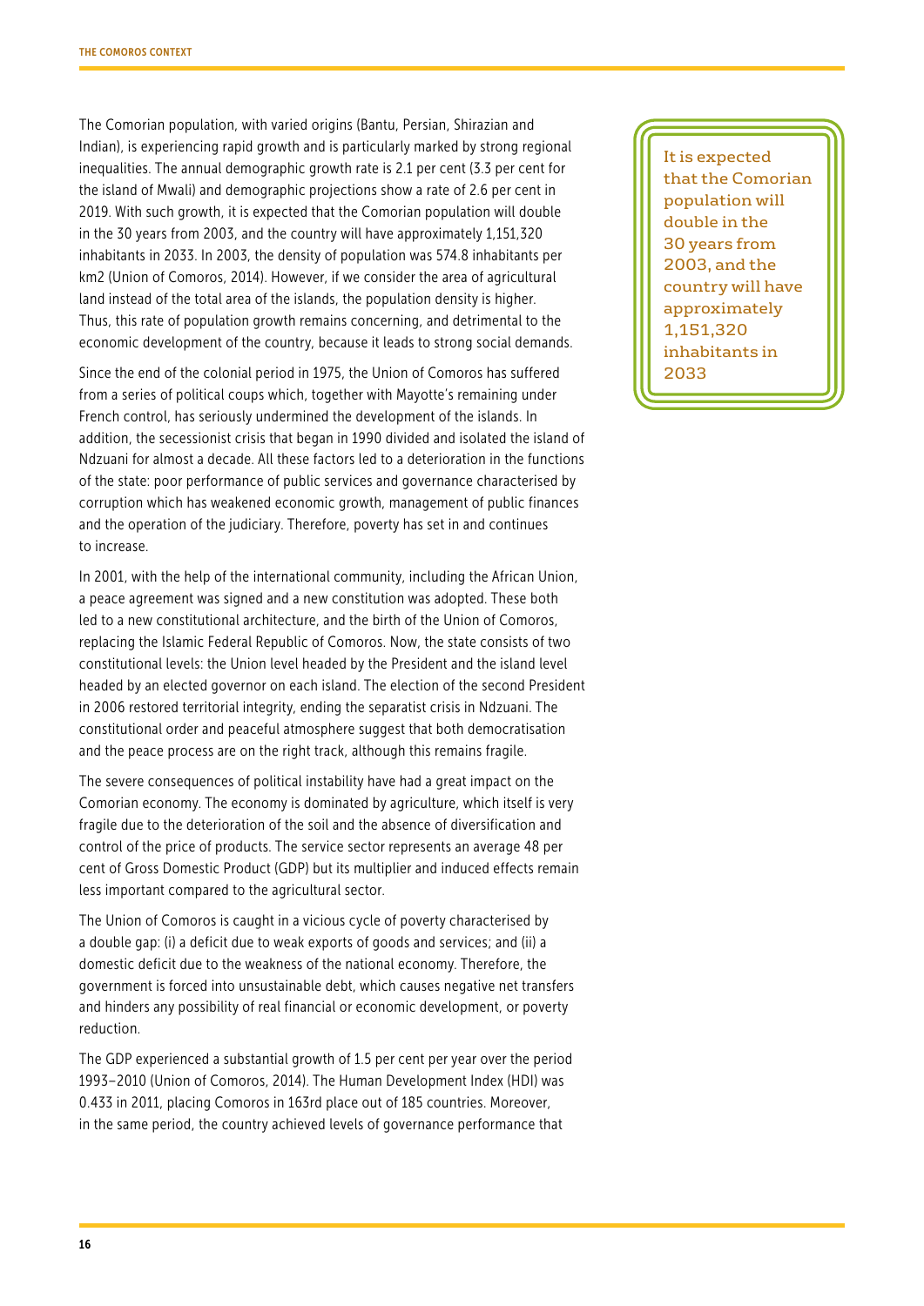The Comorian population, with varied origins (Bantu, Persian, Shirazian and Indian), is experiencing rapid growth and is particularly marked by strong regional inequalities. The annual demographic growth rate is 2.1 per cent (3.3 per cent for the island of Mwali) and demographic projections show a rate of 2.6 per cent in 2019. With such growth, it is expected that the Comorian population will double in the 30 years from 2003, and the country will have approximately 1,151,320 inhabitants in 2033. In 2003, the density of population was 574.8 inhabitants per km2 (Union of Comoros, 2014). However, if we consider the area of agricultural land instead of the total area of the islands, the population density is higher. Thus, this rate of population growth remains concerning, and detrimental to the economic development of the country, because it leads to strong social demands.

> It is expected that the Comorian population will double in the 30 years from 2003, and the country will have approximately 1,151,320 inhabitants in 2033

Since the end of the colonial period in 1975, the Union of Comoros has suffered from a series of political coups which, together with Mayotte's remaining under French control, has seriously undermined the development of the islands. In addition, the secessionist crisis that began in 1990 divided and isolated the island of Ndzuani for almost a decade. All these factors led to a deterioration in the functions of the state: poor performance of public services and governance characterised by corruption which has weakened economic growth, management of public finances and the operation of the judiciary. Therefore, poverty has set in and continues to increase.

In 2001, with the help of the international community, including the African Union, a peace agreement was signed and a new constitution was adopted. These both led to a new constitutional architecture, and the birth of the Union of Comoros, replacing the Islamic Federal Republic of Comoros. Now, the state consists of two constitutional levels: the Union level headed by the President and the island level headed by an elected governor on each island. The election of the second President in 2006 restored territorial integrity, ending the separatist crisis in Ndzuani. The constitutional order and peaceful atmosphere suggest that both democratisation and the peace process are on the right track, although this remains fragile.

The severe consequences of political instability have had a great impact on the Comorian economy. The economy is dominated by agriculture, which itself is very fragile due to the deterioration of the soil and the absence of diversification and control of the price of products. The service sector represents an average 48 per cent of Gross Domestic Product (GDP) but its multiplier and induced effects remain less important compared to the agricultural sector.

The Union of Comoros is caught in a vicious cycle of poverty characterised by a double gap: (i) a deficit due to weak exports of goods and services; and (ii) a domestic deficit due to the weakness of the national economy. Therefore, the government is forced into unsustainable debt, which causes negative net transfers and hinders any possibility of real financial or economic development, or poverty reduction.

The GDP experienced a substantial growth of 1.5 per cent per year over the period 1993–2010 (Union of Comoros, 2014). The Human Development Index (HDI) was 0.433 in 2011, placing Comoros in 163rd place out of 185 countries. Moreover, in the same period, the country achieved levels of governance performance that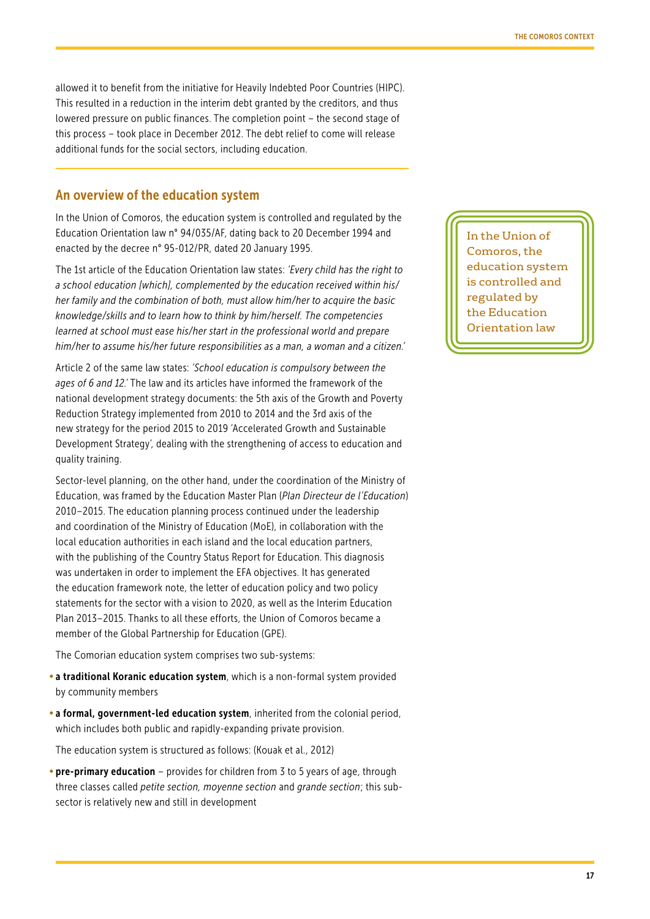allowed it to benefit from the initiative for Heavily Indebted Poor Countries (HIPC). This resulted in a reduction in the interim debt granted by the creditors, and thus lowered pressure on public finances. The completion point – the second stage of this process – took place in December 2012. The debt relief to come will release additional funds for the social sectors, including education.

## An overview of the education system

In the Union of Comoros, the education system is controlled and regulated by the Education Orientation law n° 94/035/AF, dating back to 20 December 1994 and enacted by the decree n° 95-012/PR, dated 20 January 1995.

> In the Union of Comoros, the education system is controlled and regulated by the Education Orientation law

The 1st article of the Education Orientation law states: *'Every child has the right to a school education [which], complemented by the education received within his/her family and the combination of both, must allow him/her to acquire the basic knowledge/skills and to learn how to think by him/herself. The competencies learned at school must ease his/her start in the professional world and prepare him/her to assume his/her future responsibilities as a man, a woman and a citizen.'*

Article 2 of the same law states: *'School education is compulsory between the ages of 6 and 12.'* The law and its articles have informed the framework of the national development strategy documents: the 5th axis of the Growth and Poverty Reduction Strategy implemented from 2010 to 2014 and the 3rd axis of the new strategy for the period 2015 to 2019 'Accelerated Growth and Sustainable Development Strategy', dealing with the strengthening of access to education and quality training.

Sector-level planning, on the other hand, under the coordination of the Ministry of Education, was framed by the Education Master Plan (*Plan Directeur de l'Education*) 2010–2015. The education planning process continued under the leadership and coordination of the Ministry of Education (MoE), in collaboration with the local education authorities in each island and the local education partners, with the publishing of the Country Status Report for Education. This diagnosis was undertaken in order to implement the EFA objectives. It has generated the education framework note, the letter of education policy and two policy statements for the sector with a vision to 2020, as well as the Interim Education Plan 2013–2015. Thanks to all these efforts, the Union of Comoros became a member of the Global Partnership for Education (GPE).

The Comorian education system comprises two sub-systems:

- **a traditional Koranic education system**, which is a non-formal system provided by community members
- **a formal, government-led education system**, inherited from the colonial period, which includes both public and rapidly-expanding private provision.

The education system is structured as follows: (Kouak et al., 2012)

- **pre-primary education** – provides for children from 3 to 5 years of age, through three classes called *petite section, moyenne section* and *grande section*; this sub-sector is relatively new and still in development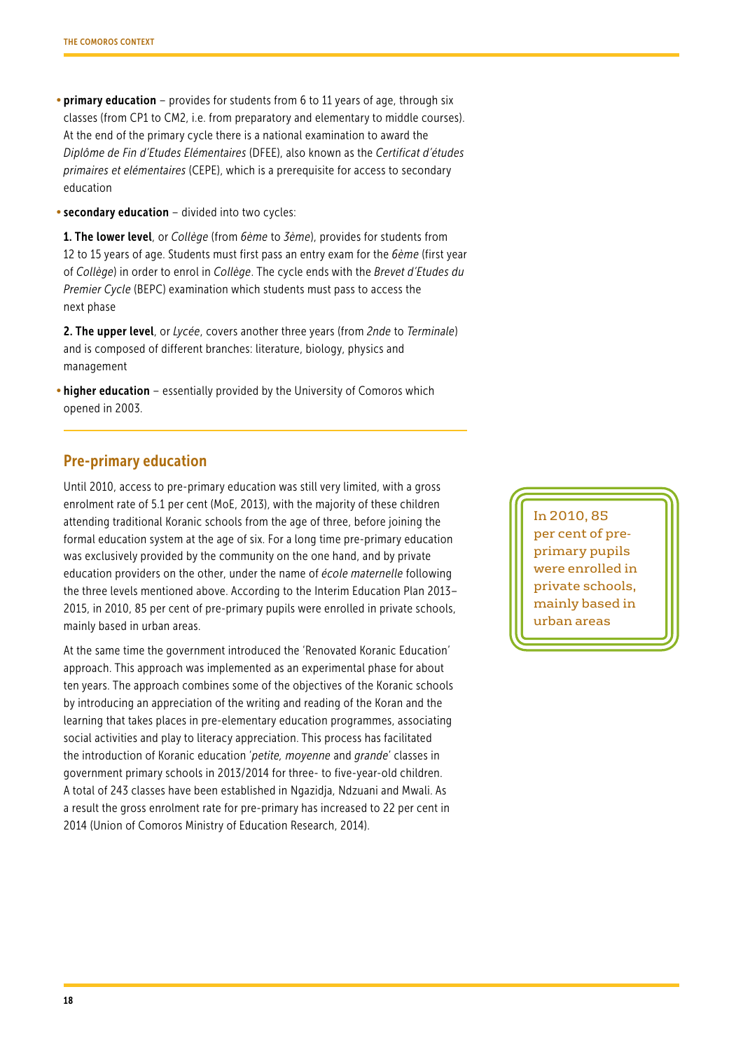- **primary education** – provides for students from 6 to 11 years of age, through six classes (from CP1 to CM2, i.e. from preparatory and elementary to middle courses). At the end of the primary cycle there is a national examination to award the *Diplôme de Fin d'Etudes Elémentaires* (DFEE), also known as the *Certificat d'études primaires et elémentaires* (CEPE), which is a prerequisite for access to secondary education
- **secondary education** – divided into two cycles:

  **1. The lower level**, or *Collège* (from *6ème* to *3ème*), provides for students from 12 to 15 years of age. Students must first pass an entry exam for the *6ème* (first year of *Collège*) in order to enrol in *Collège*. The cycle ends with the *Brevet d'Etudes du Premier Cycle* (BEPC) examination which students must pass to access the next phase

  **2. The upper level**, or *Lycée*, covers another three years (from *2nde* to *Terminale*) and is composed of different branches: literature, biology, physics and management
- **higher education** – essentially provided by the University of Comoros which opened in 2003.

## Pre-primary education

Until 2010, access to pre-primary education was still very limited, with a gross enrolment rate of 5.1 per cent (MoE, 2013), with the majority of these children attending traditional Koranic schools from the age of three, before joining the formal education system at the age of six. For a long time pre-primary education was exclusively provided by the community on the one hand, and by private education providers on the other, under the name of *école maternelle* following the three levels mentioned above. According to the Interim Education Plan 2013–2015, in 2010, 85 per cent of pre-primary pupils were enrolled in private schools, mainly based in urban areas.

> In 2010, 85 per cent of pre-primary pupils were enrolled in private schools, mainly based in urban areas

At the same time the government introduced the 'Renovated Koranic Education' approach. This approach was implemented as an experimental phase for about ten years. The approach combines some of the objectives of the Koranic schools by introducing an appreciation of the writing and reading of the Koran and the learning that takes places in pre-elementary education programmes, associating social activities and play to literacy appreciation. This process has facilitated the introduction of Koranic education '*petite, moyenne* and *grande*' classes in government primary schools in 2013/2014 for three- to five-year-old children. A total of 243 classes have been established in Ngazidja, Ndzuani and Mwali. As a result the gross enrolment rate for pre-primary has increased to 22 per cent in 2014 (Union of Comoros Ministry of Education Research, 2014).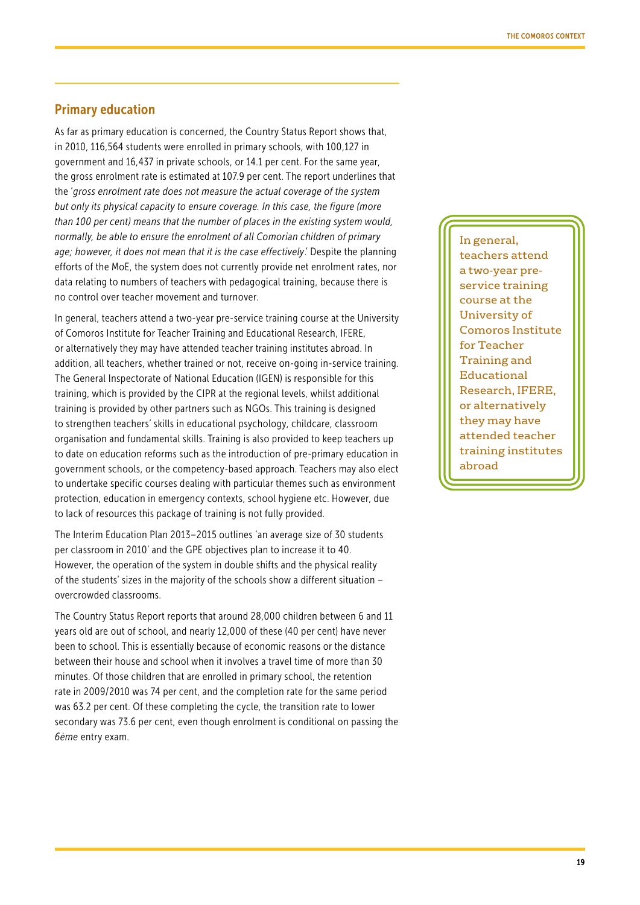## Primary education

As far as primary education is concerned, the Country Status Report shows that, in 2010, 116,564 students were enrolled in primary schools, with 100,127 in government and 16,437 in private schools, or 14.1 per cent. For the same year, the gross enrolment rate is estimated at 107.9 per cent. The report underlines that the '*gross enrolment rate does not measure the actual coverage of the system but only its physical capacity to ensure coverage. In this case, the figure (more than 100 per cent) means that the number of places in the existing system would, normally, be able to ensure the enrolment of all Comorian children of primary age; however, it does not mean that it is the case effectively*.' Despite the planning efforts of the MoE, the system does not currently provide net enrolment rates, nor data relating to numbers of teachers with pedagogical training, because there is no control over teacher movement and turnover.

In general, teachers attend a two-year pre-service training course at the University of Comoros Institute for Teacher Training and Educational Research, IFERE, or alternatively they may have attended teacher training institutes abroad. In addition, all teachers, whether trained or not, receive on-going in-service training. The General Inspectorate of National Education (IGEN) is responsible for this training, which is provided by the CIPR at the regional levels, whilst additional training is provided by other partners such as NGOs. This training is designed to strengthen teachers' skills in educational psychology, childcare, classroom organisation and fundamental skills. Training is also provided to keep teachers up to date on education reforms such as the introduction of pre-primary education in government schools, or the competency-based approach. Teachers may also elect to undertake specific courses dealing with particular themes such as environment protection, education in emergency contexts, school hygiene etc. However, due to lack of resources this package of training is not fully provided.

> In general, teachers attend a two-year pre-service training course at the University of Comoros Institute for Teacher Training and Educational Research, IFERE, or alternatively they may have attended teacher training institutes abroad

The Interim Education Plan 2013–2015 outlines 'an average size of 30 students per classroom in 2010' and the GPE objectives plan to increase it to 40. However, the operation of the system in double shifts and the physical reality of the students' sizes in the majority of the schools show a different situation – overcrowded classrooms.

The Country Status Report reports that around 28,000 children between 6 and 11 years old are out of school, and nearly 12,000 of these (40 per cent) have never been to school. This is essentially because of economic reasons or the distance between their house and school when it involves a travel time of more than 30 minutes. Of those children that are enrolled in primary school, the retention rate in 2009/2010 was 74 per cent, and the completion rate for the same period was 63.2 per cent. Of these completing the cycle, the transition rate to lower secondary was 73.6 per cent, even though enrolment is conditional on passing the *6ème* entry exam.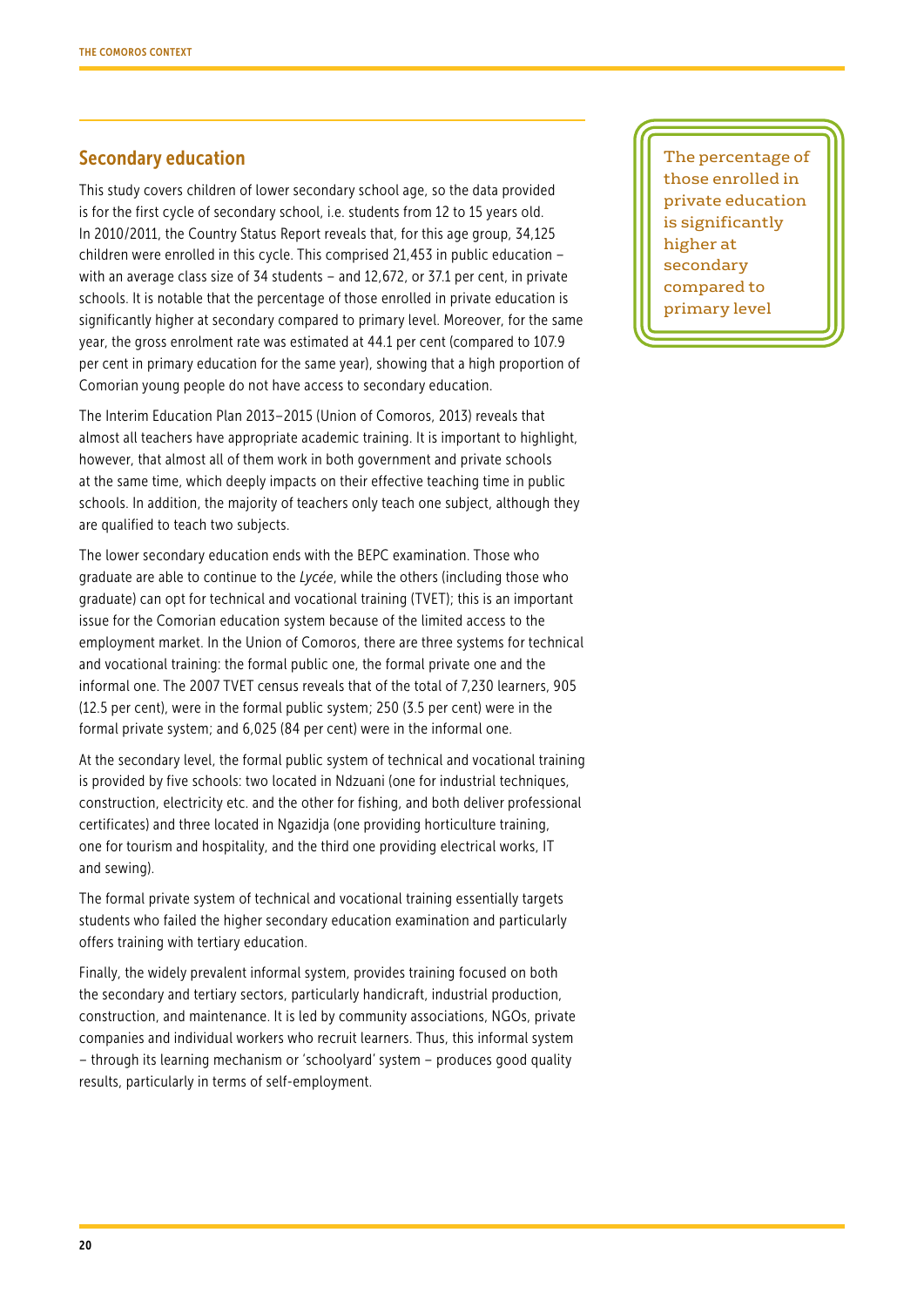## Secondary education

This study covers children of lower secondary school age, so the data provided is for the first cycle of secondary school, i.e. students from 12 to 15 years old. In 2010/2011, the Country Status Report reveals that, for this age group, 34,125 children were enrolled in this cycle. This comprised 21,453 in public education – with an average class size of 34 students – and 12,672, or 37.1 per cent, in private schools. It is notable that the percentage of those enrolled in private education is significantly higher at secondary compared to primary level. Moreover, for the same year, the gross enrolment rate was estimated at 44.1 per cent (compared to 107.9 per cent in primary education for the same year), showing that a high proportion of Comorian young people do not have access to secondary education.

> The percentage of those enrolled in private education is significantly higher at secondary compared to primary level

The Interim Education Plan 2013–2015 (Union of Comoros, 2013) reveals that almost all teachers have appropriate academic training. It is important to highlight, however, that almost all of them work in both government and private schools at the same time, which deeply impacts on their effective teaching time in public schools. In addition, the majority of teachers only teach one subject, although they are qualified to teach two subjects.

The lower secondary education ends with the BEPC examination. Those who graduate are able to continue to the *Lycée*, while the others (including those who graduate) can opt for technical and vocational training (TVET); this is an important issue for the Comorian education system because of the limited access to the employment market. In the Union of Comoros, there are three systems for technical and vocational training: the formal public one, the formal private one and the informal one. The 2007 TVET census reveals that of the total of 7,230 learners, 905 (12.5 per cent), were in the formal public system; 250 (3.5 per cent) were in the formal private system; and 6,025 (84 per cent) were in the informal one.

At the secondary level, the formal public system of technical and vocational training is provided by five schools: two located in Ndzuani (one for industrial techniques, construction, electricity etc. and the other for fishing, and both deliver professional certificates) and three located in Ngazidja (one providing horticulture training, one for tourism and hospitality, and the third one providing electrical works, IT and sewing).

The formal private system of technical and vocational training essentially targets students who failed the higher secondary education examination and particularly offers training with tertiary education.

Finally, the widely prevalent informal system, provides training focused on both the secondary and tertiary sectors, particularly handicraft, industrial production, construction, and maintenance. It is led by community associations, NGOs, private companies and individual workers who recruit learners. Thus, this informal system – through its learning mechanism or 'schoolyard' system – produces good quality results, particularly in terms of self-employment.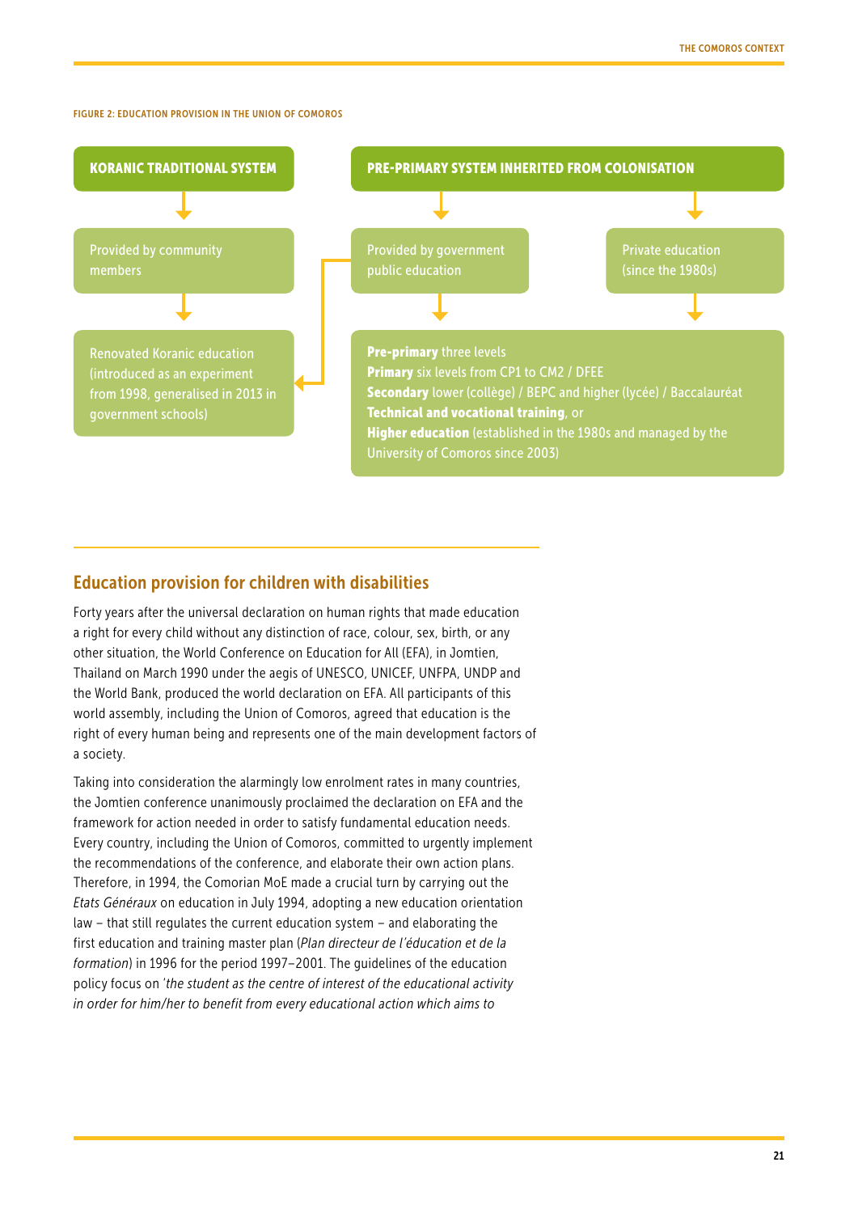FIGURE 2: EDUCATION PROVISION IN THE UNION OF COMOROS

**KORANIC TRADITIONAL SYSTEM**

↓

Provided by community members

↓

Renovated Koranic education (introduced as an experiment from 1998, generalised in 2013 in government schools)

**PRE-PRIMARY SYSTEM INHERITED FROM COLONISATION**

↓

Provided by government public education | Private education (since the 1980s)

↓

**Pre-primary** three levels
**Primary** six levels from CP1 to CM2 / DFEE
**Secondary** lower (collège) / BEPC and higher (lycée) / Baccalauréat
**Technical and vocational training**, or
**Higher education** (established in the 1980s and managed by the University of Comoros since 2003)

## Education provision for children with disabilities

Forty years after the universal declaration on human rights that made education a right for every child without any distinction of race, colour, sex, birth, or any other situation, the World Conference on Education for All (EFA), in Jomtien, Thailand on March 1990 under the aegis of UNESCO, UNICEF, UNFPA, UNDP and the World Bank, produced the world declaration on EFA. All participants of this world assembly, including the Union of Comoros, agreed that education is the right of every human being and represents one of the main development factors of a society.

Taking into consideration the alarmingly low enrolment rates in many countries, the Jomtien conference unanimously proclaimed the declaration on EFA and the framework for action needed in order to satisfy fundamental education needs. Every country, including the Union of Comoros, committed to urgently implement the recommendations of the conference, and elaborate their own action plans. Therefore, in 1994, the Comorian MoE made a crucial turn by carrying out the *Etats Généraux* on education in July 1994, adopting a new education orientation law – that still regulates the current education system – and elaborating the first education and training master plan (*Plan directeur de l'éducation et de la formation*) in 1996 for the period 1997–2001. The guidelines of the education policy focus on '*the student as the centre of interest of the educational activity in order for him/her to benefit from every educational action which aims to*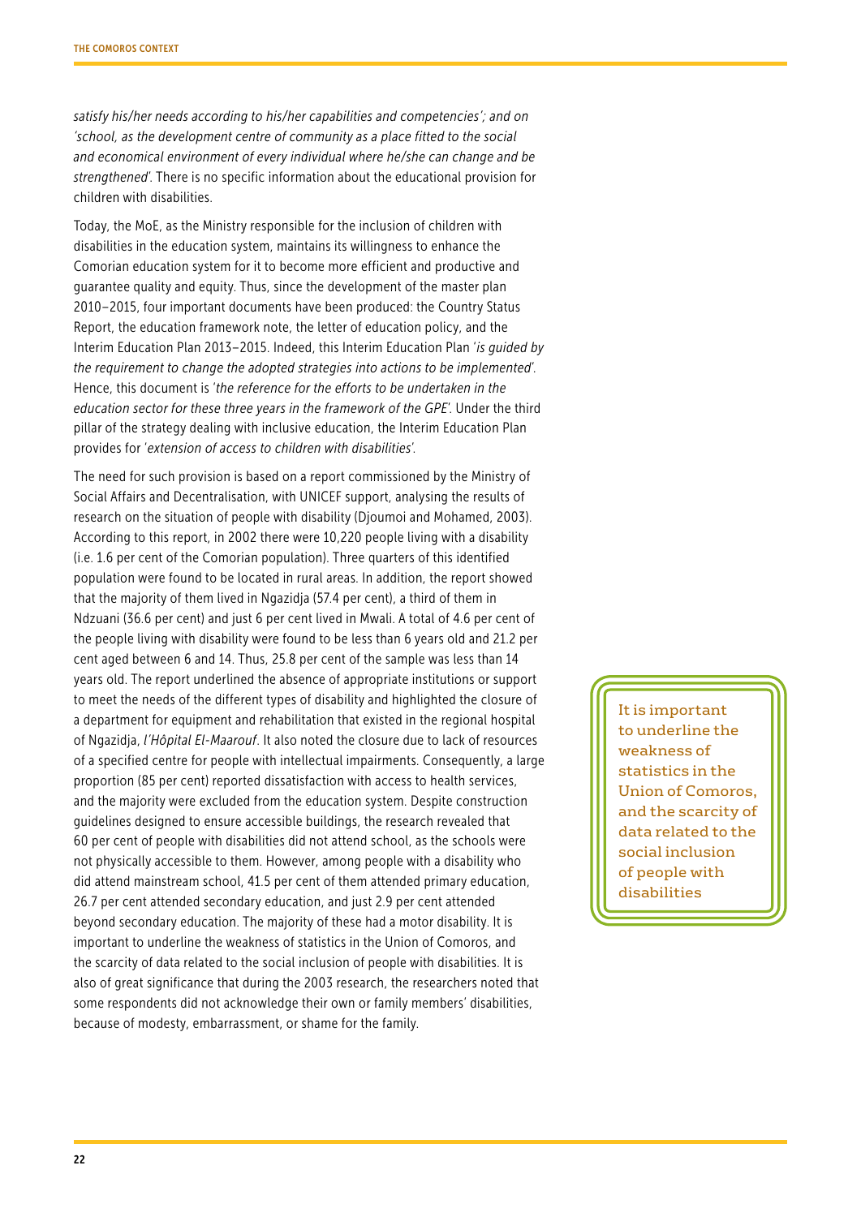*satisfy his/her needs according to his/her capabilities and competencies'; and on 'school, as the development centre of community as a place fitted to the social and economical environment of every individual where he/she can change and be strengthened'.* There is no specific information about the educational provision for children with disabilities.

Today, the MoE, as the Ministry responsible for the inclusion of children with disabilities in the education system, maintains its willingness to enhance the Comorian education system for it to become more efficient and productive and guarantee quality and equity. Thus, since the development of the master plan 2010–2015, four important documents have been produced: the Country Status Report, the education framework note, the letter of education policy, and the Interim Education Plan 2013–2015. Indeed, this Interim Education Plan '*is guided by the requirement to change the adopted strategies into actions to be implemented*'. Hence, this document is '*the reference for the efforts to be undertaken in the education sector for these three years in the framework of the GPE*'. Under the third pillar of the strategy dealing with inclusive education, the Interim Education Plan provides for '*extension of access to children with disabilities*'.

The need for such provision is based on a report commissioned by the Ministry of Social Affairs and Decentralisation, with UNICEF support, analysing the results of research on the situation of people with disability (Djoumoi and Mohamed, 2003). According to this report, in 2002 there were 10,220 people living with a disability (i.e. 1.6 per cent of the Comorian population). Three quarters of this identified population were found to be located in rural areas. In addition, the report showed that the majority of them lived in Ngazidja (57.4 per cent), a third of them in Ndzuani (36.6 per cent) and just 6 per cent lived in Mwali. A total of 4.6 per cent of the people living with disability were found to be less than 6 years old and 21.2 per cent aged between 6 and 14. Thus, 25.8 per cent of the sample was less than 14 years old. The report underlined the absence of appropriate institutions or support to meet the needs of the different types of disability and highlighted the closure of a department for equipment and rehabilitation that existed in the regional hospital of Ngazidja, *l'Hôpital El-Maarouf*. It also noted the closure due to lack of resources of a specified centre for people with intellectual impairments. Consequently, a large proportion (85 per cent) reported dissatisfaction with access to health services, and the majority were excluded from the education system. Despite construction guidelines designed to ensure accessible buildings, the research revealed that 60 per cent of people with disabilities did not attend school, as the schools were not physically accessible to them. However, among people with a disability who did attend mainstream school, 41.5 per cent of them attended primary education, 26.7 per cent attended secondary education, and just 2.9 per cent attended beyond secondary education. The majority of these had a motor disability. It is important to underline the weakness of statistics in the Union of Comoros, and the scarcity of data related to the social inclusion of people with disabilities. It is also of great significance that during the 2003 research, the researchers noted that some respondents did not acknowledge their own or family members' disabilities, because of modesty, embarrassment, or shame for the family.

> It is important to underline the weakness of statistics in the Union of Comoros, and the scarcity of data related to the social inclusion of people with disabilities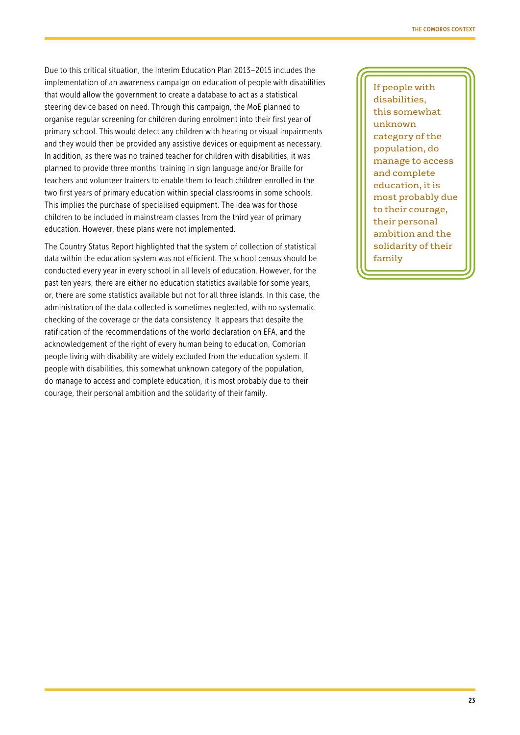Due to this critical situation, the Interim Education Plan 2013–2015 includes the implementation of an awareness campaign on education of people with disabilities that would allow the government to create a database to act as a statistical steering device based on need. Through this campaign, the MoE planned to organise regular screening for children during enrolment into their first year of primary school. This would detect any children with hearing or visual impairments and they would then be provided any assistive devices or equipment as necessary. In addition, as there was no trained teacher for children with disabilities, it was planned to provide three months' training in sign language and/or Braille for teachers and volunteer trainers to enable them to teach children enrolled in the two first years of primary education within special classrooms in some schools. This implies the purchase of specialised equipment. The idea was for those children to be included in mainstream classes from the third year of primary education. However, these plans were not implemented.

The Country Status Report highlighted that the system of collection of statistical data within the education system was not efficient. The school census should be conducted every year in every school in all levels of education. However, for the past ten years, there are either no education statistics available for some years, or, there are some statistics available but not for all three islands. In this case, the administration of the data collected is sometimes neglected, with no systematic checking of the coverage or the data consistency. It appears that despite the ratification of the recommendations of the world declaration on EFA, and the acknowledgement of the right of every human being to education, Comorian people living with disability are widely excluded from the education system. If people with disabilities, this somewhat unknown category of the population, do manage to access and complete education, it is most probably due to their courage, their personal ambition and the solidarity of their family.

> If people with disabilities, this somewhat unknown category of the population, do manage to access and complete education, it is most probably due to their courage, their personal ambition and the solidarity of their family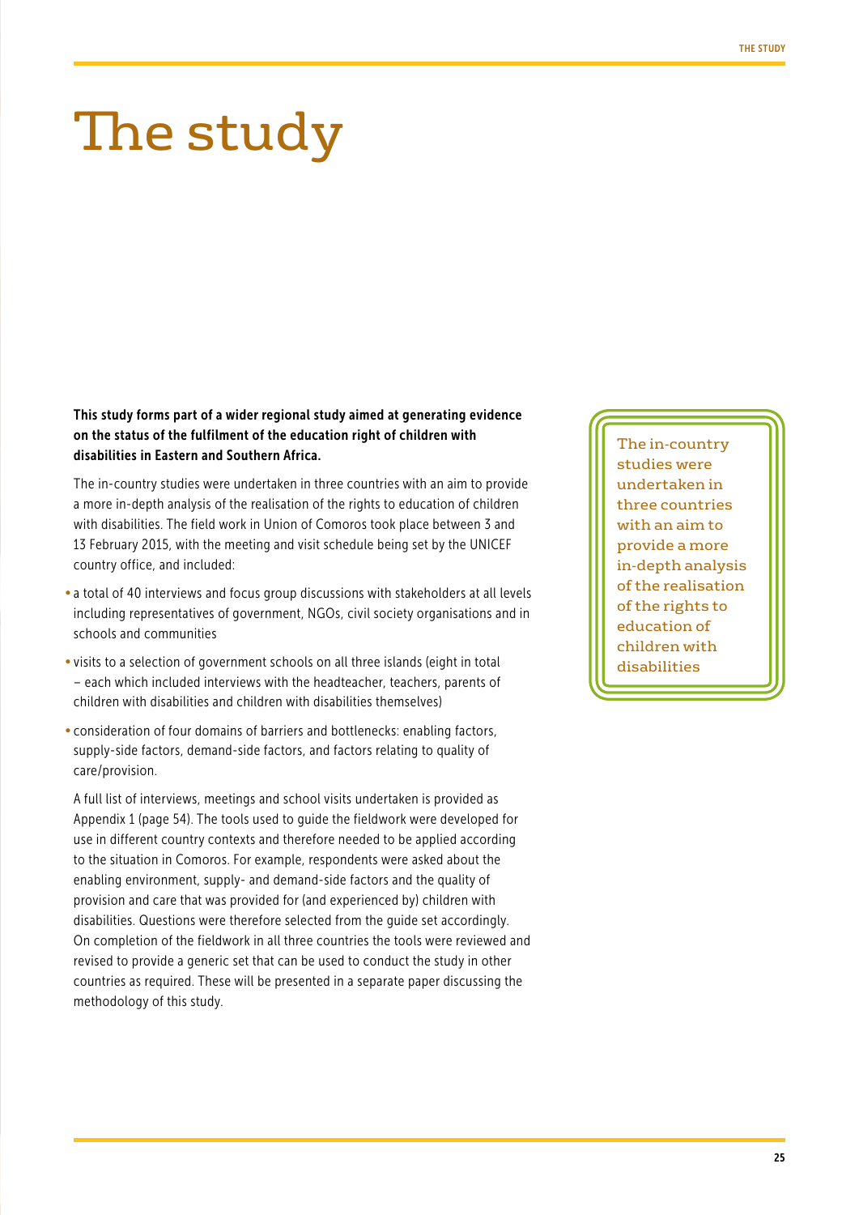# The study

**This study forms part of a wider regional study aimed at generating evidence on the status of the fulfilment of the education right of children with disabilities in Eastern and Southern Africa.**

The in-country studies were undertaken in three countries with an aim to provide a more in-depth analysis of the realisation of the rights to education of children with disabilities. The field work in Union of Comoros took place between 3 and 13 February 2015, with the meeting and visit schedule being set by the UNICEF country office, and included:

- a total of 40 interviews and focus group discussions with stakeholders at all levels including representatives of government, NGOs, civil society organisations and in schools and communities
- visits to a selection of government schools on all three islands (eight in total – each which included interviews with the headteacher, teachers, parents of children with disabilities and children with disabilities themselves)
- consideration of four domains of barriers and bottlenecks: enabling factors, supply-side factors, demand-side factors, and factors relating to quality of care/provision.

A full list of interviews, meetings and school visits undertaken is provided as Appendix 1 (page 54). The tools used to guide the fieldwork were developed for use in different country contexts and therefore needed to be applied according to the situation in Comoros. For example, respondents were asked about the enabling environment, supply- and demand-side factors and the quality of provision and care that was provided for (and experienced by) children with disabilities. Questions were therefore selected from the guide set accordingly. On completion of the fieldwork in all three countries the tools were reviewed and revised to provide a generic set that can be used to conduct the study in other countries as required. These will be presented in a separate paper discussing the methodology of this study.

The in-country studies were undertaken in three countries with an aim to provide a more in-depth analysis of the realisation of the rights to education of children with disabilities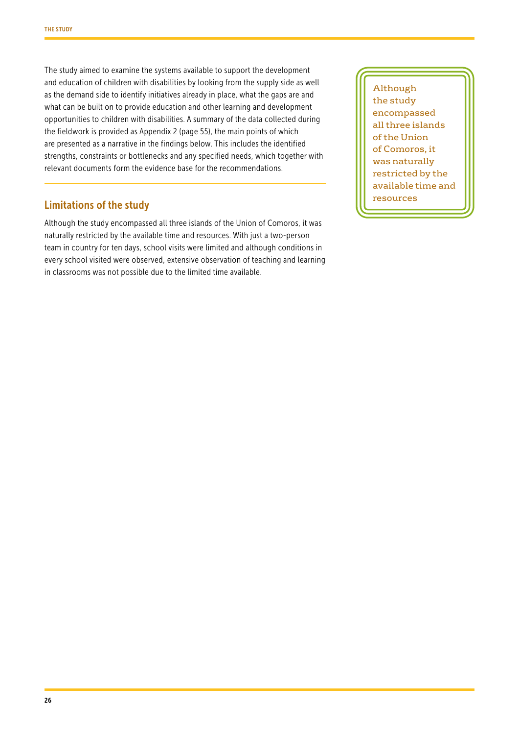The study aimed to examine the systems available to support the development and education of children with disabilities by looking from the supply side as well as the demand side to identify initiatives already in place, what the gaps are and what can be built on to provide education and other learning and development opportunities to children with disabilities. A summary of the data collected during the fieldwork is provided as Appendix 2 (page 55), the main points of which are presented as a narrative in the findings below. This includes the identified strengths, constraints or bottlenecks and any specified needs, which together with relevant documents form the evidence base for the recommendations.

## Limitations of the study

Although the study encompassed all three islands of the Union of Comoros, it was naturally restricted by the available time and resources. With just a two-person team in country for ten days, school visits were limited and although conditions in every school visited were observed, extensive observation of teaching and learning in classrooms was not possible due to the limited time available.

> Although the study encompassed all three islands of the Union of Comoros, it was naturally restricted by the available time and resources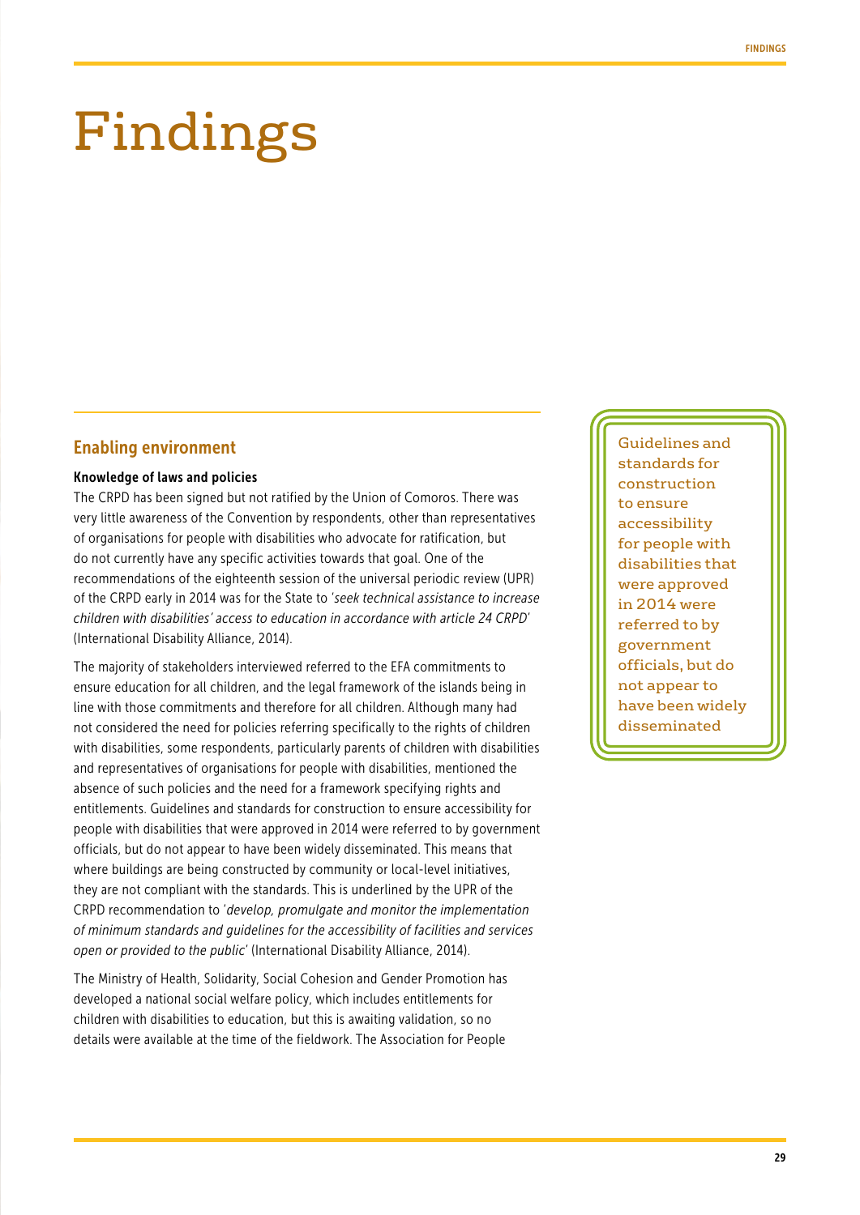# Findings

## Enabling environment

### Knowledge of laws and policies

The CRPD has been signed but not ratified by the Union of Comoros. There was very little awareness of the Convention by respondents, other than representatives of organisations for people with disabilities who advocate for ratification, but do not currently have any specific activities towards that goal. One of the recommendations of the eighteenth session of the universal periodic review (UPR) of the CRPD early in 2014 was for the State to '*seek technical assistance to increase children with disabilities' access to education in accordance with article 24 CRPD*' (International Disability Alliance, 2014).

The majority of stakeholders interviewed referred to the EFA commitments to ensure education for all children, and the legal framework of the islands being in line with those commitments and therefore for all children. Although many had not considered the need for policies referring specifically to the rights of children with disabilities, some respondents, particularly parents of children with disabilities and representatives of organisations for people with disabilities, mentioned the absence of such policies and the need for a framework specifying rights and entitlements. Guidelines and standards for construction to ensure accessibility for people with disabilities that were approved in 2014 were referred to by government officials, but do not appear to have been widely disseminated. This means that where buildings are being constructed by community or local-level initiatives, they are not compliant with the standards. This is underlined by the UPR of the CRPD recommendation to '*develop, promulgate and monitor the implementation of minimum standards and guidelines for the accessibility of facilities and services open or provided to the public*' (International Disability Alliance, 2014).

> Guidelines and standards for construction to ensure accessibility for people with disabilities that were approved in 2014 were referred to by government officials, but do not appear to have been widely disseminated

The Ministry of Health, Solidarity, Social Cohesion and Gender Promotion has developed a national social welfare policy, which includes entitlements for children with disabilities to education, but this is awaiting validation, so no details were available at the time of the fieldwork. The Association for People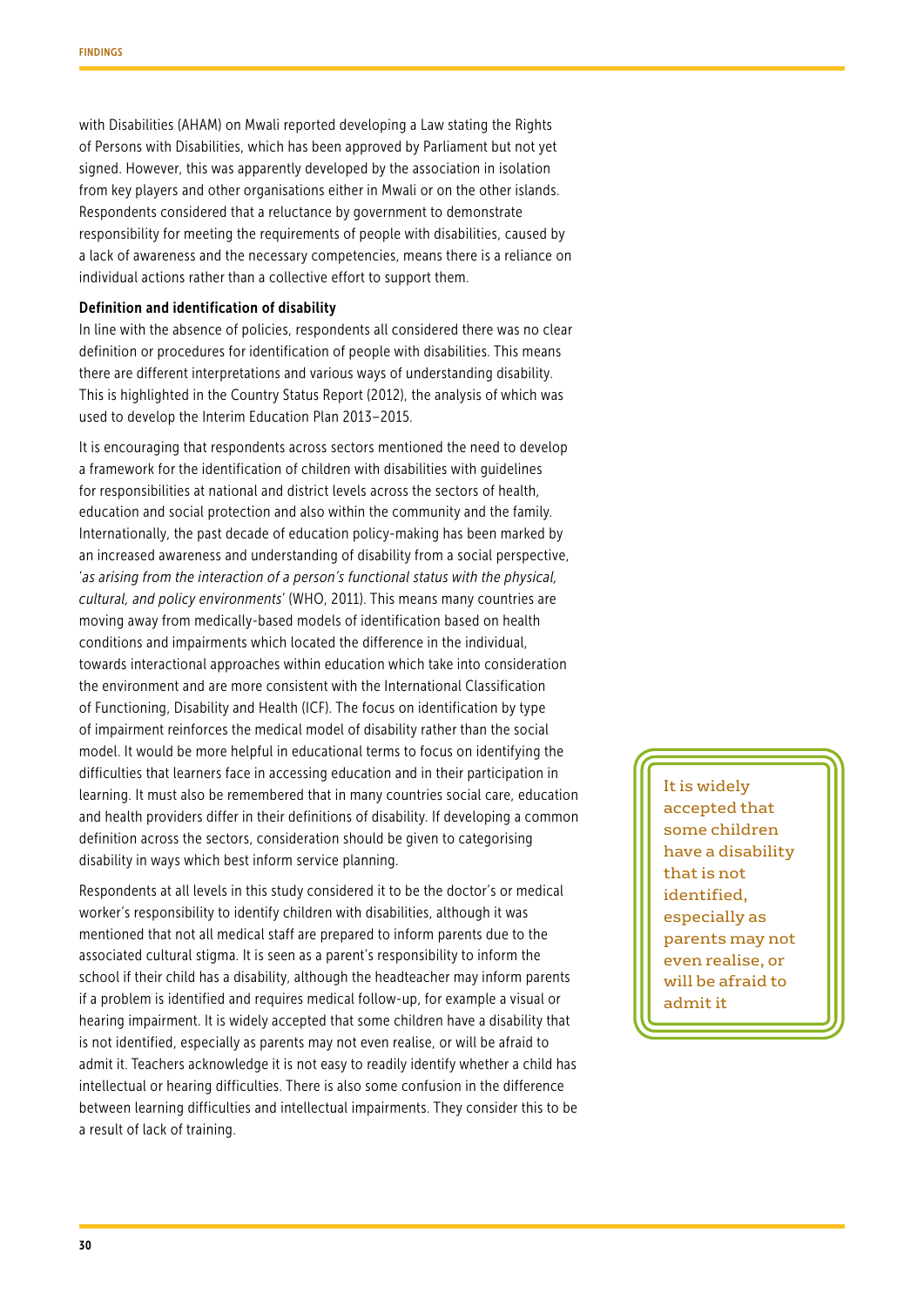with Disabilities (AHAM) on Mwali reported developing a Law stating the Rights of Persons with Disabilities, which has been approved by Parliament but not yet signed. However, this was apparently developed by the association in isolation from key players and other organisations either in Mwali or on the other islands. Respondents considered that a reluctance by government to demonstrate responsibility for meeting the requirements of people with disabilities, caused by a lack of awareness and the necessary competencies, means there is a reliance on individual actions rather than a collective effort to support them.

### Definition and identification of disability

In line with the absence of policies, respondents all considered there was no clear definition or procedures for identification of people with disabilities. This means there are different interpretations and various ways of understanding disability. This is highlighted in the Country Status Report (2012), the analysis of which was used to develop the Interim Education Plan 2013–2015.

It is encouraging that respondents across sectors mentioned the need to develop a framework for the identification of children with disabilities with guidelines for responsibilities at national and district levels across the sectors of health, education and social protection and also within the community and the family. Internationally, the past decade of education policy-making has been marked by an increased awareness and understanding of disability from a social perspective, '*as arising from the interaction of a person's functional status with the physical, cultural, and policy environments*' (WHO, 2011). This means many countries are moving away from medically-based models of identification based on health conditions and impairments which located the difference in the individual, towards interactional approaches within education which take into consideration the environment and are more consistent with the International Classification of Functioning, Disability and Health (ICF). The focus on identification by type of impairment reinforces the medical model of disability rather than the social model. It would be more helpful in educational terms to focus on identifying the difficulties that learners face in accessing education and in their participation in learning. It must also be remembered that in many countries social care, education and health providers differ in their definitions of disability. If developing a common definition across the sectors, consideration should be given to categorising disability in ways which best inform service planning.

Respondents at all levels in this study considered it to be the doctor's or medical worker's responsibility to identify children with disabilities, although it was mentioned that not all medical staff are prepared to inform parents due to the associated cultural stigma. It is seen as a parent's responsibility to inform the school if their child has a disability, although the headteacher may inform parents if a problem is identified and requires medical follow-up, for example a visual or hearing impairment. It is widely accepted that some children have a disability that is not identified, especially as parents may not even realise, or will be afraid to admit it. Teachers acknowledge it is not easy to readily identify whether a child has intellectual or hearing difficulties. There is also some confusion in the difference between learning difficulties and intellectual impairments. They consider this to be a result of lack of training.

> It is widely accepted that some children have a disability that is not identified, especially as parents may not even realise, or will be afraid to admit it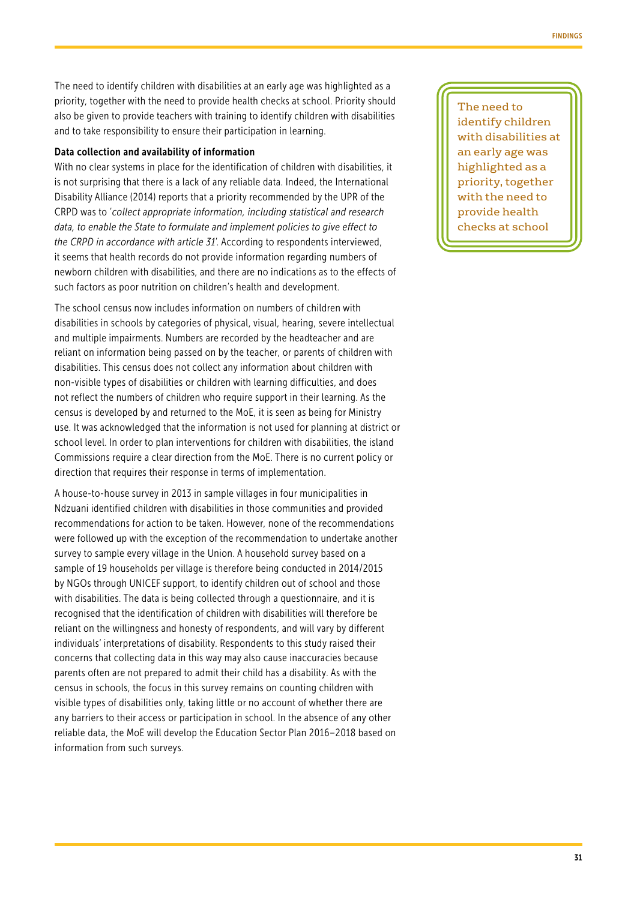The need to identify children with disabilities at an early age was highlighted as a priority, together with the need to provide health checks at school. Priority should also be given to provide teachers with training to identify children with disabilities and to take responsibility to ensure their participation in learning.

> The need to identify children with disabilities at an early age was highlighted as a priority, together with the need to provide health checks at school

**Data collection and availability of information**

With no clear systems in place for the identification of children with disabilities, it is not surprising that there is a lack of any reliable data. Indeed, the International Disability Alliance (2014) reports that a priority recommended by the UPR of the CRPD was to '*collect appropriate information, including statistical and research data, to enable the State to formulate and implement policies to give effect to the CRPD in accordance with article 31*'. According to respondents interviewed, it seems that health records do not provide information regarding numbers of newborn children with disabilities, and there are no indications as to the effects of such factors as poor nutrition on children's health and development.

The school census now includes information on numbers of children with disabilities in schools by categories of physical, visual, hearing, severe intellectual and multiple impairments. Numbers are recorded by the headteacher and are reliant on information being passed on by the teacher, or parents of children with disabilities. This census does not collect any information about children with non-visible types of disabilities or children with learning difficulties, and does not reflect the numbers of children who require support in their learning. As the census is developed by and returned to the MoE, it is seen as being for Ministry use. It was acknowledged that the information is not used for planning at district or school level. In order to plan interventions for children with disabilities, the island Commissions require a clear direction from the MoE. There is no current policy or direction that requires their response in terms of implementation.

A house-to-house survey in 2013 in sample villages in four municipalities in Ndzuani identified children with disabilities in those communities and provided recommendations for action to be taken. However, none of the recommendations were followed up with the exception of the recommendation to undertake another survey to sample every village in the Union. A household survey based on a sample of 19 households per village is therefore being conducted in 2014/2015 by NGOs through UNICEF support, to identify children out of school and those with disabilities. The data is being collected through a questionnaire, and it is recognised that the identification of children with disabilities will therefore be reliant on the willingness and honesty of respondents, and will vary by different individuals' interpretations of disability. Respondents to this study raised their concerns that collecting data in this way may also cause inaccuracies because parents often are not prepared to admit their child has a disability. As with the census in schools, the focus in this survey remains on counting children with visible types of disabilities only, taking little or no account of whether there are any barriers to their access or participation in school. In the absence of any other reliable data, the MoE will develop the Education Sector Plan 2016–2018 based on information from such surveys.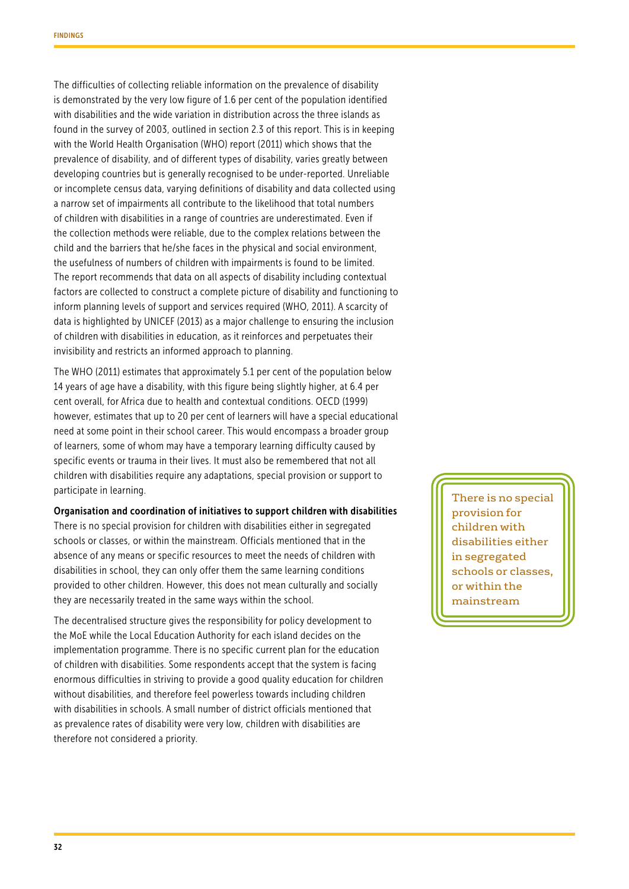The difficulties of collecting reliable information on the prevalence of disability is demonstrated by the very low figure of 1.6 per cent of the population identified with disabilities and the wide variation in distribution across the three islands as found in the survey of 2003, outlined in section 2.3 of this report. This is in keeping with the World Health Organisation (WHO) report (2011) which shows that the prevalence of disability, and of different types of disability, varies greatly between developing countries but is generally recognised to be under-reported. Unreliable or incomplete census data, varying definitions of disability and data collected using a narrow set of impairments all contribute to the likelihood that total numbers of children with disabilities in a range of countries are underestimated. Even if the collection methods were reliable, due to the complex relations between the child and the barriers that he/she faces in the physical and social environment, the usefulness of numbers of children with impairments is found to be limited. The report recommends that data on all aspects of disability including contextual factors are collected to construct a complete picture of disability and functioning to inform planning levels of support and services required (WHO, 2011). A scarcity of data is highlighted by UNICEF (2013) as a major challenge to ensuring the inclusion of children with disabilities in education, as it reinforces and perpetuates their invisibility and restricts an informed approach to planning.

The WHO (2011) estimates that approximately 5.1 per cent of the population below 14 years of age have a disability, with this figure being slightly higher, at 6.4 per cent overall, for Africa due to health and contextual conditions. OECD (1999) however, estimates that up to 20 per cent of learners will have a special educational need at some point in their school career. This would encompass a broader group of learners, some of whom may have a temporary learning difficulty caused by specific events or trauma in their lives. It must also be remembered that not all children with disabilities require any adaptations, special provision or support to participate in learning.

**Organisation and coordination of initiatives to support children with disabilities**

There is no special provision for children with disabilities either in segregated schools or classes, or within the mainstream. Officials mentioned that in the absence of any means or specific resources to meet the needs of children with disabilities in school, they can only offer them the same learning conditions provided to other children. However, this does not mean culturally and socially they are necessarily treated in the same ways within the school.

> There is no special provision for children with disabilities either in segregated schools or classes, or within the mainstream

The decentralised structure gives the responsibility for policy development to the MoE while the Local Education Authority for each island decides on the implementation programme. There is no specific current plan for the education of children with disabilities. Some respondents accept that the system is facing enormous difficulties in striving to provide a good quality education for children without disabilities, and therefore feel powerless towards including children with disabilities in schools. A small number of district officials mentioned that as prevalence rates of disability were very low, children with disabilities are therefore not considered a priority.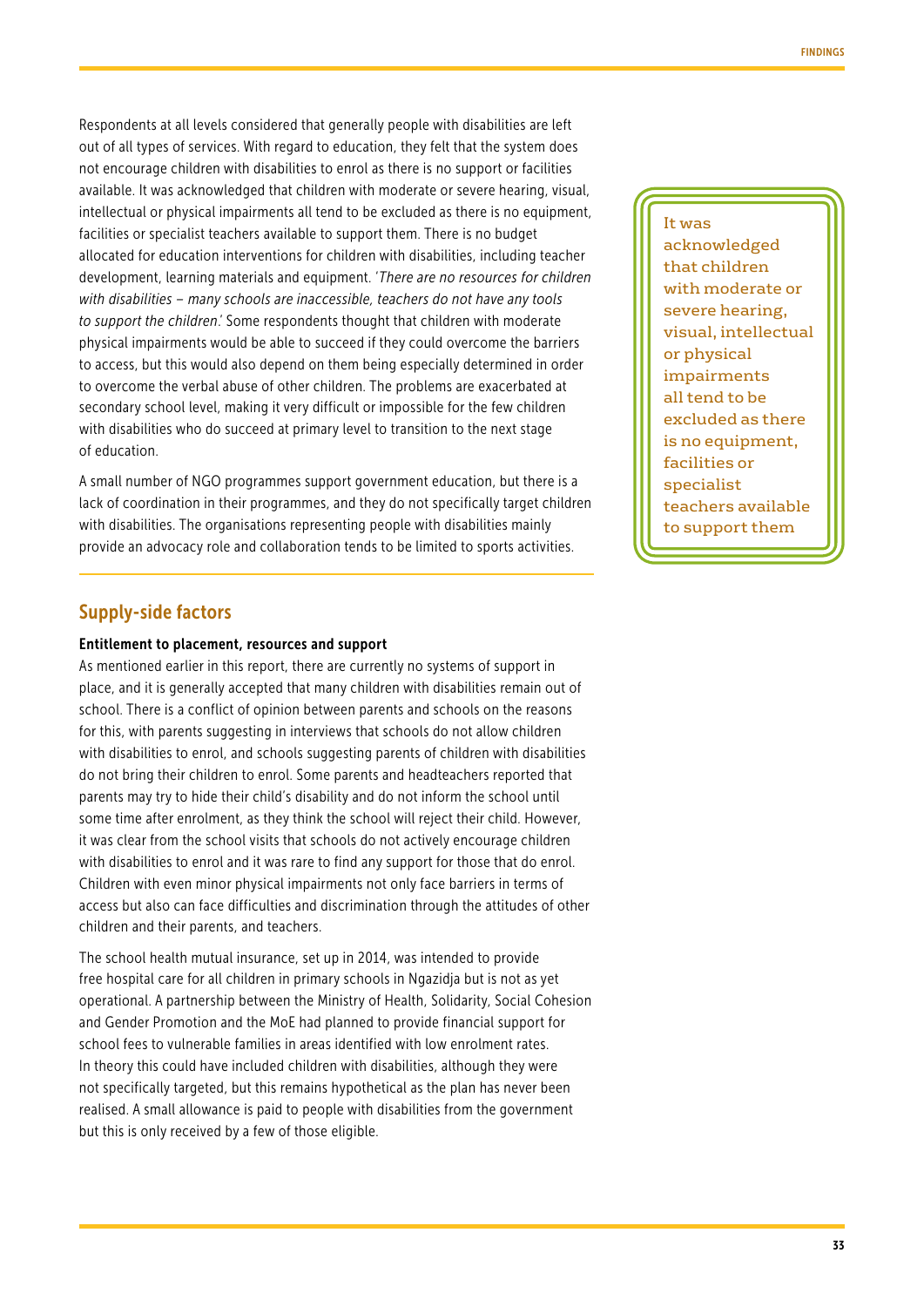Respondents at all levels considered that generally people with disabilities are left out of all types of services. With regard to education, they felt that the system does not encourage children with disabilities to enrol as there is no support or facilities available. It was acknowledged that children with moderate or severe hearing, visual, intellectual or physical impairments all tend to be excluded as there is no equipment, facilities or specialist teachers available to support them. There is no budget allocated for education interventions for children with disabilities, including teacher development, learning materials and equipment. '*There are no resources for children with disabilities – many schools are inaccessible, teachers do not have any tools to support the children*.' Some respondents thought that children with moderate physical impairments would be able to succeed if they could overcome the barriers to access, but this would also depend on them being especially determined in order to overcome the verbal abuse of other children. The problems are exacerbated at secondary school level, making it very difficult or impossible for the few children with disabilities who do succeed at primary level to transition to the next stage of education.

> It was acknowledged that children with moderate or severe hearing, visual, intellectual or physical impairments all tend to be excluded as there is no equipment, facilities or specialist teachers available to support them

A small number of NGO programmes support government education, but there is a lack of coordination in their programmes, and they do not specifically target children with disabilities. The organisations representing people with disabilities mainly provide an advocacy role and collaboration tends to be limited to sports activities.

## Supply-side factors

### Entitlement to placement, resources and support

As mentioned earlier in this report, there are currently no systems of support in place, and it is generally accepted that many children with disabilities remain out of school. There is a conflict of opinion between parents and schools on the reasons for this, with parents suggesting in interviews that schools do not allow children with disabilities to enrol, and schools suggesting parents of children with disabilities do not bring their children to enrol. Some parents and headteachers reported that parents may try to hide their child's disability and do not inform the school until some time after enrolment, as they think the school will reject their child. However, it was clear from the school visits that schools do not actively encourage children with disabilities to enrol and it was rare to find any support for those that do enrol. Children with even minor physical impairments not only face barriers in terms of access but also can face difficulties and discrimination through the attitudes of other children and their parents, and teachers.

The school health mutual insurance, set up in 2014, was intended to provide free hospital care for all children in primary schools in Ngazidja but is not as yet operational. A partnership between the Ministry of Health, Solidarity, Social Cohesion and Gender Promotion and the MoE had planned to provide financial support for school fees to vulnerable families in areas identified with low enrolment rates. In theory this could have included children with disabilities, although they were not specifically targeted, but this remains hypothetical as the plan has never been realised. A small allowance is paid to people with disabilities from the government but this is only received by a few of those eligible.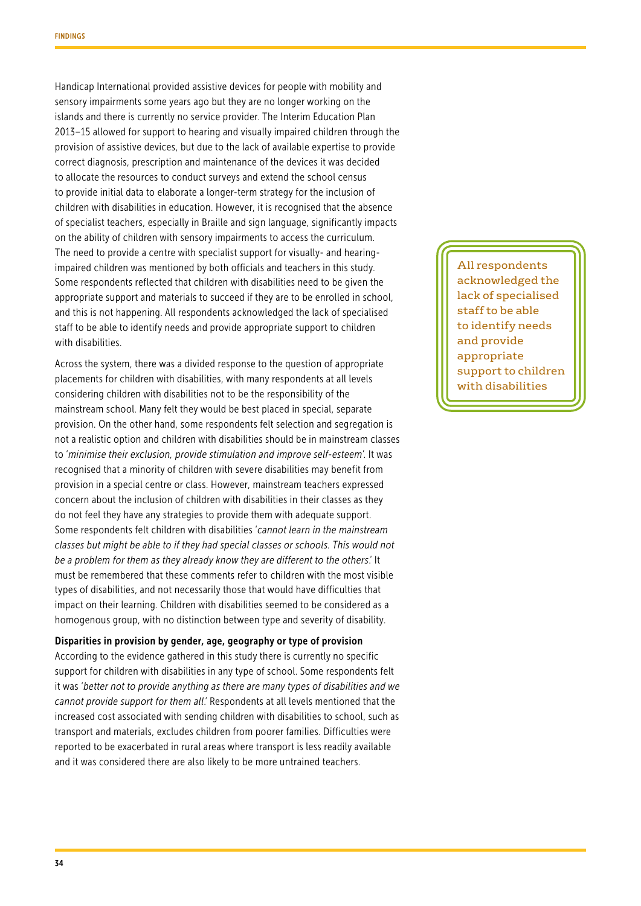Handicap International provided assistive devices for people with mobility and sensory impairments some years ago but they are no longer working on the islands and there is currently no service provider. The Interim Education Plan 2013–15 allowed for support to hearing and visually impaired children through the provision of assistive devices, but due to the lack of available expertise to provide correct diagnosis, prescription and maintenance of the devices it was decided to allocate the resources to conduct surveys and extend the school census to provide initial data to elaborate a longer-term strategy for the inclusion of children with disabilities in education. However, it is recognised that the absence of specialist teachers, especially in Braille and sign language, significantly impacts on the ability of children with sensory impairments to access the curriculum. The need to provide a centre with specialist support for visually- and hearing-impaired children was mentioned by both officials and teachers in this study. Some respondents reflected that children with disabilities need to be given the appropriate support and materials to succeed if they are to be enrolled in school, and this is not happening. All respondents acknowledged the lack of specialised staff to be able to identify needs and provide appropriate support to children with disabilities.

> All respondents acknowledged the lack of specialised staff to be able to identify needs and provide appropriate support to children with disabilities

Across the system, there was a divided response to the question of appropriate placements for children with disabilities, with many respondents at all levels considering children with disabilities not to be the responsibility of the mainstream school. Many felt they would be best placed in special, separate provision. On the other hand, some respondents felt selection and segregation is not a realistic option and children with disabilities should be in mainstream classes to '*minimise their exclusion, provide stimulation and improve self-esteem*'. It was recognised that a minority of children with severe disabilities may benefit from provision in a special centre or class. However, mainstream teachers expressed concern about the inclusion of children with disabilities in their classes as they do not feel they have any strategies to provide them with adequate support. Some respondents felt children with disabilities '*cannot learn in the mainstream classes but might be able to if they had special classes or schools. This would not be a problem for them as they already know they are different to the others*.' It must be remembered that these comments refer to children with the most visible types of disabilities, and not necessarily those that would have difficulties that impact on their learning. Children with disabilities seemed to be considered as a homogenous group, with no distinction between type and severity of disability.

**Disparities in provision by gender, age, geography or type of provision**

According to the evidence gathered in this study there is currently no specific support for children with disabilities in any type of school. Some respondents felt it was '*better not to provide anything as there are many types of disabilities and we cannot provide support for them all*.' Respondents at all levels mentioned that the increased cost associated with sending children with disabilities to school, such as transport and materials, excludes children from poorer families. Difficulties were reported to be exacerbated in rural areas where transport is less readily available and it was considered there are also likely to be more untrained teachers.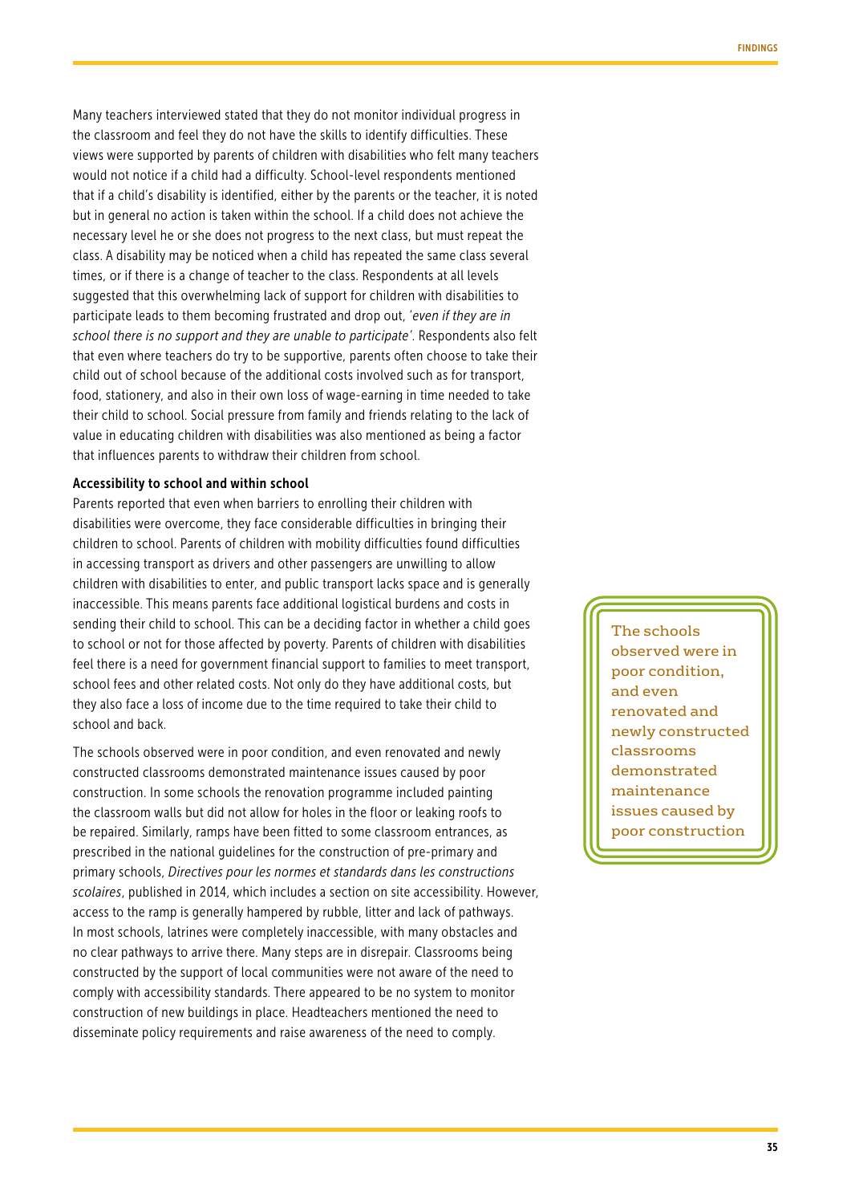Many teachers interviewed stated that they do not monitor individual progress in the classroom and feel they do not have the skills to identify difficulties. These views were supported by parents of children with disabilities who felt many teachers would not notice if a child had a difficulty. School-level respondents mentioned that if a child's disability is identified, either by the parents or the teacher, it is noted but in general no action is taken within the school. If a child does not achieve the necessary level he or she does not progress to the next class, but must repeat the class. A disability may be noticed when a child has repeated the same class several times, or if there is a change of teacher to the class. Respondents at all levels suggested that this overwhelming lack of support for children with disabilities to participate leads to them becoming frustrated and drop out, '*even if they are in school there is no support and they are unable to participate*'. Respondents also felt that even where teachers do try to be supportive, parents often choose to take their child out of school because of the additional costs involved such as for transport, food, stationery, and also in their own loss of wage-earning in time needed to take their child to school. Social pressure from family and friends relating to the lack of value in educating children with disabilities was also mentioned as being a factor that influences parents to withdraw their children from school.

### Accessibility to school and within school

Parents reported that even when barriers to enrolling their children with disabilities were overcome, they face considerable difficulties in bringing their children to school. Parents of children with mobility difficulties found difficulties in accessing transport as drivers and other passengers are unwilling to allow children with disabilities to enter, and public transport lacks space and is generally inaccessible. This means parents face additional logistical burdens and costs in sending their child to school. This can be a deciding factor in whether a child goes to school or not for those affected by poverty. Parents of children with disabilities feel there is a need for government financial support to families to meet transport, school fees and other related costs. Not only do they have additional costs, but they also face a loss of income due to the time required to take their child to school and back.

The schools observed were in poor condition, and even renovated and newly constructed classrooms demonstrated maintenance issues caused by poor construction. In some schools the renovation programme included painting the classroom walls but did not allow for holes in the floor or leaking roofs to be repaired. Similarly, ramps have been fitted to some classroom entrances, as prescribed in the national guidelines for the construction of pre-primary and primary schools, *Directives pour les normes et standards dans les constructions scolaires*, published in 2014, which includes a section on site accessibility. However, access to the ramp is generally hampered by rubble, litter and lack of pathways. In most schools, latrines were completely inaccessible, with many obstacles and no clear pathways to arrive there. Many steps are in disrepair. Classrooms being constructed by the support of local communities were not aware of the need to comply with accessibility standards. There appeared to be no system to monitor construction of new buildings in place. Headteachers mentioned the need to disseminate policy requirements and raise awareness of the need to comply.

> The schools observed were in poor condition, and even renovated and newly constructed classrooms demonstrated maintenance issues caused by poor construction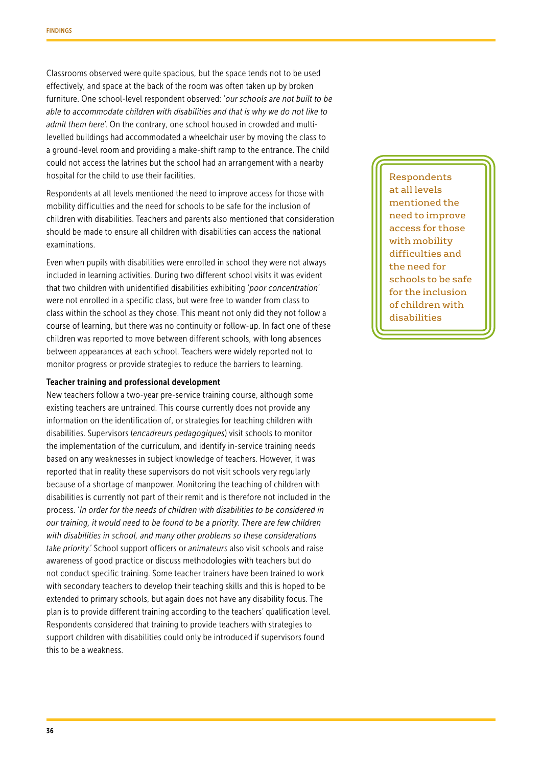Classrooms observed were quite spacious, but the space tends not to be used effectively, and space at the back of the room was often taken up by broken furniture. One school-level respondent observed: '*our schools are not built to be able to accommodate children with disabilities and that is why we do not like to admit them here*'. On the contrary, one school housed in crowded and multi-levelled buildings had accommodated a wheelchair user by moving the class to a ground-level room and providing a make-shift ramp to the entrance. The child could not access the latrines but the school had an arrangement with a nearby hospital for the child to use their facilities.

Respondents at all levels mentioned the need to improve access for those with mobility difficulties and the need for schools to be safe for the inclusion of children with disabilities. Teachers and parents also mentioned that consideration should be made to ensure all children with disabilities can access the national examinations.

> Respondents at all levels mentioned the need to improve access for those with mobility difficulties and the need for schools to be safe for the inclusion of children with disabilities

Even when pupils with disabilities were enrolled in school they were not always included in learning activities. During two different school visits it was evident that two children with unidentified disabilities exhibiting '*poor concentration*' were not enrolled in a specific class, but were free to wander from class to class within the school as they chose. This meant not only did they not follow a course of learning, but there was no continuity or follow-up. In fact one of these children was reported to move between different schools, with long absences between appearances at each school. Teachers were widely reported not to monitor progress or provide strategies to reduce the barriers to learning.

**Teacher training and professional development**

New teachers follow a two-year pre-service training course, although some existing teachers are untrained. This course currently does not provide any information on the identification of, or strategies for teaching children with disabilities. Supervisors (*encadreurs pedagogiques*) visit schools to monitor the implementation of the curriculum, and identify in-service training needs based on any weaknesses in subject knowledge of teachers. However, it was reported that in reality these supervisors do not visit schools very regularly because of a shortage of manpower. Monitoring the teaching of children with disabilities is currently not part of their remit and is therefore not included in the process. '*In order for the needs of children with disabilities to be considered in our training, it would need to be found to be a priority. There are few children with disabilities in school, and many other problems so these considerations take priority*.' School support officers or *animateurs* also visit schools and raise awareness of good practice or discuss methodologies with teachers but do not conduct specific training. Some teacher trainers have been trained to work with secondary teachers to develop their teaching skills and this is hoped to be extended to primary schools, but again does not have any disability focus. The plan is to provide different training according to the teachers' qualification level. Respondents considered that training to provide teachers with strategies to support children with disabilities could only be introduced if supervisors found this to be a weakness.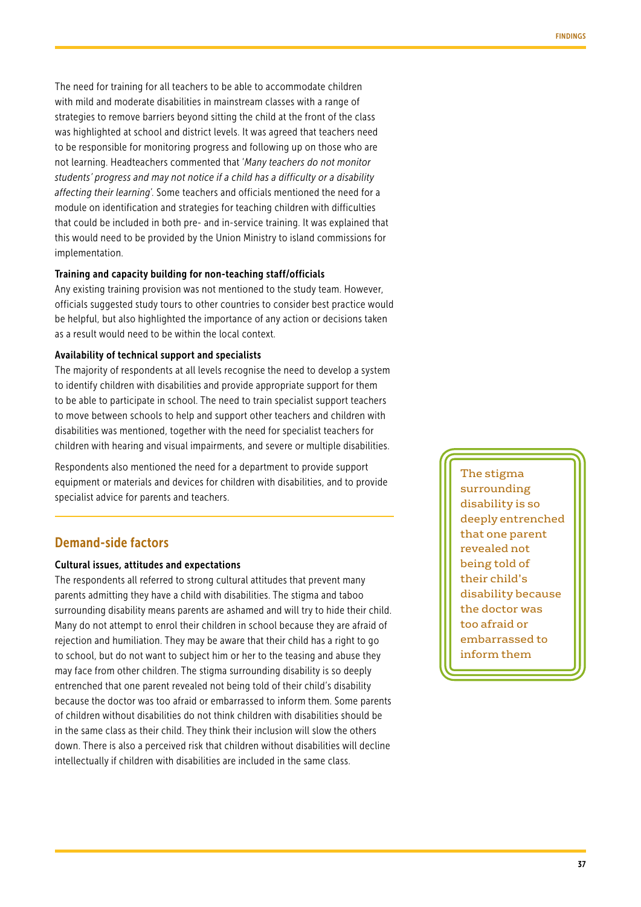The need for training for all teachers to be able to accommodate children with mild and moderate disabilities in mainstream classes with a range of strategies to remove barriers beyond sitting the child at the front of the class was highlighted at school and district levels. It was agreed that teachers need to be responsible for monitoring progress and following up on those who are not learning. Headteachers commented that '*Many teachers do not monitor students' progress and may not notice if a child has a difficulty or a disability affecting their learning*'. Some teachers and officials mentioned the need for a module on identification and strategies for teaching children with difficulties that could be included in both pre- and in-service training. It was explained that this would need to be provided by the Union Ministry to island commissions for implementation.

#### Training and capacity building for non-teaching staff/officials

Any existing training provision was not mentioned to the study team. However, officials suggested study tours to other countries to consider best practice would be helpful, but also highlighted the importance of any action or decisions taken as a result would need to be within the local context.

#### Availability of technical support and specialists

The majority of respondents at all levels recognise the need to develop a system to identify children with disabilities and provide appropriate support for them to be able to participate in school. The need to train specialist support teachers to move between schools to help and support other teachers and children with disabilities was mentioned, together with the need for specialist teachers for children with hearing and visual impairments, and severe or multiple disabilities.

Respondents also mentioned the need for a department to provide support equipment or materials and devices for children with disabilities, and to provide specialist advice for parents and teachers.

## Demand-side factors

#### Cultural issues, attitudes and expectations

The respondents all referred to strong cultural attitudes that prevent many parents admitting they have a child with disabilities. The stigma and taboo surrounding disability means parents are ashamed and will try to hide their child. Many do not attempt to enrol their children in school because they are afraid of rejection and humiliation. They may be aware that their child has a right to go to school, but do not want to subject him or her to the teasing and abuse they may face from other children. The stigma surrounding disability is so deeply entrenched that one parent revealed not being told of their child's disability because the doctor was too afraid or embarrassed to inform them. Some parents of children without disabilities do not think children with disabilities should be in the same class as their child. They think their inclusion will slow the others down. There is also a perceived risk that children without disabilities will decline intellectually if children with disabilities are included in the same class.

> The stigma surrounding disability is so deeply entrenched that one parent revealed not being told of their child's disability because the doctor was too afraid or embarrassed to inform them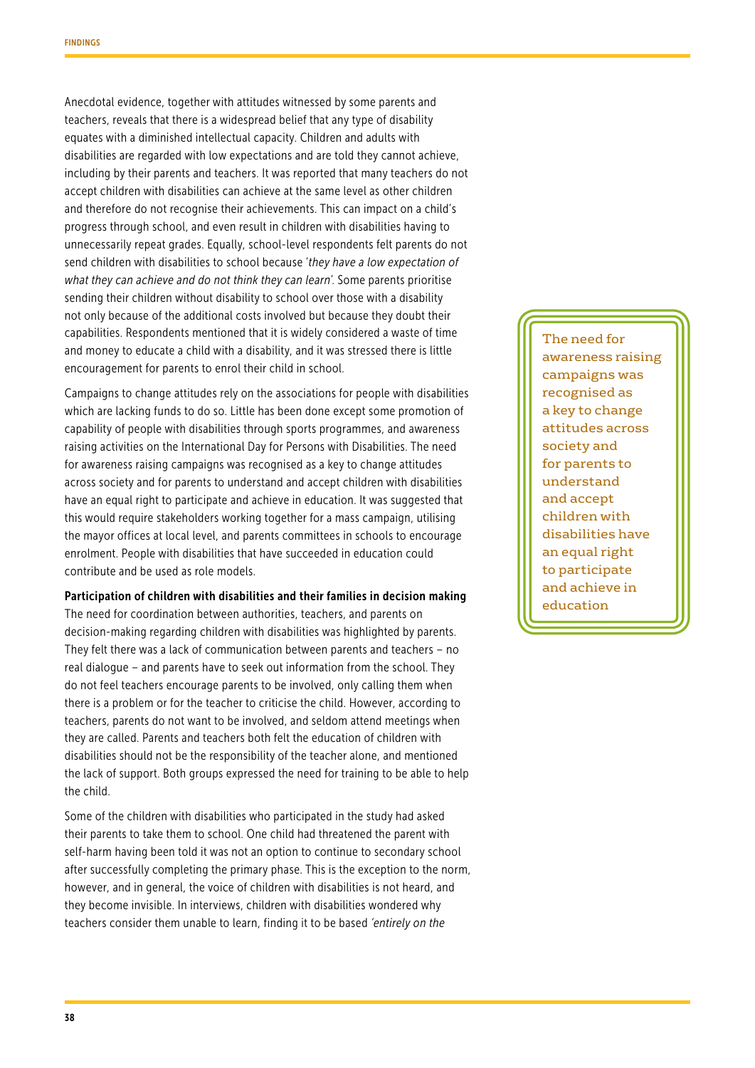Anecdotal evidence, together with attitudes witnessed by some parents and teachers, reveals that there is a widespread belief that any type of disability equates with a diminished intellectual capacity. Children and adults with disabilities are regarded with low expectations and are told they cannot achieve, including by their parents and teachers. It was reported that many teachers do not accept children with disabilities can achieve at the same level as other children and therefore do not recognise their achievements. This can impact on a child's progress through school, and even result in children with disabilities having to unnecessarily repeat grades. Equally, school-level respondents felt parents do not send children with disabilities to school because '*they have a low expectation of what they can achieve and do not think they can learn*'. Some parents prioritise sending their children without disability to school over those with a disability not only because of the additional costs involved but because they doubt their capabilities. Respondents mentioned that it is widely considered a waste of time and money to educate a child with a disability, and it was stressed there is little encouragement for parents to enrol their child in school.

Campaigns to change attitudes rely on the associations for people with disabilities which are lacking funds to do so. Little has been done except some promotion of capability of people with disabilities through sports programmes, and awareness raising activities on the International Day for Persons with Disabilities. The need for awareness raising campaigns was recognised as a key to change attitudes across society and for parents to understand and accept children with disabilities have an equal right to participate and achieve in education. It was suggested that this would require stakeholders working together for a mass campaign, utilising the mayor offices at local level, and parents committees in schools to encourage enrolment. People with disabilities that have succeeded in education could contribute and be used as role models.

> The need for awareness raising campaigns was recognised as a key to change attitudes across society and for parents to understand and accept children with disabilities have an equal right to participate and achieve in education

**Participation of children with disabilities and their families in decision making**

The need for coordination between authorities, teachers, and parents on decision-making regarding children with disabilities was highlighted by parents. They felt there was a lack of communication between parents and teachers – no real dialogue – and parents have to seek out information from the school. They do not feel teachers encourage parents to be involved, only calling them when there is a problem or for the teacher to criticise the child. However, according to teachers, parents do not want to be involved, and seldom attend meetings when they are called. Parents and teachers both felt the education of children with disabilities should not be the responsibility of the teacher alone, and mentioned the lack of support. Both groups expressed the need for training to be able to help the child.

Some of the children with disabilities who participated in the study had asked their parents to take them to school. One child had threatened the parent with self-harm having been told it was not an option to continue to secondary school after successfully completing the primary phase. This is the exception to the norm, however, and in general, the voice of children with disabilities is not heard, and they become invisible. In interviews, children with disabilities wondered why teachers consider them unable to learn, finding it to be based *'entirely on the*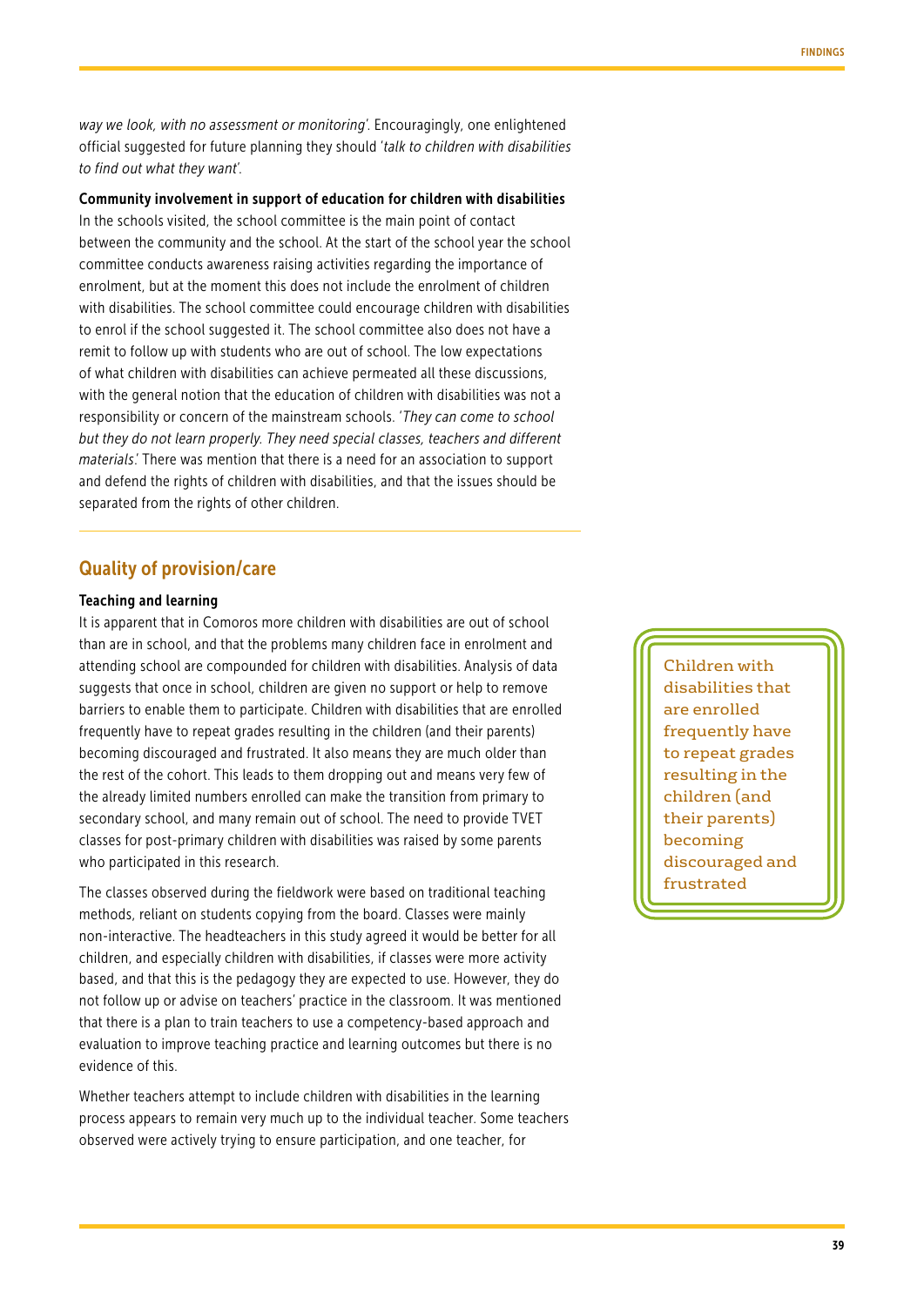*way we look, with no assessment or monitoring'*. Encouragingly, one enlightened official suggested for future planning they should '*talk to children with disabilities to find out what they want*'.

**Community involvement in support of education for children with disabilities**

In the schools visited, the school committee is the main point of contact between the community and the school. At the start of the school year the school committee conducts awareness raising activities regarding the importance of enrolment, but at the moment this does not include the enrolment of children with disabilities. The school committee could encourage children with disabilities to enrol if the school suggested it. The school committee also does not have a remit to follow up with students who are out of school. The low expectations of what children with disabilities can achieve permeated all these discussions, with the general notion that the education of children with disabilities was not a responsibility or concern of the mainstream schools. '*They can come to school but they do not learn properly. They need special classes, teachers and different materials*.' There was mention that there is a need for an association to support and defend the rights of children with disabilities, and that the issues should be separated from the rights of other children.

## Quality of provision/care

**Teaching and learning**

It is apparent that in Comoros more children with disabilities are out of school than are in school, and that the problems many children face in enrolment and attending school are compounded for children with disabilities. Analysis of data suggests that once in school, children are given no support or help to remove barriers to enable them to participate. Children with disabilities that are enrolled frequently have to repeat grades resulting in the children (and their parents) becoming discouraged and frustrated. It also means they are much older than the rest of the cohort. This leads to them dropping out and means very few of the already limited numbers enrolled can make the transition from primary to secondary school, and many remain out of school. The need to provide TVET classes for post-primary children with disabilities was raised by some parents who participated in this research.

> Children with disabilities that are enrolled frequently have to repeat grades resulting in the children (and their parents) becoming discouraged and frustrated

The classes observed during the fieldwork were based on traditional teaching methods, reliant on students copying from the board. Classes were mainly non-interactive. The headteachers in this study agreed it would be better for all children, and especially children with disabilities, if classes were more activity based, and that this is the pedagogy they are expected to use. However, they do not follow up or advise on teachers' practice in the classroom. It was mentioned that there is a plan to train teachers to use a competency-based approach and evaluation to improve teaching practice and learning outcomes but there is no evidence of this.

Whether teachers attempt to include children with disabilities in the learning process appears to remain very much up to the individual teacher. Some teachers observed were actively trying to ensure participation, and one teacher, for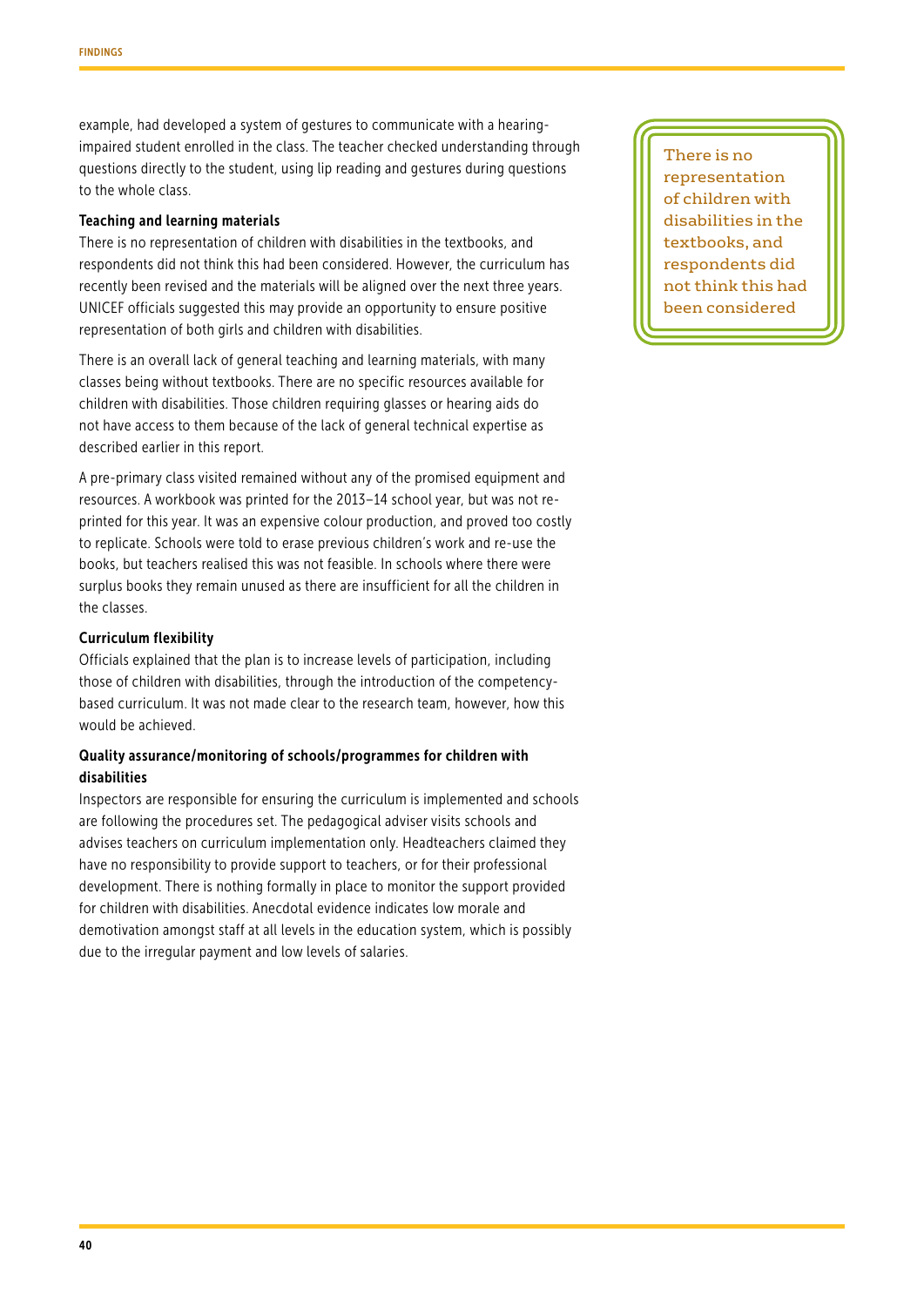example, had developed a system of gestures to communicate with a hearing-impaired student enrolled in the class. The teacher checked understanding through questions directly to the student, using lip reading and gestures during questions to the whole class.

### Teaching and learning materials

There is no representation of children with disabilities in the textbooks, and respondents did not think this had been considered. However, the curriculum has recently been revised and the materials will be aligned over the next three years. UNICEF officials suggested this may provide an opportunity to ensure positive representation of both girls and children with disabilities.

> There is no representation of children with disabilities in the textbooks, and respondents did not think this had been considered

There is an overall lack of general teaching and learning materials, with many classes being without textbooks. There are no specific resources available for children with disabilities. Those children requiring glasses or hearing aids do not have access to them because of the lack of general technical expertise as described earlier in this report.

A pre-primary class visited remained without any of the promised equipment and resources. A workbook was printed for the 2013–14 school year, but was not re-printed for this year. It was an expensive colour production, and proved too costly to replicate. Schools were told to erase previous children's work and re-use the books, but teachers realised this was not feasible. In schools where there were surplus books they remain unused as there are insufficient for all the children in the classes.

### Curriculum flexibility

Officials explained that the plan is to increase levels of participation, including those of children with disabilities, through the introduction of the competency-based curriculum. It was not made clear to the research team, however, how this would be achieved.

### Quality assurance/monitoring of schools/programmes for children with disabilities

Inspectors are responsible for ensuring the curriculum is implemented and schools are following the procedures set. The pedagogical adviser visits schools and advises teachers on curriculum implementation only. Headteachers claimed they have no responsibility to provide support to teachers, or for their professional development. There is nothing formally in place to monitor the support provided for children with disabilities. Anecdotal evidence indicates low morale and demotivation amongst staff at all levels in the education system, which is possibly due to the irregular payment and low levels of salaries.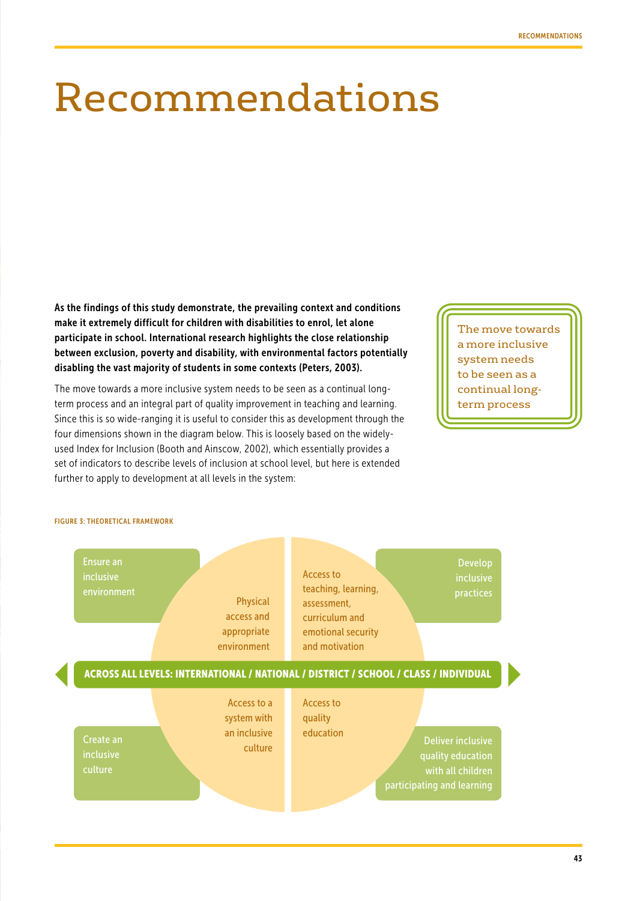# Recommendations

**As the findings of this study demonstrate, the prevailing context and conditions make it extremely difficult for children with disabilities to enrol, let alone participate in school. International research highlights the close relationship between exclusion, poverty and disability, with environmental factors potentially disabling the vast majority of students in some contexts (Peters, 2003).**

The move towards a more inclusive system needs to be seen as a continual long-term process and an integral part of quality improvement in teaching and learning. Since this is so wide-ranging it is useful to consider this as development through the four dimensions shown in the diagram below. This is loosely based on the widely-used Index for Inclusion (Booth and Ainscow, 2002), which essentially provides a set of indicators to describe levels of inclusion at school level, but here is extended further to apply to development at all levels in the system:

> The move towards a more inclusive system needs to be seen as a continual long-term process

FIGURE 3: THEORETICAL FRAMEWORK

- Ensure an inclusive environment — Physical access and appropriate environment
- Develop inclusive practices — Access to teaching, learning, assessment, curriculum and emotional security and motivation
- Create an inclusive culture — Access to a system with an inclusive culture
- Deliver inclusive quality education with all children participating and learning — Access to quality education

ACROSS ALL LEVELS: INTERNATIONAL / NATIONAL / DISTRICT / SCHOOL / CLASS / INDIVIDUAL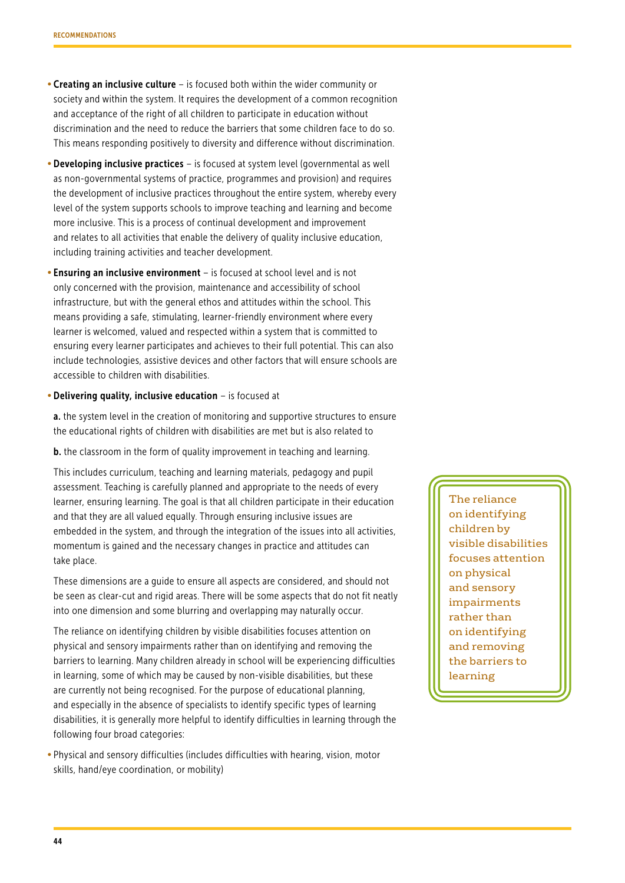- **Creating an inclusive culture** – is focused both within the wider community or society and within the system. It requires the development of a common recognition and acceptance of the right of all children to participate in education without discrimination and the need to reduce the barriers that some children face to do so. This means responding positively to diversity and difference without discrimination.
- **Developing inclusive practices** – is focused at system level (governmental as well as non-governmental systems of practice, programmes and provision) and requires the development of inclusive practices throughout the entire system, whereby every level of the system supports schools to improve teaching and learning and become more inclusive. This is a process of continual development and improvement and relates to all activities that enable the delivery of quality inclusive education, including training activities and teacher development.
- **Ensuring an inclusive environment** – is focused at school level and is not only concerned with the provision, maintenance and accessibility of school infrastructure, but with the general ethos and attitudes within the school. This means providing a safe, stimulating, learner-friendly environment where every learner is welcomed, valued and respected within a system that is committed to ensuring every learner participates and achieves to their full potential. This can also include technologies, assistive devices and other factors that will ensure schools are accessible to children with disabilities.
- **Delivering quality, inclusive education** – is focused at

  **a.** the system level in the creation of monitoring and supportive structures to ensure the educational rights of children with disabilities are met but is also related to

  **b.** the classroom in the form of quality improvement in teaching and learning.

  This includes curriculum, teaching and learning materials, pedagogy and pupil assessment. Teaching is carefully planned and appropriate to the needs of every learner, ensuring learning. The goal is that all children participate in their education and that they are all valued equally. Through ensuring inclusive issues are embedded in the system, and through the integration of the issues into all activities, momentum is gained and the necessary changes in practice and attitudes can take place.

  These dimensions are a guide to ensure all aspects are considered, and should not be seen as clear-cut and rigid areas. There will be some aspects that do not fit neatly into one dimension and some blurring and overlapping may naturally occur.

  The reliance on identifying children by visible disabilities focuses attention on physical and sensory impairments rather than on identifying and removing the barriers to learning. Many children already in school will be experiencing difficulties in learning, some of which may be caused by non-visible disabilities, but these are currently not being recognised. For the purpose of educational planning, and especially in the absence of specialists to identify specific types of learning disabilities, it is generally more helpful to identify difficulties in learning through the following four broad categories:

> The reliance on identifying children by visible disabilities focuses attention on physical and sensory impairments rather than on identifying and removing the barriers to learning

- Physical and sensory difficulties (includes difficulties with hearing, vision, motor skills, hand/eye coordination, or mobility)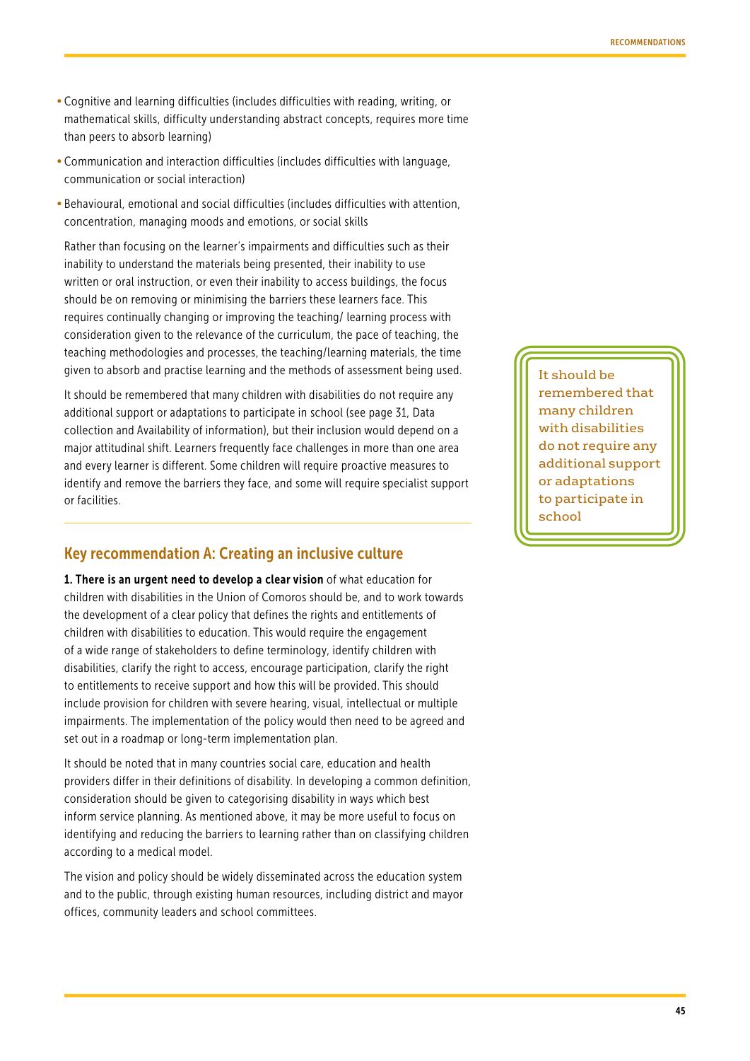- Cognitive and learning difficulties (includes difficulties with reading, writing, or mathematical skills, difficulty understanding abstract concepts, requires more time than peers to absorb learning)
- Communication and interaction difficulties (includes difficulties with language, communication or social interaction)
- Behavioural, emotional and social difficulties (includes difficulties with attention, concentration, managing moods and emotions, or social skills

Rather than focusing on the learner's impairments and difficulties such as their inability to understand the materials being presented, their inability to use written or oral instruction, or even their inability to access buildings, the focus should be on removing or minimising the barriers these learners face. This requires continually changing or improving the teaching/ learning process with consideration given to the relevance of the curriculum, the pace of teaching, the teaching methodologies and processes, the teaching/learning materials, the time given to absorb and practise learning and the methods of assessment being used.

It should be remembered that many children with disabilities do not require any additional support or adaptations to participate in school (see page 31, Data collection and Availability of information), but their inclusion would depend on a major attitudinal shift. Learners frequently face challenges in more than one area and every learner is different. Some children will require proactive measures to identify and remove the barriers they face, and some will require specialist support or facilities.

> It should be remembered that many children with disabilities do not require any additional support or adaptations to participate in school

## Key recommendation A: Creating an inclusive culture

**1. There is an urgent need to develop a clear vision** of what education for children with disabilities in the Union of Comoros should be, and to work towards the development of a clear policy that defines the rights and entitlements of children with disabilities to education. This would require the engagement of a wide range of stakeholders to define terminology, identify children with disabilities, clarify the right to access, encourage participation, clarify the right to entitlements to receive support and how this will be provided. This should include provision for children with severe hearing, visual, intellectual or multiple impairments. The implementation of the policy would then need to be agreed and set out in a roadmap or long-term implementation plan.

It should be noted that in many countries social care, education and health providers differ in their definitions of disability. In developing a common definition, consideration should be given to categorising disability in ways which best inform service planning. As mentioned above, it may be more useful to focus on identifying and reducing the barriers to learning rather than on classifying children according to a medical model.

The vision and policy should be widely disseminated across the education system and to the public, through existing human resources, including district and mayor offices, community leaders and school committees.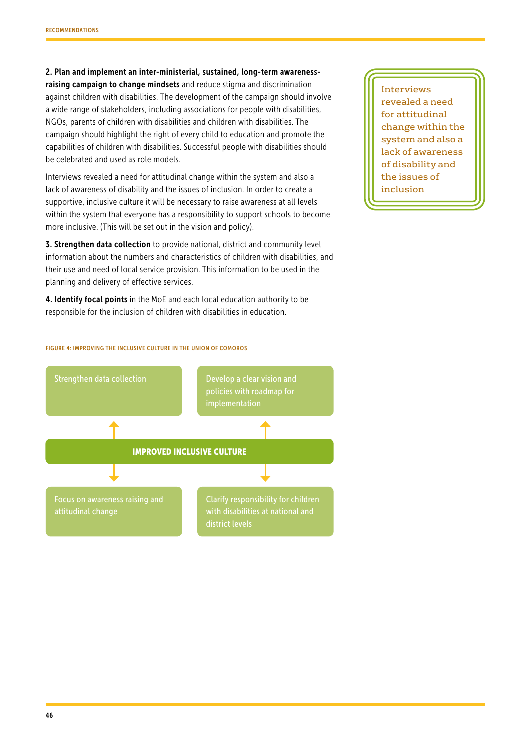**2. Plan and implement an inter-ministerial, sustained, long-term awareness-raising campaign to change mindsets** and reduce stigma and discrimination against children with disabilities. The development of the campaign should involve a wide range of stakeholders, including associations for people with disabilities, NGOs, parents of children with disabilities and children with disabilities. The campaign should highlight the right of every child to education and promote the capabilities of children with disabilities. Successful people with disabilities should be celebrated and used as role models.

Interviews revealed a need for attitudinal change within the system and also a lack of awareness of disability and the issues of inclusion. In order to create a supportive, inclusive culture it will be necessary to raise awareness at all levels within the system that everyone has a responsibility to support schools to become more inclusive. (This will be set out in the vision and policy).

> Interviews revealed a need for attitudinal change within the system and also a lack of awareness of disability and the issues of inclusion

**3. Strengthen data collection** to provide national, district and community level information about the numbers and characteristics of children with disabilities, and their use and need of local service provision. This information to be used in the planning and delivery of effective services.

**4. Identify focal points** in the MoE and each local education authority to be responsible for the inclusion of children with disabilities in education.

FIGURE 4: IMPROVING THE INCLUSIVE CULTURE IN THE UNION OF COMOROS

**IMPROVED INCLUSIVE CULTURE**

- Strengthen data collection
- Develop a clear vision and policies with roadmap for implementation
- Focus on awareness raising and attitudinal change
- Clarify responsibility for children with disabilities at national and district levels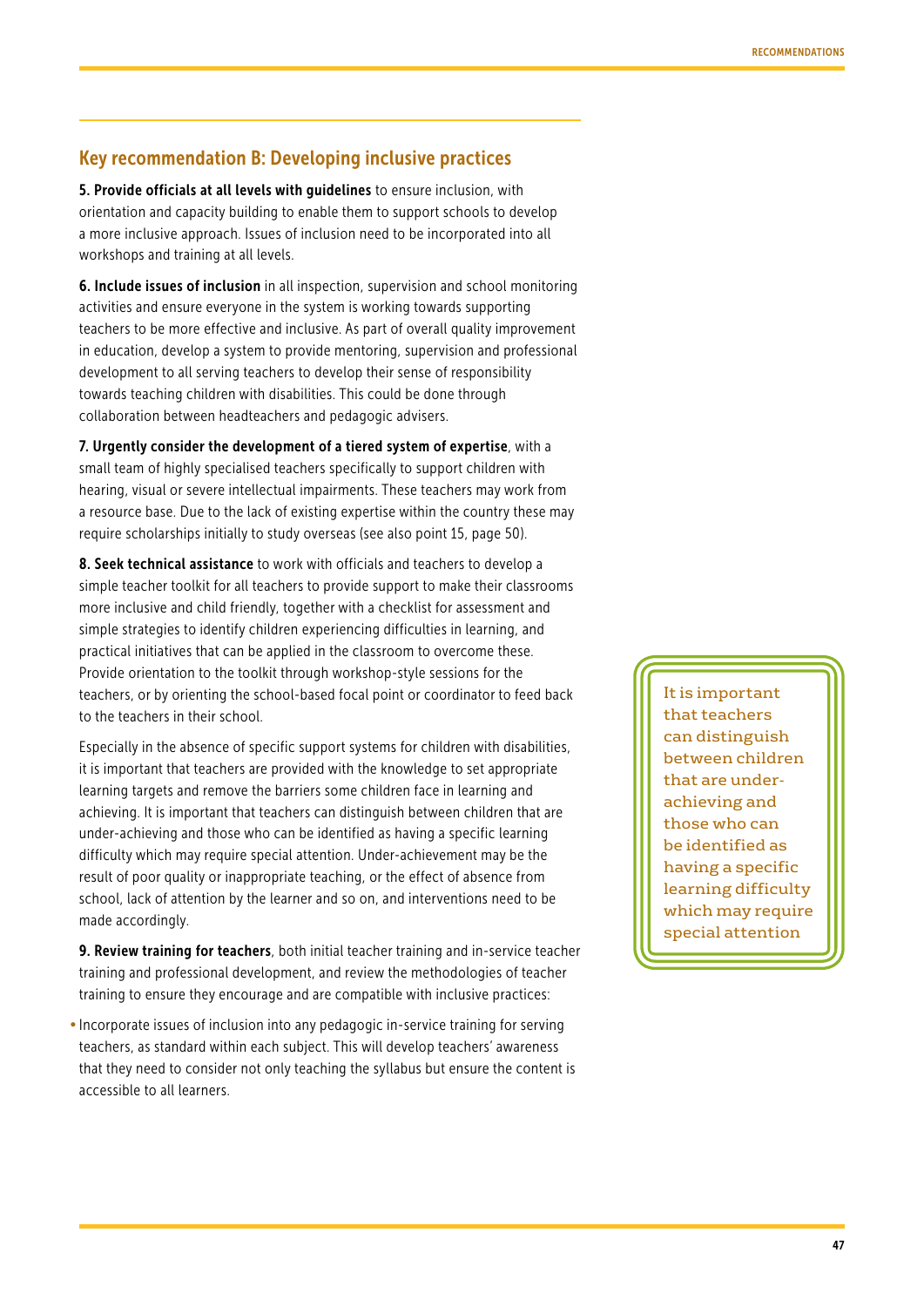## Key recommendation B: Developing inclusive practices

**5. Provide officials at all levels with guidelines** to ensure inclusion, with orientation and capacity building to enable them to support schools to develop a more inclusive approach. Issues of inclusion need to be incorporated into all workshops and training at all levels.

**6. Include issues of inclusion** in all inspection, supervision and school monitoring activities and ensure everyone in the system is working towards supporting teachers to be more effective and inclusive. As part of overall quality improvement in education, develop a system to provide mentoring, supervision and professional development to all serving teachers to develop their sense of responsibility towards teaching children with disabilities. This could be done through collaboration between headteachers and pedagogic advisers.

**7. Urgently consider the development of a tiered system of expertise**, with a small team of highly specialised teachers specifically to support children with hearing, visual or severe intellectual impairments. These teachers may work from a resource base. Due to the lack of existing expertise within the country these may require scholarships initially to study overseas (see also point 15, page 50).

**8. Seek technical assistance** to work with officials and teachers to develop a simple teacher toolkit for all teachers to provide support to make their classrooms more inclusive and child friendly, together with a checklist for assessment and simple strategies to identify children experiencing difficulties in learning, and practical initiatives that can be applied in the classroom to overcome these. Provide orientation to the toolkit through workshop-style sessions for the teachers, or by orienting the school-based focal point or coordinator to feed back to the teachers in their school.

Especially in the absence of specific support systems for children with disabilities, it is important that teachers are provided with the knowledge to set appropriate learning targets and remove the barriers some children face in learning and achieving. It is important that teachers can distinguish between children that are under-achieving and those who can be identified as having a specific learning difficulty which may require special attention. Under-achievement may be the result of poor quality or inappropriate teaching, or the effect of absence from school, lack of attention by the learner and so on, and interventions need to be made accordingly.

> It is important that teachers can distinguish between children that are under-achieving and those who can be identified as having a specific learning difficulty which may require special attention

**9. Review training for teachers**, both initial teacher training and in-service teacher training and professional development, and review the methodologies of teacher training to ensure they encourage and are compatible with inclusive practices:

- Incorporate issues of inclusion into any pedagogic in-service training for serving teachers, as standard within each subject. This will develop teachers' awareness that they need to consider not only teaching the syllabus but ensure the content is accessible to all learners.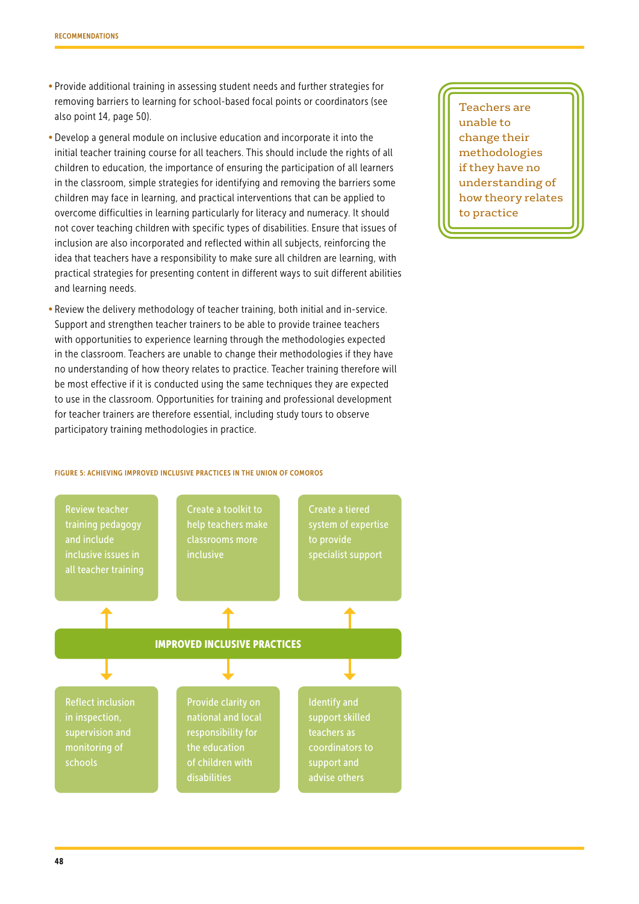- Provide additional training in assessing student needs and further strategies for removing barriers to learning for school-based focal points or coordinators (see also point 14, page 50).
- Develop a general module on inclusive education and incorporate it into the initial teacher training course for all teachers. This should include the rights of all children to education, the importance of ensuring the participation of all learners in the classroom, simple strategies for identifying and removing the barriers some children may face in learning, and practical interventions that can be applied to overcome difficulties in learning particularly for literacy and numeracy. It should not cover teaching children with specific types of disabilities. Ensure that issues of inclusion are also incorporated and reflected within all subjects, reinforcing the idea that teachers have a responsibility to make sure all children are learning, with practical strategies for presenting content in different ways to suit different abilities and learning needs.
- Review the delivery methodology of teacher training, both initial and in-service. Support and strengthen teacher trainers to be able to provide trainee teachers with opportunities to experience learning through the methodologies expected in the classroom. Teachers are unable to change their methodologies if they have no understanding of how theory relates to practice. Teacher training therefore will be most effective if it is conducted using the same techniques they are expected to use in the classroom. Opportunities for training and professional development for teacher trainers are therefore essential, including study tours to observe participatory training methodologies in practice.

> Teachers are unable to change their methodologies if they have no understanding of how theory relates to practice

**FIGURE 5: ACHIEVING IMPROVED INCLUSIVE PRACTICES IN THE UNION OF COMOROS**

| Review teacher training pedagogy and include inclusive issues in all teacher training | Create a toolkit to help teachers make classrooms more inclusive | Create a tiered system of expertise to provide specialist support |
|---|---|---|
| ↑ | ↑ | ↑ |
| | **IMPROVED INCLUSIVE PRACTICES** | |
| ↓ | ↓ | ↓ |
| Reflect inclusion in inspection, supervision and monitoring of schools | Provide clarity on national and local responsibility for the education of children with disabilities | Identify and support skilled teachers as coordinators to support and advise others |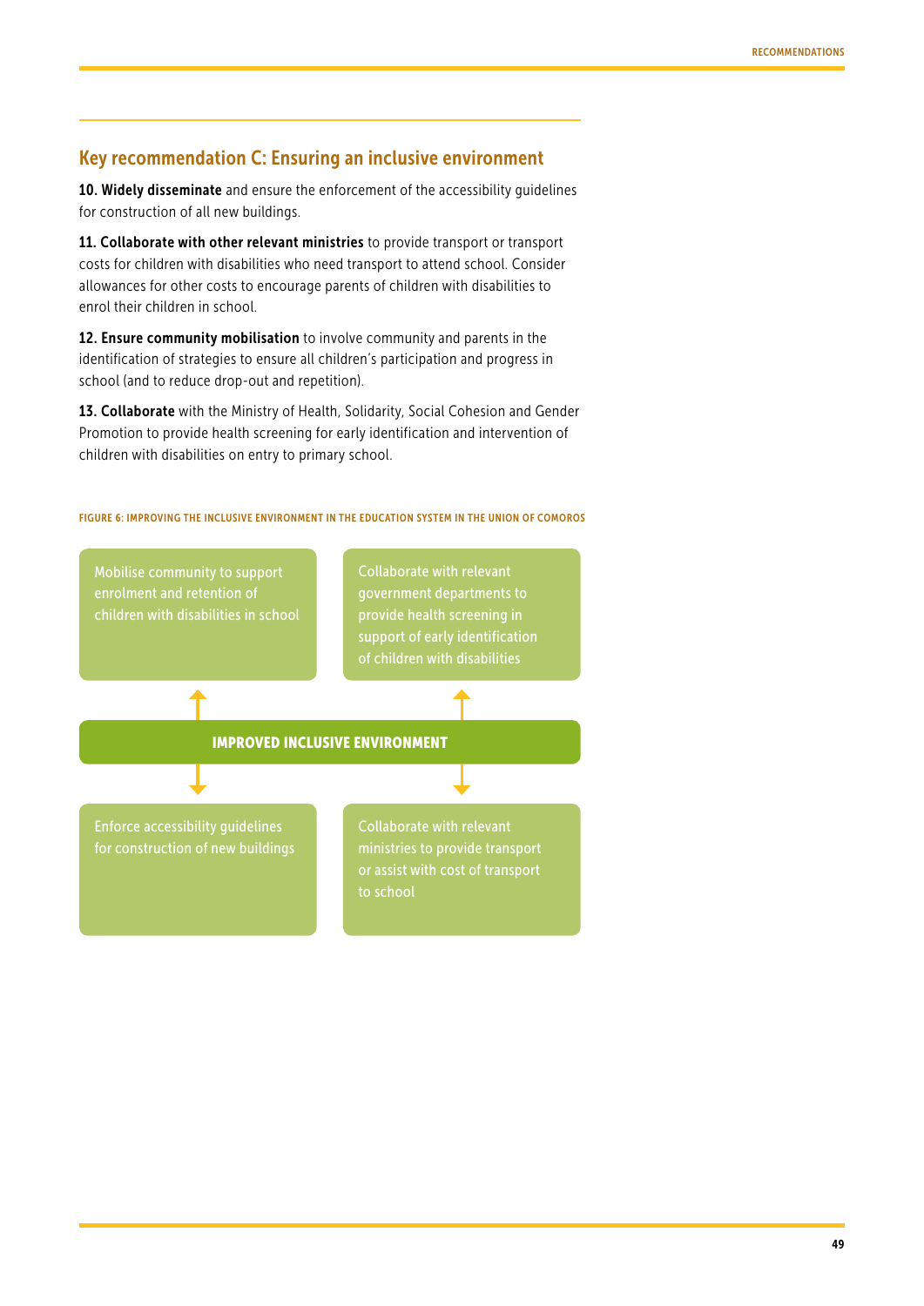## Key recommendation C: Ensuring an inclusive environment

**10. Widely disseminate** and ensure the enforcement of the accessibility guidelines for construction of all new buildings.

**11. Collaborate with other relevant ministries** to provide transport or transport costs for children with disabilities who need transport to attend school. Consider allowances for other costs to encourage parents of children with disabilities to enrol their children in school.

**12. Ensure community mobilisation** to involve community and parents in the identification of strategies to ensure all children's participation and progress in school (and to reduce drop-out and repetition).

**13. Collaborate** with the Ministry of Health, Solidarity, Social Cohesion and Gender Promotion to provide health screening for early identification and intervention of children with disabilities on entry to primary school.

FIGURE 6: IMPROVING THE INCLUSIVE ENVIRONMENT IN THE EDUCATION SYSTEM IN THE UNION OF COMOROS

Mobilise community to support enrolment and retention of children with disabilities in school

Collaborate with relevant government departments to provide health screening in support of early identification of children with disabilities

**IMPROVED INCLUSIVE ENVIRONMENT**

Enforce accessibility guidelines for construction of new buildings

Collaborate with relevant ministries to provide transport or assist with cost of transport to school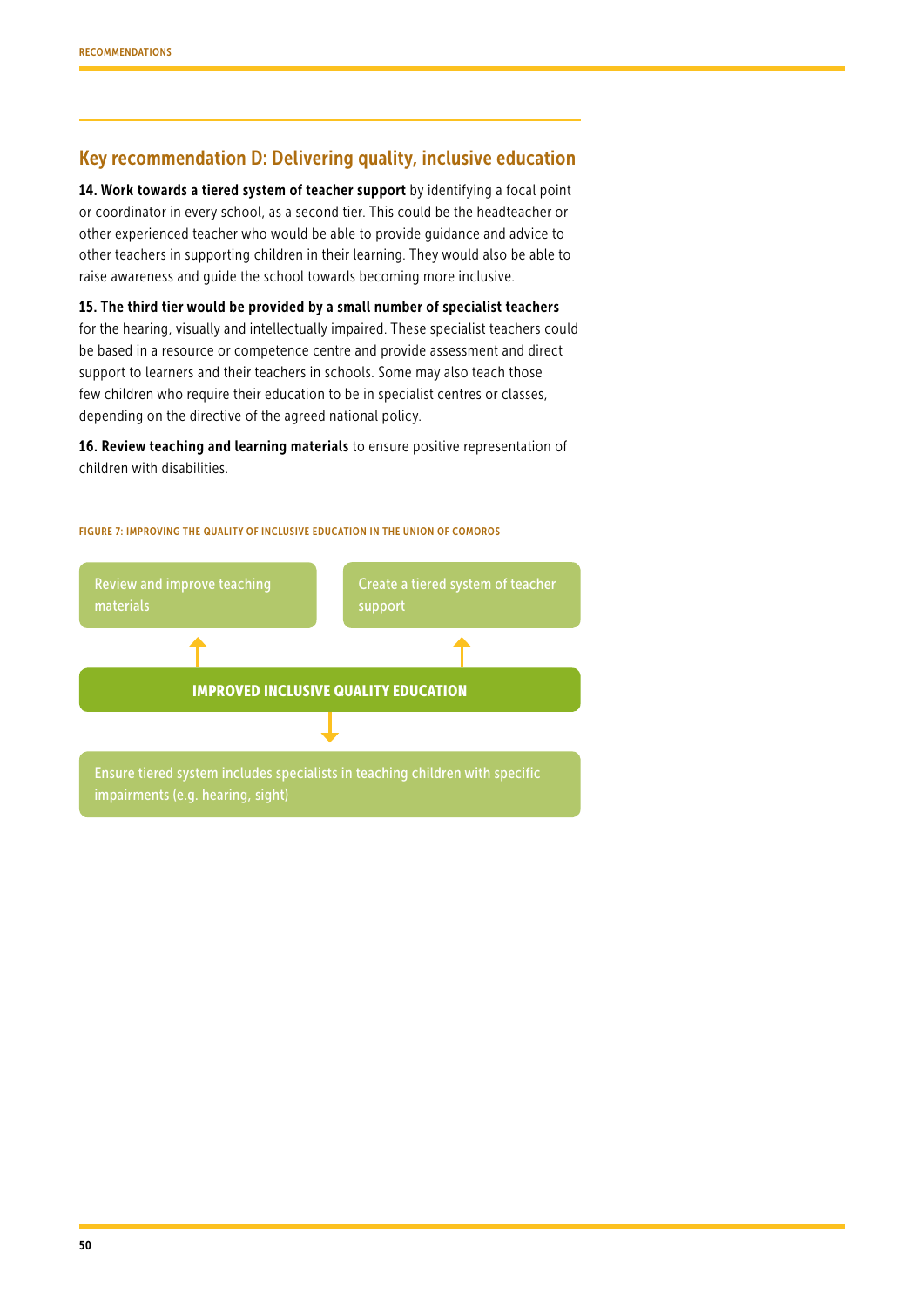## Key recommendation D: Delivering quality, inclusive education

**14. Work towards a tiered system of teacher support** by identifying a focal point or coordinator in every school, as a second tier. This could be the headteacher or other experienced teacher who would be able to provide guidance and advice to other teachers in supporting children in their learning. They would also be able to raise awareness and guide the school towards becoming more inclusive.

**15. The third tier would be provided by a small number of specialist teachers** for the hearing, visually and intellectually impaired. These specialist teachers could be based in a resource or competence centre and provide assessment and direct support to learners and their teachers in schools. Some may also teach those few children who require their education to be in specialist centres or classes, depending on the directive of the agreed national policy.

**16. Review teaching and learning materials** to ensure positive representation of children with disabilities.

FIGURE 7: IMPROVING THE QUALITY OF INCLUSIVE EDUCATION IN THE UNION OF COMOROS

Review and improve teaching materials

Create a tiered system of teacher support

**IMPROVED INCLUSIVE QUALITY EDUCATION**

Ensure tiered system includes specialists in teaching children with specific impairments (e.g. hearing, sight)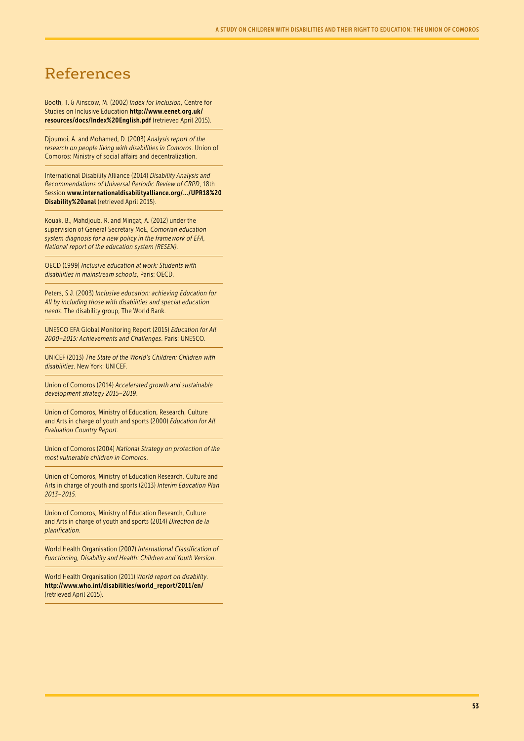# References

Booth, T. & Ainscow, M. (2002) *Index for Inclusion*, Centre for Studies on Inclusive Education **http://www.eenet.org.uk/resources/docs/Index%20English.pdf** (retrieved April 2015).

Djoumoi, A. and Mohamed, D. (2003) *Analysis report of the research on people living with disabilities in Comoros*. Union of Comoros: Ministry of social affairs and decentralization.

International Disability Alliance (2014) *Disability Analysis and Recommendations of Universal Periodic Review of CRPD*, 18th Session **www.internationaldisabilityalliance.org/.../UPR18%20Disability%20anal** (retrieved April 2015).

Kouak, B., Mahdjoub, R. and Mingat, A. (2012) under the supervision of General Secretary MoE, *Comorian education system diagnosis for a new policy in the framework of EFA, National report of the education system (RESEN)*.

OECD (1999) *Inclusive education at work: Students with disabilities in mainstream schools*, Paris: OECD.

Peters, S.J. (2003) *Inclusive education: achieving Education for All by including those with disabilities and special education needs*. The disability group, The World Bank.

UNESCO EFA Global Monitoring Report (2015) *Education for All 2000–2015: Achievements and Challenges*. Paris: UNESCO.

UNICEF (2013) *The State of the World's Children: Children with disabilities*. New York: UNICEF.

Union of Comoros (2014) *Accelerated growth and sustainable development strategy 2015–2019*.

Union of Comoros, Ministry of Education, Research, Culture and Arts in charge of youth and sports (2000) *Education for All Evaluation Country Report*.

Union of Comoros (2004) *National Strategy on protection of the most vulnerable children in Comoros*.

Union of Comoros, Ministry of Education Research, Culture and Arts in charge of youth and sports (2013) *Interim Education Plan 2013–2015*.

Union of Comoros, Ministry of Education Research, Culture and Arts in charge of youth and sports (2014) *Direction de la planification*.

World Health Organisation (2007) *International Classification of Functioning, Disability and Health: Children and Youth Version*.

World Health Organisation (2011) *World report on disability*. **http://www.who.int/disabilities/world_report/2011/en/** (retrieved April 2015).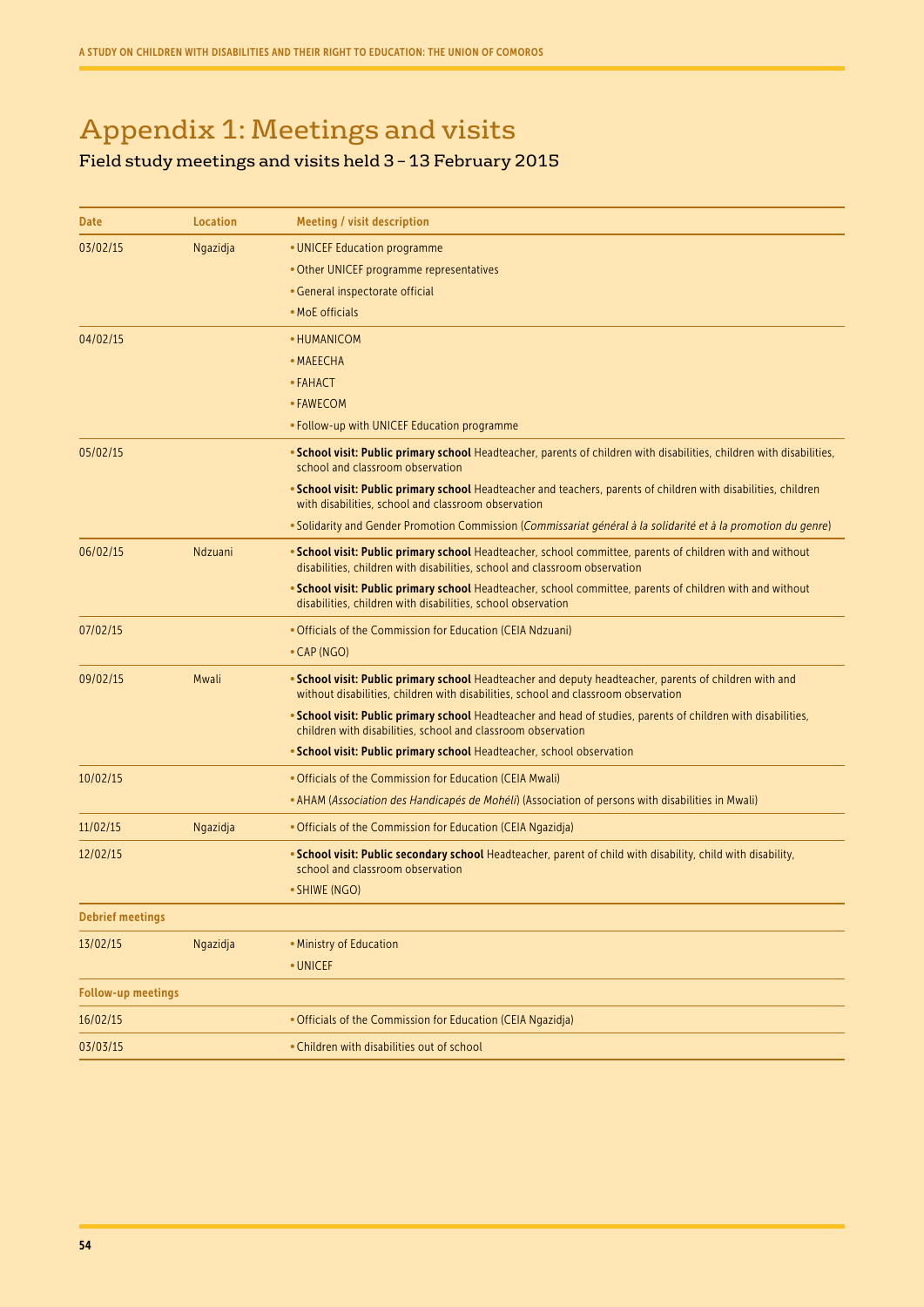# Appendix 1: Meetings and visits

## Field study meetings and visits held 3 – 13 February 2015

| Date | Location | Meeting / visit description |
|---|---|---|
| 03/02/15 | Ngazidja | • UNICEF Education programme<br>• Other UNICEF programme representatives<br>• General inspectorate official<br>• MoE officials |
| 04/02/15 | | • HUMANICOM<br>• MAEECHA<br>• FAHACT<br>• FAWECOM<br>• Follow-up with UNICEF Education programme |
| 05/02/15 | | • **School visit: Public primary school** Headteacher, parents of children with disabilities, children with disabilities, school and classroom observation<br>• **School visit: Public primary school** Headteacher and teachers, parents of children with disabilities, children with disabilities, school and classroom observation<br>• Solidarity and Gender Promotion Commission (*Commissariat général à la solidarité et à la promotion du genre*) |
| 06/02/15 | Ndzuani | • **School visit: Public primary school** Headteacher, school committee, parents of children with and without disabilities, children with disabilities, school and classroom observation<br>• **School visit: Public primary school** Headteacher, school committee, parents of children with and without disabilities, children with disabilities, school observation |
| 07/02/15 | | • Officials of the Commission for Education (CEIA Ndzuani)<br>• CAP (NGO) |
| 09/02/15 | Mwali | • **School visit: Public primary school** Headteacher and deputy headteacher, parents of children with and without disabilities, children with disabilities, school and classroom observation<br>• **School visit: Public primary school** Headteacher and head of studies, parents of children with disabilities, children with disabilities, school and classroom observation<br>• **School visit: Public primary school** Headteacher, school observation |
| 10/02/15 | | • Officials of the Commission for Education (CEIA Mwali)<br>• AHAM (*Association des Handicapés de Mohéli*) (Association of persons with disabilities in Mwali) |
| 11/02/15 | Ngazidja | • Officials of the Commission for Education (CEIA Ngazidja) |
| 12/02/15 | | • **School visit: Public secondary school** Headteacher, parent of child with disability, child with disability, school and classroom observation<br>• SHIWE (NGO) |
| **Debrief meetings** | | |
| 13/02/15 | Ngazidja | • Ministry of Education<br>• UNICEF |
| **Follow-up meetings** | | |
| 16/02/15 | | • Officials of the Commission for Education (CEIA Ngazidja) |
| 03/03/15 | | • Children with disabilities out of school |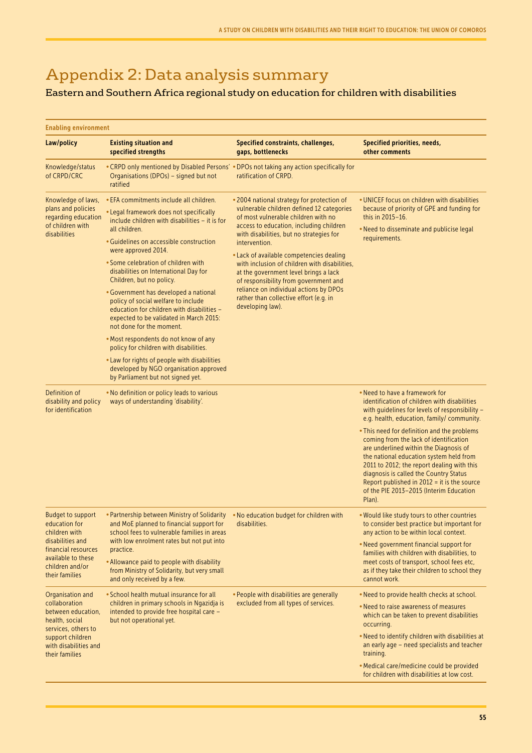# Appendix 2: Data analysis summary

## Eastern and Southern Africa regional study on education for children with disabilities

**Enabling environment**

| Law/policy | Existing situation and specified strengths | Specified constraints, challenges, gaps, bottlenecks | Specified priorities, needs, other comments |
|---|---|---|---|
| Knowledge/status of CRPD/CRC | • CRPD only mentioned by Disabled Persons' Organisations (DPOs) – signed but not ratified | • DPOs not taking any action specifically for ratification of CRPD. | |
| Knowledge of laws, plans and policies regarding education of children with disabilities | • EFA commitments include all children.<br>• Legal framework does not specifically include children with disabilities – it is for all children.<br>• Guidelines on accessible construction were approved 2014.<br>• Some celebration of children with disabilities on International Day for Children, but no policy.<br>• Government has developed a national policy of social welfare to include education for children with disabilities – expected to be validated in March 2015: not done for the moment.<br>• Most respondents do not know of any policy for children with disabilities.<br>• Law for rights of people with disabilities developed by NGO organisation approved by Parliament but not signed yet. | • 2004 national strategy for protection of vulnerable children defined 12 categories of most vulnerable children with no access to education, including children with disabilities, but no strategies for intervention.<br>• Lack of available competencies dealing with inclusion of children with disabilities, at the government level brings a lack of responsibility from government and reliance on individual actions by DPOs rather than collective effort (e.g. in developing law). | • UNICEF focus on children with disabilities because of priority of GPE and funding for this in 2015–16.<br>• Need to disseminate and publicise legal requirements. |
| Definition of disability and policy for identification | • No definition or policy leads to various ways of understanding 'disability'. | | • Need to have a framework for identification of children with disabilities with guidelines for levels of responsibility – e.g. health, education, family/ community.<br>• This need for definition and the problems coming from the lack of identification are underlined within the Diagnosis of the national education system held from 2011 to 2012; the report dealing with this diagnosis is called the Country Status Report published in 2012 = it is the source of the PIE 2013–2015 (Interim Education Plan). |
| Budget to support education for children with disabilities and financial resources available to these children and/or their families | • Partnership between Ministry of Solidarity and MoE planned to financial support for school fees to vulnerable families in areas with low enrolment rates but not put into practice.<br>• Allowance paid to people with disability from Ministry of Solidarity, but very small and only received by a few. | • No education budget for children with disabilities. | • Would like study tours to other countries to consider best practice but important for any action to be within local context.<br>• Need government financial support for families with children with disabilities, to meet costs of transport, school fees etc, as if they take their children to school they cannot work. |
| Organisation and collaboration between education, health, social services, others to support children with disabilities and their families | • School health mutual insurance for all children in primary schools in Ngazidja is intended to provide free hospital care – but not operational yet. | • People with disabilities are generally excluded from all types of services. | • Need to provide health checks at school.<br>• Need to raise awareness of measures which can be taken to prevent disabilities occurring.<br>• Need to identify children with disabilities at an early age – need specialists and teacher training.<br>• Medical care/medicine could be provided for children with disabilities at low cost. |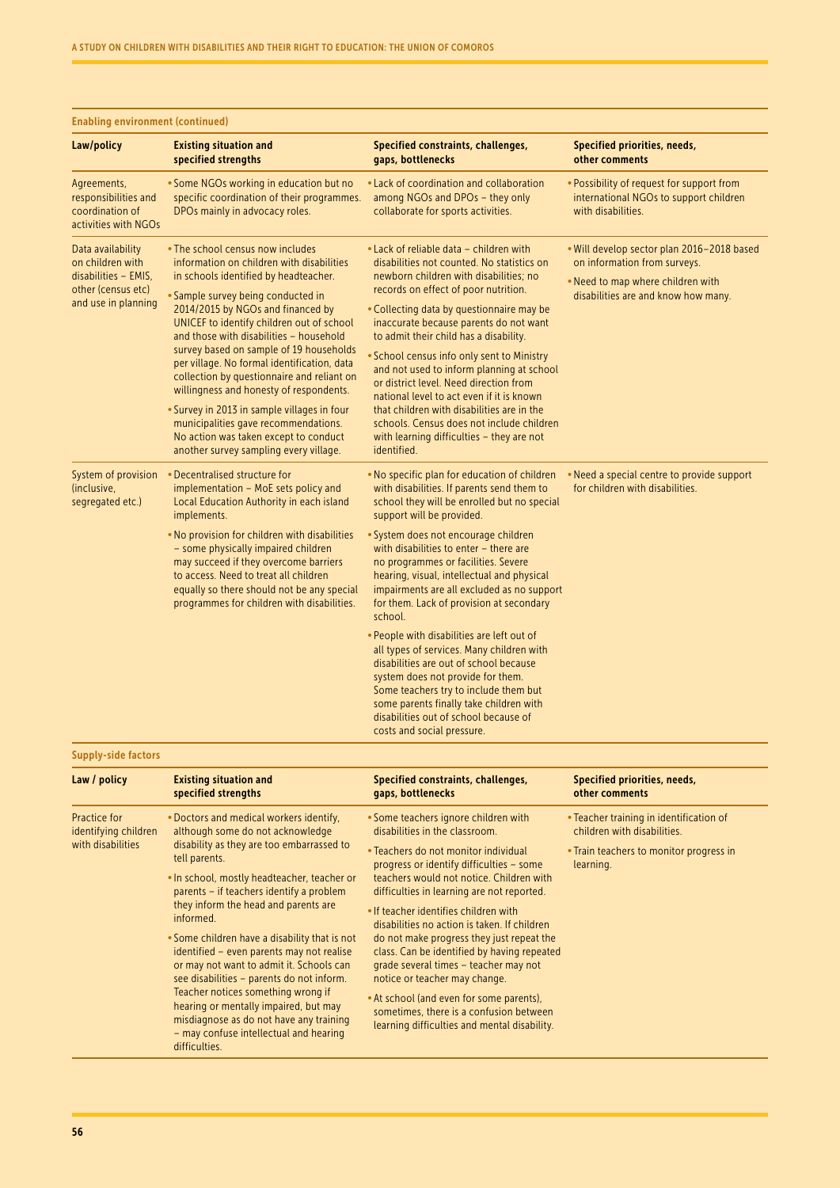**Enabling environment (continued)**

| Law/policy | Existing situation and specified strengths | Specified constraints, challenges, gaps, bottlenecks | Specified priorities, needs, other comments |
|---|---|---|---|
| Agreements, responsibilities and coordination of activities with NGOs | • Some NGOs working in education but no specific coordination of their programmes. DPOs mainly in advocacy roles. | • Lack of coordination and collaboration among NGOs and DPOs – they only collaborate for sports activities. | • Possibility of request for support from international NGOs to support children with disabilities. |
| Data availability on children with disabilities – EMIS, other (census etc) and use in planning | • The school census now includes information on children with disabilities in schools identified by headteacher.<br>• Sample survey being conducted in 2014/2015 by NGOs and financed by UNICEF to identify children out of school and those with disabilities – household survey based on sample of 19 households per village. No formal identification, data collection by questionnaire and reliant on willingness and honesty of respondents.<br>• Survey in 2013 in sample villages in four municipalities gave recommendations. No action was taken except to conduct another survey sampling every village. | • Lack of reliable data – children with disabilities not counted. No statistics on newborn children with disabilities; no records on effect of poor nutrition.<br>• Collecting data by questionnaire may be inaccurate because parents do not want to admit their child has a disability.<br>• School census info only sent to Ministry and not used to inform planning at school or district level. Need direction from national level to act even if it is known that children with disabilities are in the schools. Census does not include children with learning difficulties – they are not identified. | • Will develop sector plan 2016–2018 based on information from surveys.<br>• Need to map where children with disabilities are and know how many. |
| System of provision (inclusive, segregated etc.) | • Decentralised structure for implementation – MoE sets policy and Local Education Authority in each island implements.<br>• No provision for children with disabilities – some physically impaired children may succeed if they overcome barriers to access. Need to treat all children equally so there should not be any special programmes for children with disabilities. | • No specific plan for education of children with disabilities. If parents send them to school they will be enrolled but no special support will be provided.<br>• System does not encourage children with disabilities to enter – there are no programmes or facilities. Severe hearing, visual, intellectual and physical impairments are all excluded as no support for them. Lack of provision at secondary school.<br>• People with disabilities are left out of all types of services. Many children with disabilities are out of school because system does not provide for them. Some teachers try to include them but some parents finally take children with disabilities out of school because of costs and social pressure. | • Need a special centre to provide support for children with disabilities. |

**Supply-side factors**

| Law / policy | Existing situation and specified strengths | Specified constraints, challenges, gaps, bottlenecks | Specified priorities, needs, other comments |
|---|---|---|---|
| Practice for identifying children with disabilities | • Doctors and medical workers identify, although some do not acknowledge disability as they are too embarrassed to tell parents.<br>• In school, mostly headteacher, teacher or parents – if teachers identify a problem they inform the head and parents are informed.<br>• Some children have a disability that is not identified – even parents may not realise or may not want to admit it. Schools can see disabilities – parents do not inform. Teacher notices something wrong if hearing or mentally impaired, but may misdiagnose as do not have any training – may confuse intellectual and hearing difficulties. | • Some teachers ignore children with disabilities in the classroom.<br>• Teachers do not monitor individual progress or identify difficulties – some teachers would not notice. Children with difficulties in learning are not reported.<br>• If teacher identifies children with disabilities no action is taken. If children do not make progress they just repeat the class. Can be identified by having repeated grade several times – teacher may not notice or teacher may change.<br>• At school (and even for some parents), sometimes, there is a confusion between learning difficulties and mental disability. | • Teacher training in identification of children with disabilities.<br>• Train teachers to monitor progress in learning. |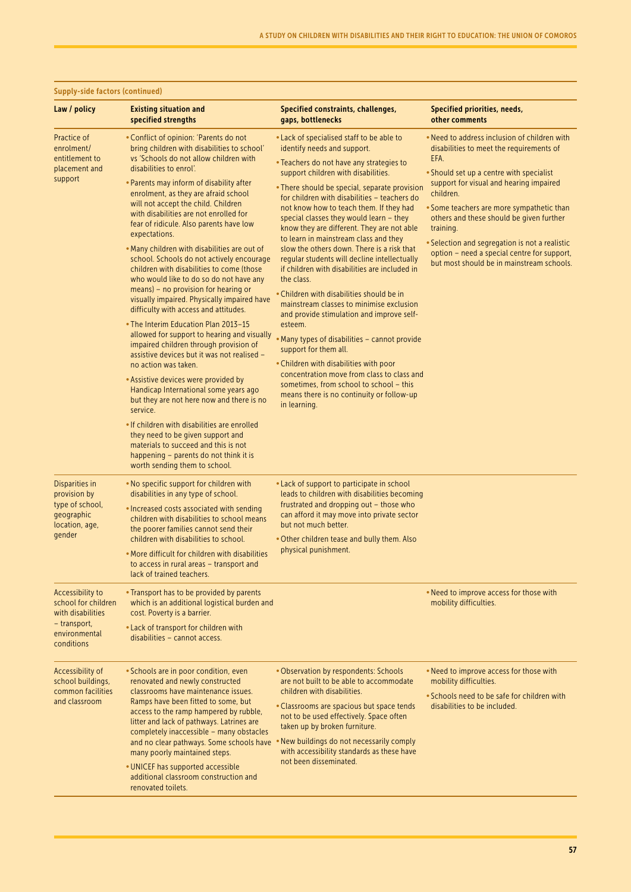**Supply-side factors (continued)**

| Law / policy | Existing situation and specified strengths | Specified constraints, challenges, gaps, bottlenecks | Specified priorities, needs, other comments |
|---|---|---|---|
| Practice of enrolment/ entitlement to placement and support | • Conflict of opinion: 'Parents do not bring children with disabilities to school' vs 'Schools do not allow children with disabilities to enrol'.<br>• Parents may inform of disability after enrolment, as they are afraid school will not accept the child. Children with disabilities are not enrolled for fear of ridicule. Also parents have low expectations.<br>• Many children with disabilities are out of school. Schools do not actively encourage children with disabilities to come (those who would like to do so do not have any means) – no provision for hearing or visually impaired. Physically impaired have difficulty with access and attitudes.<br>• The Interim Education Plan 2013–15 allowed for support to hearing and visually impaired children through provision of assistive devices but it was not realised – no action was taken.<br>• Assistive devices were provided by Handicap International some years ago but they are not here now and there is no service.<br>• If children with disabilities are enrolled they need to be given support and materials to succeed and this is not happening – parents do not think it is worth sending them to school. | • Lack of specialised staff to be able to identify needs and support.<br>• Teachers do not have any strategies to support children with disabilities.<br>• There should be special, separate provision for children with disabilities – teachers do not know how to teach them. If they had special classes they would learn – they know they are different. They are not able to learn in mainstream class and they slow the others down. There is a risk that regular students will decline intellectually if children with disabilities are included in the class.<br>• Children with disabilities should be in mainstream classes to minimise exclusion and provide stimulation and improve self-esteem.<br>• Many types of disabilities – cannot provide support for them all.<br>• Children with disabilities with poor concentration move from class to class and sometimes, from school to school – this means there is no continuity or follow-up in learning. | • Need to address inclusion of children with disabilities to meet the requirements of EFA.<br>• Should set up a centre with specialist support for visual and hearing impaired children.<br>• Some teachers are more sympathetic than others and these should be given further training.<br>• Selection and segregation is not a realistic option – need a special centre for support, but most should be in mainstream schools. |
| Disparities in provision by type of school, geographic location, age, gender | • No specific support for children with disabilities in any type of school.<br>• Increased costs associated with sending children with disabilities to school means the poorer families cannot send their children with disabilities to school.<br>• More difficult for children with disabilities to access in rural areas – transport and lack of trained teachers. | • Lack of support to participate in school leads to children with disabilities becoming frustrated and dropping out – those who can afford it may move into private sector but not much better.<br>• Other children tease and bully them. Also physical punishment. | |
| Accessibility to school for children with disabilities – transport, environmental conditions | • Transport has to be provided by parents which is an additional logistical burden and cost. Poverty is a barrier.<br>• Lack of transport for children with disabilities – cannot access. | | • Need to improve access for those with mobility difficulties. |
| Accessibility of school buildings, common facilities and classroom | • Schools are in poor condition, even renovated and newly constructed classrooms have maintenance issues. Ramps have been fitted to some, but access to the ramp hampered by rubble, litter and lack of pathways. Latrines are completely inaccessible – many obstacles and no clear pathways. Some schools have many poorly maintained steps.<br>• UNICEF has supported accessible additional classroom construction and renovated toilets. | • Observation by respondents: Schools are not built to be able to accommodate children with disabilities.<br>• Classrooms are spacious but space tends not to be used effectively. Space often taken up by broken furniture.<br>• New buildings do not necessarily comply with accessibility standards as these have not been disseminated. | • Need to improve access for those with mobility difficulties.<br>• Schools need to be safe for children with disabilities to be included. |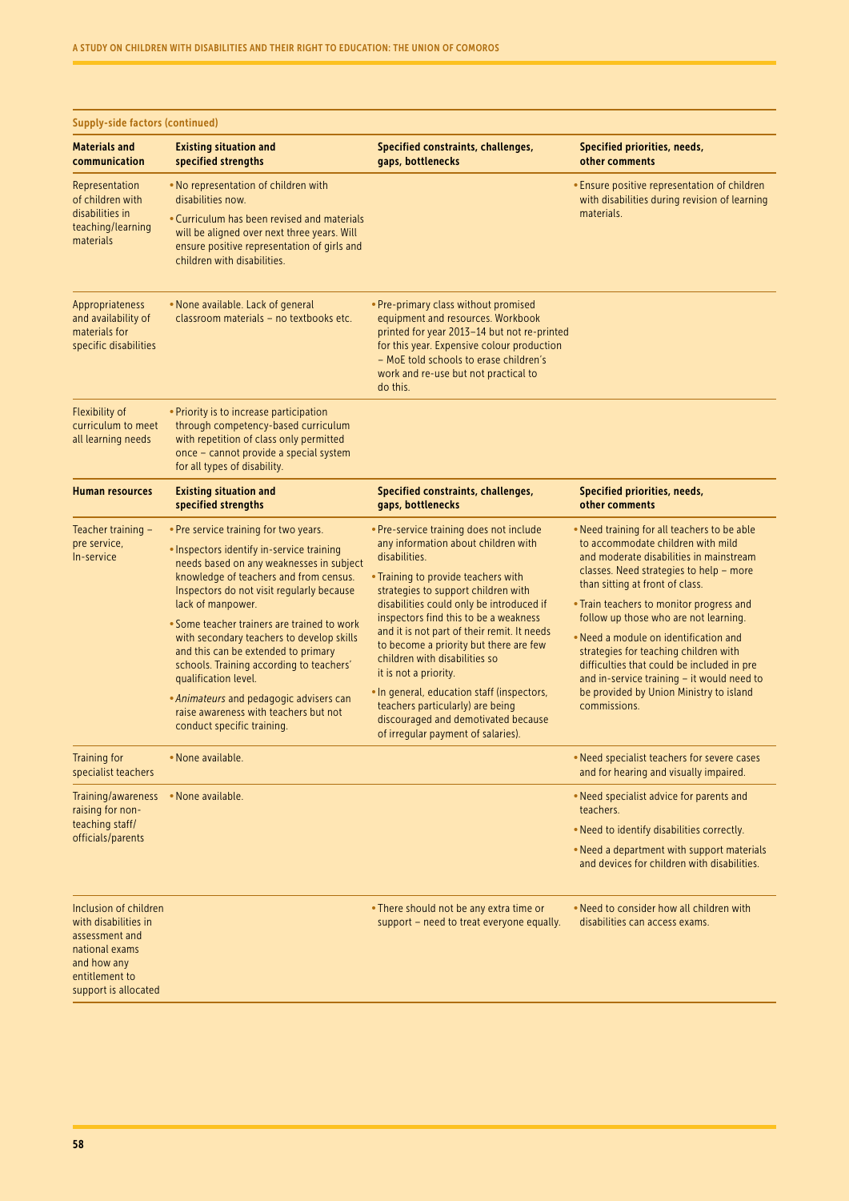**Supply-side factors (continued)**

| Materials and communication | Existing situation and specified strengths | Specified constraints, challenges, gaps, bottlenecks | Specified priorities, needs, other comments |
|---|---|---|---|
| Representation of children with disabilities in teaching/learning materials | • No representation of children with disabilities now.<br>• Curriculum has been revised and materials will be aligned over next three years. Will ensure positive representation of girls and children with disabilities. | | • Ensure positive representation of children with disabilities during revision of learning materials. |
| Appropriateness and availability of materials for specific disabilities | • None available. Lack of general classroom materials – no textbooks etc. | • Pre-primary class without promised equipment and resources. Workbook printed for year 2013–14 but not re-printed for this year. Expensive colour production – MoE told schools to erase children's work and re-use but not practical to do this. | |
| Flexibility of curriculum to meet all learning needs | • Priority is to increase participation through competency-based curriculum with repetition of class only permitted once – cannot provide a special system for all types of disability. | | |
| **Human resources** | **Existing situation and specified strengths** | **Specified constraints, challenges, gaps, bottlenecks** | **Specified priorities, needs, other comments** |
| Teacher training – pre service, In-service | • Pre service training for two years.<br>• Inspectors identify in-service training needs based on any weaknesses in subject knowledge of teachers and from census. Inspectors do not visit regularly because lack of manpower.<br>• Some teacher trainers are trained to work with secondary teachers to develop skills and this can be extended to primary schools. Training according to teachers' qualification level.<br>• *Animateurs* and pedagogic advisers can raise awareness with teachers but not conduct specific training. | • Pre-service training does not include any information about children with disabilities.<br>• Training to provide teachers with strategies to support children with disabilities could only be introduced if inspectors find this to be a weakness and it is not part of their remit. It needs to become a priority but there are few children with disabilities so it is not a priority.<br>• In general, education staff (inspectors, teachers particularly) are being discouraged and demotivated because of irregular payment of salaries). | • Need training for all teachers to be able to accommodate children with mild and moderate disabilities in mainstream classes. Need strategies to help – more than sitting at front of class.<br>• Train teachers to monitor progress and follow up those who are not learning.<br>• Need a module on identification and strategies for teaching children with difficulties that could be included in pre and in-service training – it would need to be provided by Union Ministry to island commissions. |
| Training for specialist teachers | • None available. | | • Need specialist teachers for severe cases and for hearing and visually impaired. |
| Training/awareness raising for non-teaching staff/ officials/parents | • None available. | | • Need specialist advice for parents and teachers.<br>• Need to identify disabilities correctly.<br>• Need a department with support materials and devices for children with disabilities. |
| Inclusion of children with disabilities in assessment and national exams and how any entitlement to support is allocated | | • There should not be any extra time or support – need to treat everyone equally. | • Need to consider how all children with disabilities can access exams. |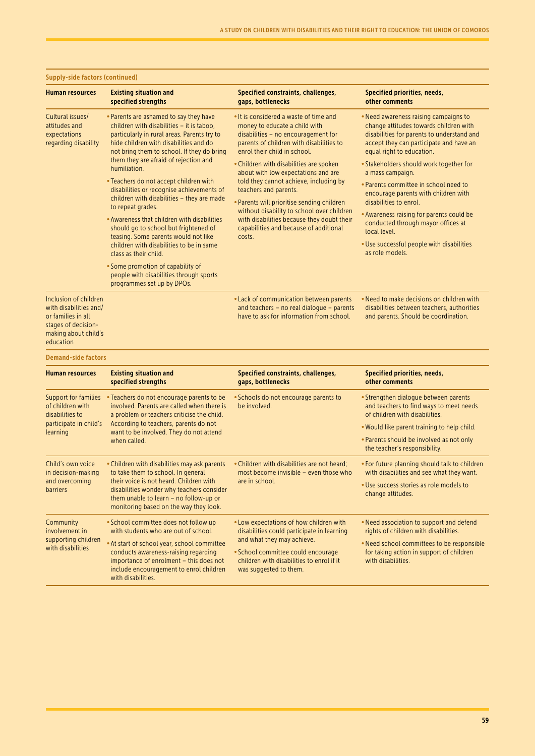**Supply-side factors (continued)**

| Human resources | Existing situation and specified strengths | Specified constraints, challenges, gaps, bottlenecks | Specified priorities, needs, other comments |
|---|---|---|---|
| Cultural issues/ attitudes and expectations regarding disability | • Parents are ashamed to say they have children with disabilities – it is taboo, particularly in rural areas. Parents try to hide children with disabilities and do not bring them to school. If they do bring them they are afraid of rejection and humiliation.<br>• Teachers do not accept children with disabilities or recognise achievements of children with disabilities – they are made to repeat grades.<br>• Awareness that children with disabilities should go to school but frightened of teasing. Some parents would not like children with disabilities to be in same class as their child.<br>• Some promotion of capability of people with disabilities through sports programmes set up by DPOs. | • It is considered a waste of time and money to educate a child with disabilities – no encouragement for parents of children with disabilities to enrol their child in school.<br>• Children with disabilities are spoken about with low expectations and are told they cannot achieve, including by teachers and parents.<br>• Parents will prioritise sending children without disability to school over children with disabilities because they doubt their capabilities and because of additional costs. | • Need awareness raising campaigns to change attitudes towards children with disabilities for parents to understand and accept they can participate and have an equal right to education.<br>• Stakeholders should work together for a mass campaign.<br>• Parents committee in school need to encourage parents with children with disabilities to enrol.<br>• Awareness raising for parents could be conducted through mayor offices at local level.<br>• Use successful people with disabilities as role models. |
| Inclusion of children with disabilities and/ or families in all stages of decision-making about child's education | | • Lack of communication between parents and teachers – no real dialogue – parents have to ask for information from school. | • Need to make decisions on children with disabilities between teachers, authorities and parents. Should be coordination. |

**Demand-side factors**

| Human resources | Existing situation and specified strengths | Specified constraints, challenges, gaps, bottlenecks | Specified priorities, needs, other comments |
|---|---|---|---|
| Support for families of children with disabilities to participate in child's learning | • Teachers do not encourage parents to be involved. Parents are called when there is a problem or teachers criticise the child. According to teachers, parents do not want to be involved. They do not attend when called. | • Schools do not encourage parents to be involved. | • Strengthen dialogue between parents and teachers to find ways to meet needs of children with disabilities.<br>• Would like parent training to help child.<br>• Parents should be involved as not only the teacher's responsibility. |
| Child's own voice in decision-making and overcoming barriers | • Children with disabilities may ask parents to take them to school. In general their voice is not heard. Children with disabilities wonder why teachers consider them unable to learn – no follow-up or monitoring based on the way they look. | • Children with disabilities are not heard; most become invisible – even those who are in school. | • For future planning should talk to children with disabilities and see what they want.<br>• Use success stories as role models to change attitudes. |
| Community involvement in supporting children with disabilities | • School committee does not follow up with students who are out of school.<br>• At start of school year, school committee conducts awareness-raising regarding importance of enrolment – this does not include encouragement to enrol children with disabilities. | • Low expectations of how children with disabilities could participate in learning and what they may achieve.<br>• School committee could encourage children with disabilities to enrol if it was suggested to them. | • Need association to support and defend rights of children with disabilities.<br>• Need school committees to be responsible for taking action in support of children with disabilities. |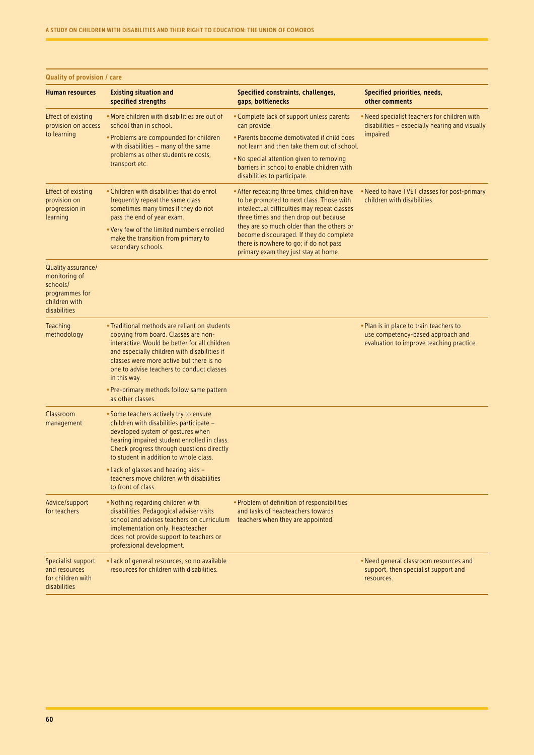**Quality of provision / care**

| Human resources | Existing situation and specified strengths | Specified constraints, challenges, gaps, bottlenecks | Specified priorities, needs, other comments |
|---|---|---|---|
| Effect of existing provision on access to learning | • More children with disabilities are out of school than in school.<br>• Problems are compounded for children with disabilities – many of the same problems as other students re costs, transport etc. | • Complete lack of support unless parents can provide.<br>• Parents become demotivated if child does not learn and then take them out of school.<br>• No special attention given to removing barriers in school to enable children with disabilities to participate. | • Need specialist teachers for children with disabilities – especially hearing and visually impaired. |
| Effect of existing provision on progression in learning | • Children with disabilities that do enrol frequently repeat the same class sometimes many times if they do not pass the end of year exam.<br>• Very few of the limited numbers enrolled make the transition from primary to secondary schools. | • After repeating three times, children have to be promoted to next class. Those with intellectual difficulties may repeat classes three times and then drop out because they are so much older than the others or become discouraged. If they do complete there is nowhere to go; if do not pass primary exam they just stay at home. | • Need to have TVET classes for post-primary children with disabilities. |
| Quality assurance/ monitoring of schools/ programmes for children with disabilities | | | |
| Teaching methodology | • Traditional methods are reliant on students copying from board. Classes are non-interactive. Would be better for all children and especially children with disabilities if classes were more active but there is no one to advise teachers to conduct classes in this way.<br>• Pre-primary methods follow same pattern as other classes. | | • Plan is in place to train teachers to use competency-based approach and evaluation to improve teaching practice. |
| Classroom management | • Some teachers actively try to ensure children with disabilities participate – developed system of gestures when hearing impaired student enrolled in class. Check progress through questions directly to student in addition to whole class.<br>• Lack of glasses and hearing aids – teachers move children with disabilities to front of class. | | |
| Advice/support for teachers | • Nothing regarding children with disabilities. Pedagogical adviser visits school and advises teachers on curriculum implementation only. Headteacher does not provide support to teachers or professional development. | • Problem of definition of responsibilities and tasks of headteachers towards teachers when they are appointed. | |
| Specialist support and resources for children with disabilities | • Lack of general resources, so no available resources for children with disabilities. | | • Need general classroom resources and support, then specialist support and resources. |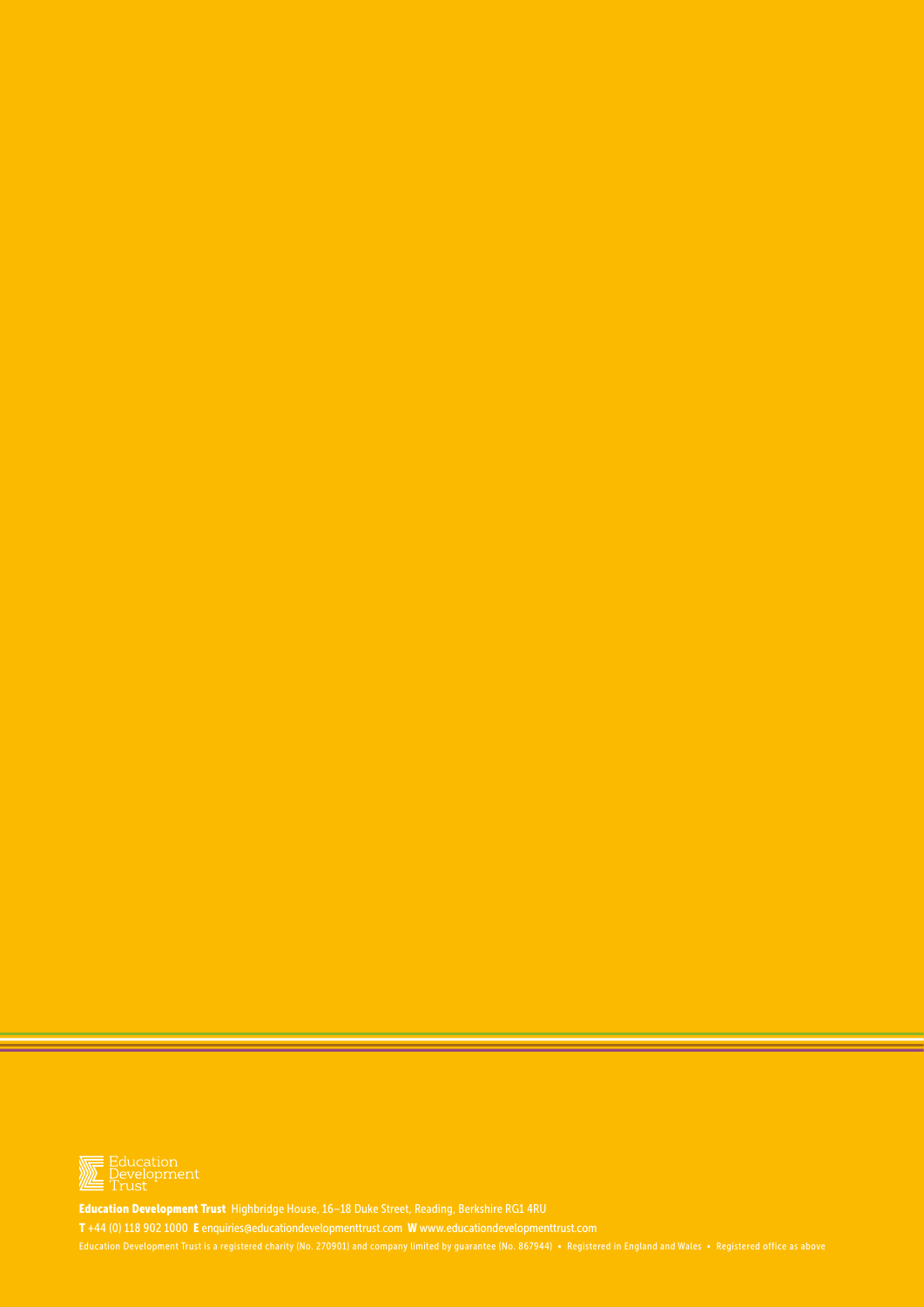Education Development Trust

**Education Development Trust** Highbridge House, 16–18 Duke Street, Reading, Berkshire RG1 4RU

**T** +44 (0) 118 902 1000 **E** enquiries@educationdevelopmenttrust.com **W** www.educationdevelopmenttrust.com

Education Development Trust is a registered charity (No. 270901) and company limited by guarantee (No. 867944) • Registered in England and Wales • Registered office as above